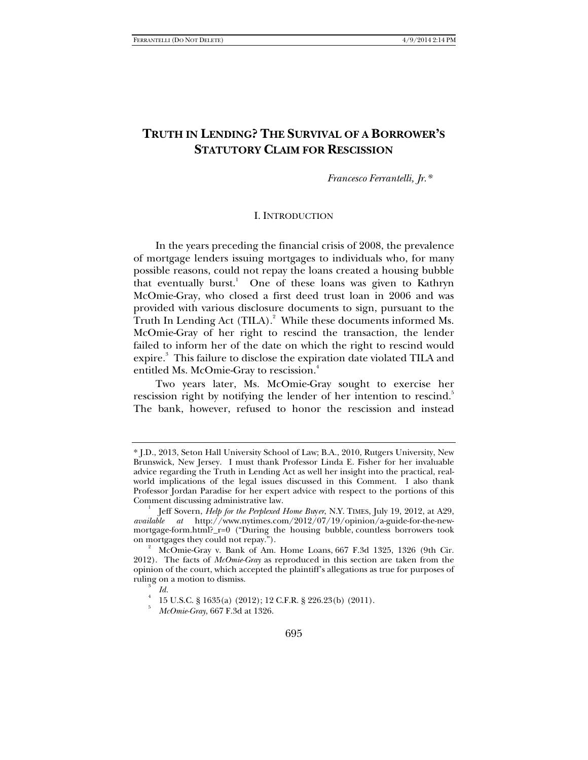# TRUTH IN LENDING? THE SURVIVAL OF A BORROWER'S STATUTORY CLAIM FOR RESCISSION

*Francesco Ferrantelli, Jr.\**

## I. INTRODUCTION

In the years preceding the financial crisis of 2008, the prevalence of mortgage lenders issuing mortgages to individuals who, for many possible reasons, could not repay the loans created a housing bubble that eventually burst.[1] One of these loans was given to Kathryn McOmie-Gray, who closed a first deed trust loan in 2006 and was provided with various disclosure documents to sign, pursuant to the Truth In Lending Act (TILA).[2] While these documents informed Ms. McOmie-Gray of her right to rescind the transaction, the lender failed to inform her of the date on which the right to rescind would expire.[3] This failure to disclose the expiration date violated TILA and entitled Ms. McOmie-Gray to rescission.[4]

Two years later, Ms. McOmie-Gray sought to exercise her rescission right by notifying the lender of her intention to rescind.[5] The bank, however, refused to honor the rescission and instead

---

\* J.D., 2013, Seton Hall University School of Law; B.A., 2010, Rutgers University, New Brunswick, New Jersey. I must thank Professor Linda E. Fisher for her invaluable advice regarding the Truth in Lending Act as well her insight into the practical, real-world implications of the legal issues discussed in this Comment. I also thank Professor Jordan Paradise for her expert advice with respect to the portions of this Comment discussing administrative law.

[1] Jeff Sovern, *Help for the Perplexed Home Buyer*, N.Y. TIMES, July 19, 2012, at A29, *available at* http://www.nytimes.com/2012/07/19/opinion/a-guide-for-the-new-mortgage-form.html?_r=0 ("During the housing bubble, countless borrowers took on mortgages they could not repay.").

[2] McOmie-Gray v. Bank of Am. Home Loans, 667 F.3d 1325, 1326 (9th Cir. 2012). The facts of *McOmie-Gray* as reproduced in this section are taken from the opinion of the court, which accepted the plaintiff's allegations as true for purposes of ruling on a motion to dismiss.

[3] *Id.*

[4] 15 U.S.C. § 1635(a) (2012); 12 C.F.R. § 226.23(b) (2011).

[5] *McOmie-Gray*, 667 F.3d at 1326.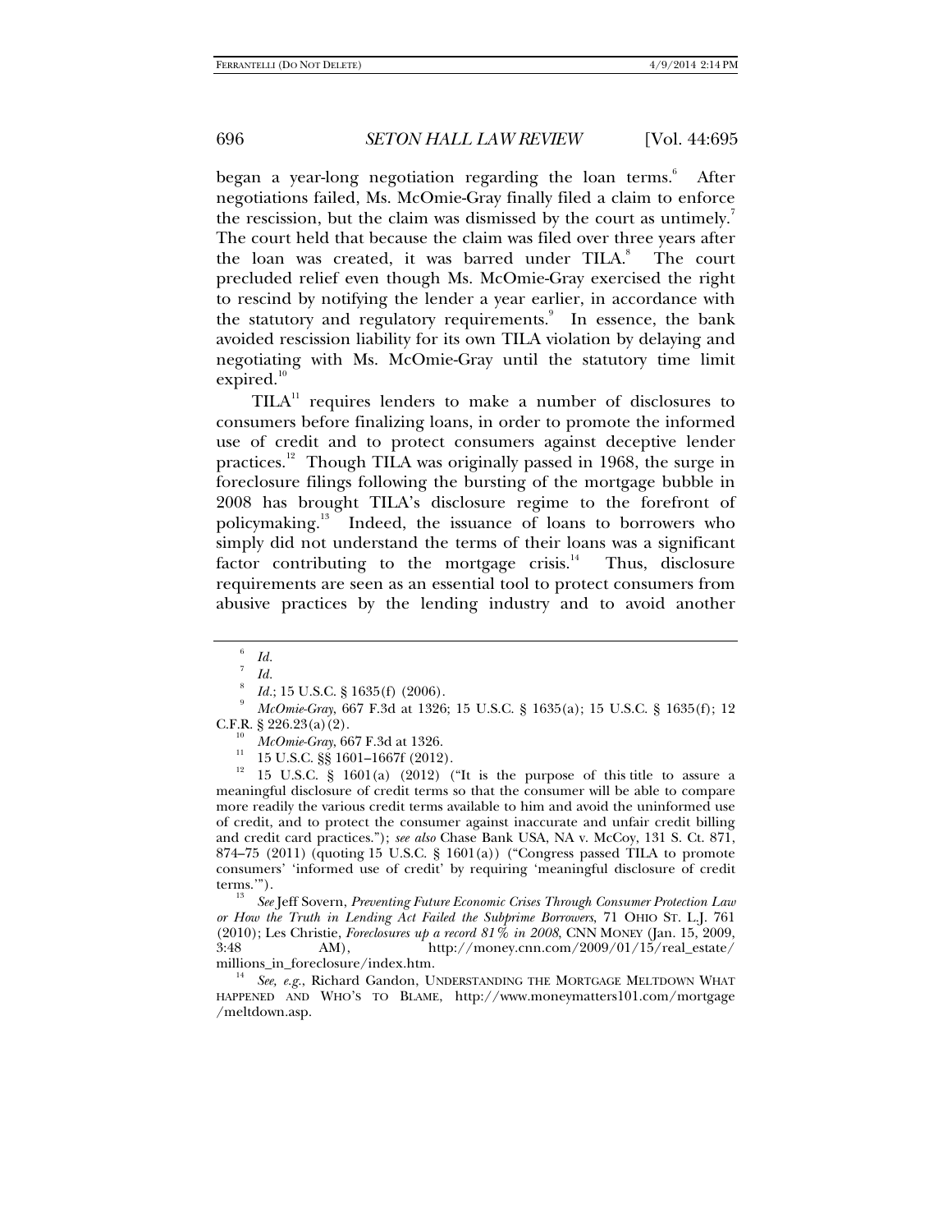began a year-long negotiation regarding the loan terms.[6] After negotiations failed, Ms. McOmie-Gray finally filed a claim to enforce the rescission, but the claim was dismissed by the court as untimely.[7] The court held that because the claim was filed over three years after the loan was created, it was barred under TILA.[8] The court precluded relief even though Ms. McOmie-Gray exercised the right to rescind by notifying the lender a year earlier, in accordance with the statutory and regulatory requirements.[9] In essence, the bank avoided rescission liability for its own TILA violation by delaying and negotiating with Ms. McOmie-Gray until the statutory time limit expired.[10]

TILA[11] requires lenders to make a number of disclosures to consumers before finalizing loans, in order to promote the informed use of credit and to protect consumers against deceptive lender practices.[12] Though TILA was originally passed in 1968, the surge in foreclosure filings following the bursting of the mortgage bubble in 2008 has brought TILA's disclosure regime to the forefront of policymaking.[13] Indeed, the issuance of loans to borrowers who simply did not understand the terms of their loans was a significant factor contributing to the mortgage crisis.[14] Thus, disclosure requirements are seen as an essential tool to protect consumers from abusive practices by the lending industry and to avoid another

---

[6] *Id.*

[7] *Id.*

[8] *Id.*; 15 U.S.C. § 1635(f) (2006).

[9] *McOmie-Gray*, 667 F.3d at 1326; 15 U.S.C. § 1635(a); 15 U.S.C. § 1635(f); 12 C.F.R. § 226.23(a)(2).

[10] *McOmie-Gray*, 667 F.3d at 1326.

[11] 15 U.S.C. §§ 1601–1667f (2012).

[12] 15 U.S.C. § 1601(a) (2012) ("It is the purpose of this title to assure a meaningful disclosure of credit terms so that the consumer will be able to compare more readily the various credit terms available to him and avoid the uninformed use of credit, and to protect the consumer against inaccurate and unfair credit billing and credit card practices."); *see also* Chase Bank USA, NA v. McCoy, 131 S. Ct. 871, 874–75 (2011) (quoting 15 U.S.C. § 1601(a)) ("Congress passed TILA to promote consumers' 'informed use of credit' by requiring 'meaningful disclosure of credit terms.'").

[13] *See* Jeff Sovern, *Preventing Future Economic Crises Through Consumer Protection Law or How the Truth in Lending Act Failed the Subprime Borrowers*, 71 OHIO ST. L.J. 761 (2010); Les Christie, *Foreclosures up a record 81% in 2008*, CNN MONEY (Jan. 15, 2009, 3:48 AM), http://money.cnn.com/2009/01/15/real_estate/millions_in_foreclosure/index.htm.

[14] *See, e.g.*, Richard Gandon, UNDERSTANDING THE MORTGAGE MELTDOWN WHAT HAPPENED AND WHO'S TO BLAME, http://www.moneymatters101.com/mortgage/meltdown.asp.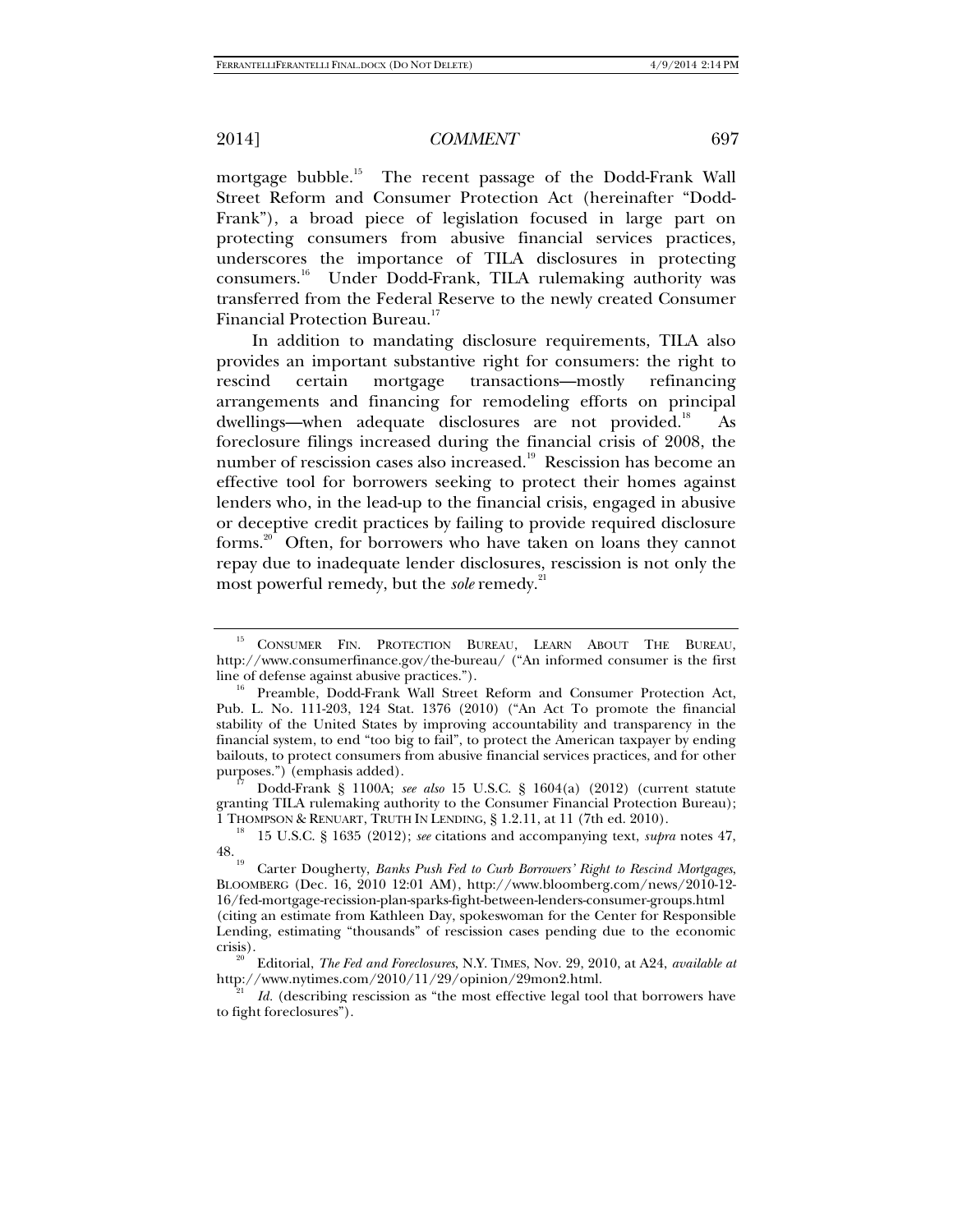mortgage bubble.[15] The recent passage of the Dodd-Frank Wall Street Reform and Consumer Protection Act (hereinafter "Dodd-Frank"), a broad piece of legislation focused in large part on protecting consumers from abusive financial services practices, underscores the importance of TILA disclosures in protecting consumers.[16] Under Dodd-Frank, TILA rulemaking authority was transferred from the Federal Reserve to the newly created Consumer Financial Protection Bureau.[17]

In addition to mandating disclosure requirements, TILA also provides an important substantive right for consumers: the right to rescind certain mortgage transactions—mostly refinancing arrangements and financing for remodeling efforts on principal dwellings—when adequate disclosures are not provided.[18] As foreclosure filings increased during the financial crisis of 2008, the number of rescission cases also increased.[19] Rescission has become an effective tool for borrowers seeking to protect their homes against lenders who, in the lead-up to the financial crisis, engaged in abusive or deceptive credit practices by failing to provide required disclosure forms.[20] Often, for borrowers who have taken on loans they cannot repay due to inadequate lender disclosures, rescission is not only the most powerful remedy, but the *sole* remedy.[21]

---

[15] CONSUMER FIN. PROTECTION BUREAU, LEARN ABOUT THE BUREAU, http://www.consumerfinance.gov/the-bureau/ ("An informed consumer is the first line of defense against abusive practices.").

[16] Preamble, Dodd-Frank Wall Street Reform and Consumer Protection Act, Pub. L. No. 111-203, 124 Stat. 1376 (2010) ("An Act To promote the financial stability of the United States by improving accountability and transparency in the financial system, to end "too big to fail", to protect the American taxpayer by ending bailouts, to protect consumers from abusive financial services practices, and for other purposes.") (emphasis added).

[17] Dodd-Frank § 1100A; *see also* 15 U.S.C. § 1604(a) (2012) (current statute granting TILA rulemaking authority to the Consumer Financial Protection Bureau); 1 THOMPSON & RENUART, TRUTH IN LENDING, § 1.2.11, at 11 (7th ed. 2010).

[18] 15 U.S.C. § 1635 (2012); *see* citations and accompanying text, *supra* notes 47, 48.

[19] Carter Dougherty, *Banks Push Fed to Curb Borrowers' Right to Rescind Mortgages*, BLOOMBERG (Dec. 16, 2010 12:01 AM), http://www.bloomberg.com/news/2010-12-16/fed-mortgage-recission-plan-sparks-fight-between-lenders-consumer-groups.html (citing an estimate from Kathleen Day, spokeswoman for the Center for Responsible Lending, estimating "thousands" of rescission cases pending due to the economic crisis).

[20] Editorial, *The Fed and Foreclosures*, N.Y. TIMES, Nov. 29, 2010, at A24, *available at* http://www.nytimes.com/2010/11/29/opinion/29mon2.html.

[21] *Id.* (describing rescission as "the most effective legal tool that borrowers have to fight foreclosures").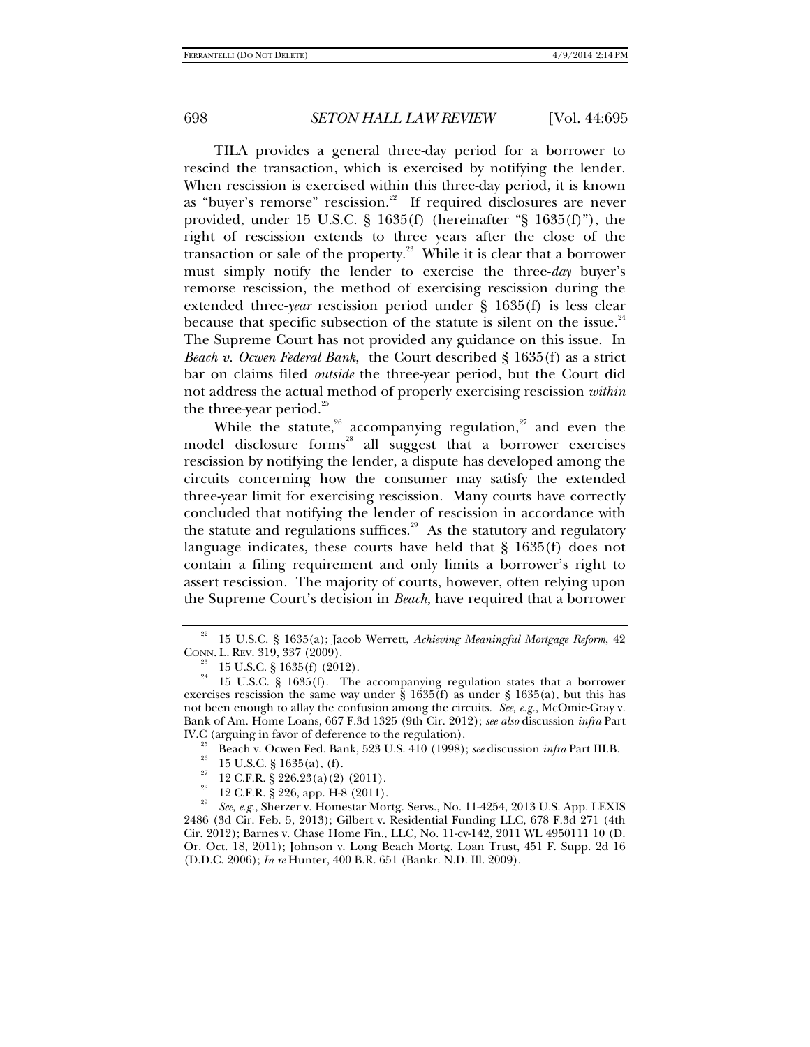TILA provides a general three-day period for a borrower to rescind the transaction, which is exercised by notifying the lender. When rescission is exercised within this three-day period, it is known as "buyer's remorse" rescission.[22] If required disclosures are never provided, under 15 U.S.C. § 1635(f) (hereinafter "§ 1635(f)"), the right of rescission extends to three years after the close of the transaction or sale of the property.[23] While it is clear that a borrower must simply notify the lender to exercise the three-*day* buyer's remorse rescission, the method of exercising rescission during the extended three-*year* rescission period under § 1635(f) is less clear because that specific subsection of the statute is silent on the issue.[24] The Supreme Court has not provided any guidance on this issue. In *Beach v. Ocwen Federal Bank*, the Court described § 1635(f) as a strict bar on claims filed *outside* the three-year period, but the Court did not address the actual method of properly exercising rescission *within* the three-year period.[25]

While the statute,[26] accompanying regulation,[27] and even the model disclosure forms[28] all suggest that a borrower exercises rescission by notifying the lender, a dispute has developed among the circuits concerning how the consumer may satisfy the extended three-year limit for exercising rescission. Many courts have correctly concluded that notifying the lender of rescission in accordance with the statute and regulations suffices.[29] As the statutory and regulatory language indicates, these courts have held that § 1635(f) does not contain a filing requirement and only limits a borrower's right to assert rescission. The majority of courts, however, often relying upon the Supreme Court's decision in *Beach*, have required that a borrower

---

[22] 15 U.S.C. § 1635(a); Jacob Werrett, *Achieving Meaningful Mortgage Reform*, 42 CONN. L. REV. 319, 337 (2009).

[23] 15 U.S.C. § 1635(f) (2012).

[24] 15 U.S.C. § 1635(f). The accompanying regulation states that a borrower exercises rescission the same way under § 1635(f) as under § 1635(a), but this has not been enough to allay the confusion among the circuits. *See, e.g.*, McOmie-Gray v. Bank of Am. Home Loans, 667 F.3d 1325 (9th Cir. 2012); *see also* discussion *infra* Part IV.C (arguing in favor of deference to the regulation).

[25] Beach v. Ocwen Fed. Bank, 523 U.S. 410 (1998); *see* discussion *infra* Part III.B.

[26] 15 U.S.C. § 1635(a), (f).

[27] 12 C.F.R. § 226.23(a)(2) (2011).

[28] 12 C.F.R. § 226, app. H-8 (2011).

[29] *See, e.g.*, Sherzer v. Homestar Mortg. Servs., No. 11-4254, 2013 U.S. App. LEXIS 2486 (3d Cir. Feb. 5, 2013); Gilbert v. Residential Funding LLC, 678 F.3d 271 (4th Cir. 2012); Barnes v. Chase Home Fin., LLC, No. 11-cv-142, 2011 WL 4950111 10 (D. Or. Oct. 18, 2011); Johnson v. Long Beach Mortg. Loan Trust, 451 F. Supp. 2d 16 (D.D.C. 2006); *In re* Hunter, 400 B.R. 651 (Bankr. N.D. Ill. 2009).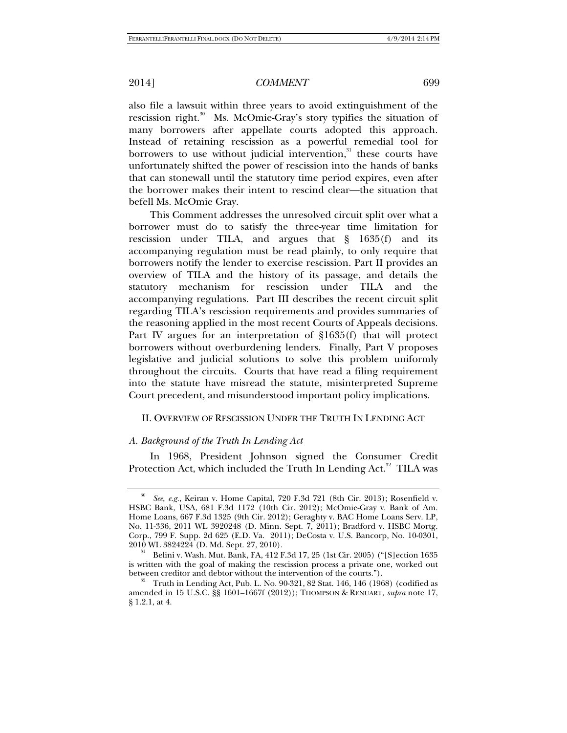also file a lawsuit within three years to avoid extinguishment of the rescission right.[30] Ms. McOmie-Gray's story typifies the situation of many borrowers after appellate courts adopted this approach. Instead of retaining rescission as a powerful remedial tool for borrowers to use without judicial intervention,[31] these courts have unfortunately shifted the power of rescission into the hands of banks that can stonewall until the statutory time period expires, even after the borrower makes their intent to rescind clear—the situation that befell Ms. McOmie Gray.

This Comment addresses the unresolved circuit split over what a borrower must do to satisfy the three-year time limitation for rescission under TILA, and argues that § 1635(f) and its accompanying regulation must be read plainly, to only require that borrowers notify the lender to exercise rescission. Part II provides an overview of TILA and the history of its passage, and details the statutory mechanism for rescission under TILA and the accompanying regulations. Part III describes the recent circuit split regarding TILA's rescission requirements and provides summaries of the reasoning applied in the most recent Courts of Appeals decisions. Part IV argues for an interpretation of §1635(f) that will protect borrowers without overburdening lenders. Finally, Part V proposes legislative and judicial solutions to solve this problem uniformly throughout the circuits. Courts that have read a filing requirement into the statute have misread the statute, misinterpreted Supreme Court precedent, and misunderstood important policy implications.

## II. OVERVIEW OF RESCISSION UNDER THE TRUTH IN LENDING ACT

### *A. Background of the Truth In Lending Act*

In 1968, President Johnson signed the Consumer Credit Protection Act, which included the Truth In Lending Act.[32] TILA was

---

[30] *See, e.g.*, Keiran v. Home Capital, 720 F.3d 721 (8th Cir. 2013); Rosenfield v. HSBC Bank, USA, 681 F.3d 1172 (10th Cir. 2012); McOmie-Gray v. Bank of Am. Home Loans, 667 F.3d 1325 (9th Cir. 2012); Geraghty v. BAC Home Loans Serv. LP, No. 11-336, 2011 WL 3920248 (D. Minn. Sept. 7, 2011); Bradford v. HSBC Mortg. Corp., 799 F. Supp. 2d 625 (E.D. Va. 2011); DeCosta v. U.S. Bancorp, No. 10-0301, 2010 WL 3824224 (D. Md. Sept. 27, 2010).

[31] Belini v. Wash. Mut. Bank, FA, 412 F.3d 17, 25 (1st Cir. 2005) ("[S]ection 1635 is written with the goal of making the rescission process a private one, worked out between creditor and debtor without the intervention of the courts.").

[32] Truth in Lending Act, Pub. L. No. 90-321, 82 Stat. 146, 146 (1968) (codified as amended in 15 U.S.C. §§ 1601–1667f (2012)); THOMPSON & RENUART, *supra* note 17, § 1.2.1, at 4.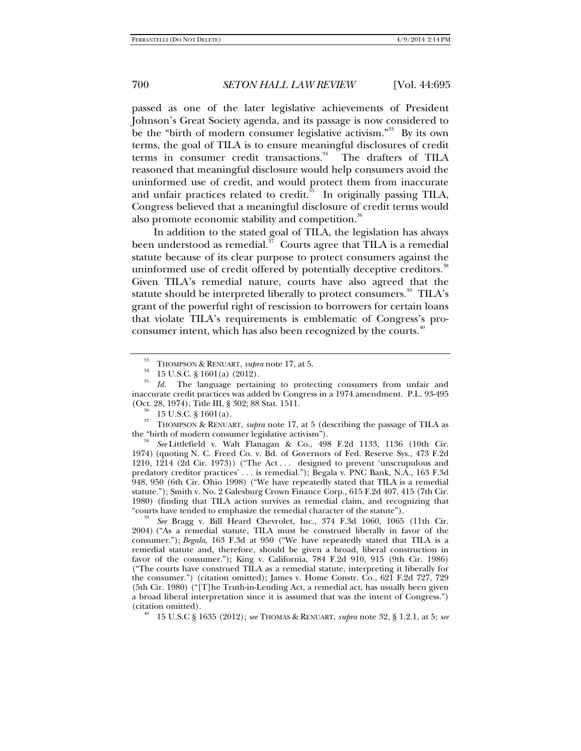passed as one of the later legislative achievements of President Johnson's Great Society agenda, and its passage is now considered to be the "birth of modern consumer legislative activism."[33] By its own terms, the goal of TILA is to ensure meaningful disclosures of credit terms in consumer credit transactions.[34] The drafters of TILA reasoned that meaningful disclosure would help consumers avoid the uninformed use of credit, and would protect them from inaccurate and unfair practices related to credit.[35] In originally passing TILA, Congress believed that a meaningful disclosure of credit terms would also promote economic stability and competition.[36]

In addition to the stated goal of TILA, the legislation has always been understood as remedial.[37] Courts agree that TILA is a remedial statute because of its clear purpose to protect consumers against the uninformed use of credit offered by potentially deceptive creditors.[38] Given TILA's remedial nature, courts have also agreed that the statute should be interpreted liberally to protect consumers.[39] TILA's grant of the powerful right of rescission to borrowers for certain loans that violate TILA's requirements is emblematic of Congress's pro-consumer intent, which has also been recognized by the courts.[40]

---

[33] THOMPSON & RENUART, *supra* note 17, at 5.

[34] 15 U.S.C. § 1601(a) (2012).

[35] *Id.* The language pertaining to protecting consumers from unfair and inaccurate credit practices was added by Congress in a 1974 amendment. P.L. 93-495 (Oct. 28, 1974), Title III, § 302; 88 Stat. 1511.

[36] 15 U.S.C. § 1601(a).

[37] THOMPSON & RENUART, *supra* note 17, at 5 (describing the passage of TILA as the "birth of modern consumer legislative activism").

[38] *See* Littlefield v. Walt Flanagan & Co., 498 F.2d 1133, 1136 (10th Cir. 1974) (quoting N. C. Freed Co. v. Bd. of Governors of Fed. Reserve Sys., 473 F.2d 1210, 1214 (2d Cir. 1973)) ("The Act . . . designed to prevent 'unscrupulous and predatory creditor practices' . . . is remedial."); Begala v. PNC Bank, N.A., 163 F.3d 948, 950 (6th Cir. Ohio 1998) ("We have repeatedly stated that TILA is a remedial statute."); Smith v. No. 2 Galesburg Crown Finance Corp., 615 F.2d 407, 415 (7th Cir. 1980) (finding that TILA action survives as remedial claim, and recognizing that "courts have tended to emphasize the remedial character of the statute").

[39] *See* Bragg v. Bill Heard Chevrolet, Inc., 374 F.3d 1060, 1065 (11th Cir. 2004) ("As a remedial statute, TILA must be construed liberally in favor of the consumer."); *Begala*, 163 F.3d at 950 ("We have repeatedly stated that TILA is a remedial statute and, therefore, should be given a broad, liberal construction in favor of the consumer."); King v. California, 784 F.2d 910, 915 (9th Cir. 1986) ("The courts have construed TILA as a remedial statute, interpreting it liberally for the consumer.") (citation omitted); James v. Home Constr. Co., 621 F.2d 727, 729 (5th Cir. 1980) ("[T]he Truth-in-Lending Act, a remedial act, has usually been given a broad liberal interpretation since it is assumed that was the intent of Congress.") (citation omitted).

[40] 15 U.S.C § 1635 (2012); *see* THOMAS & RENUART, *supra* note 32, § 1.2.1, at 5; *see*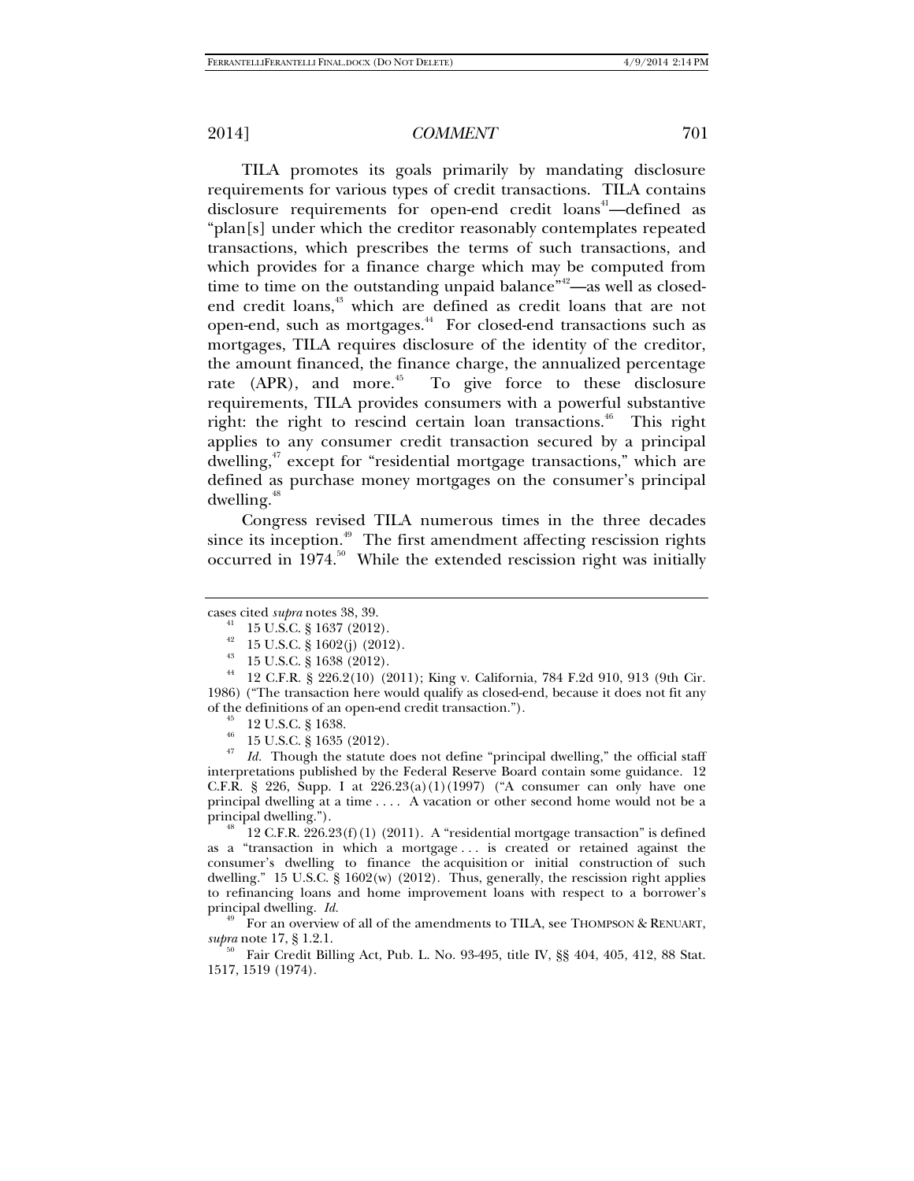TILA promotes its goals primarily by mandating disclosure requirements for various types of credit transactions. TILA contains disclosure requirements for open-end credit loans[41]—defined as "plan[s] under which the creditor reasonably contemplates repeated transactions, which prescribes the terms of such transactions, and which provides for a finance charge which may be computed from time to time on the outstanding unpaid balance"[42]—as well as closed-end credit loans,[43] which are defined as credit loans that are not open-end, such as mortgages.[44] For closed-end transactions such as mortgages, TILA requires disclosure of the identity of the creditor, the amount financed, the finance charge, the annualized percentage rate (APR), and more.[45] To give force to these disclosure requirements, TILA provides consumers with a powerful substantive right: the right to rescind certain loan transactions.[46] This right applies to any consumer credit transaction secured by a principal dwelling,[47] except for "residential mortgage transactions," which are defined as purchase money mortgages on the consumer's principal dwelling.[48]

Congress revised TILA numerous times in the three decades since its inception.[49] The first amendment affecting rescission rights occurred in 1974.[50] While the extended rescission right was initially

---

cases cited *supra* notes 38, 39.

[41] 15 U.S.C. § 1637 (2012).

[42] 15 U.S.C. § 1602(j) (2012).

[43] 15 U.S.C. § 1638 (2012).

[44] 12 C.F.R. § 226.2(10) (2011); King v. California, 784 F.2d 910, 913 (9th Cir. 1986) ("The transaction here would qualify as closed-end, because it does not fit any of the definitions of an open-end credit transaction.").

[45] 12 U.S.C. § 1638.

[46] 15 U.S.C. § 1635 (2012).

[47] *Id.* Though the statute does not define "principal dwelling," the official staff interpretations published by the Federal Reserve Board contain some guidance. 12 C.F.R. § 226, Supp. I at 226.23(a)(1)(1997) ("A consumer can only have one principal dwelling at a time . . . . A vacation or other second home would not be a principal dwelling.").

[48] 12 C.F.R. 226.23(f)(1) (2011). A "residential mortgage transaction" is defined as a "transaction in which a mortgage . . . is created or retained against the consumer's dwelling to finance the acquisition or initial construction of such dwelling." 15 U.S.C. § 1602(w) (2012). Thus, generally, the rescission right applies to refinancing loans and home improvement loans with respect to a borrower's principal dwelling. *Id.*

[49] For an overview of all of the amendments to TILA, see THOMPSON & RENUART, *supra* note 17, § 1.2.1.

[50] Fair Credit Billing Act, Pub. L. No. 93-495, title IV, §§ 404, 405, 412, 88 Stat. 1517, 1519 (1974).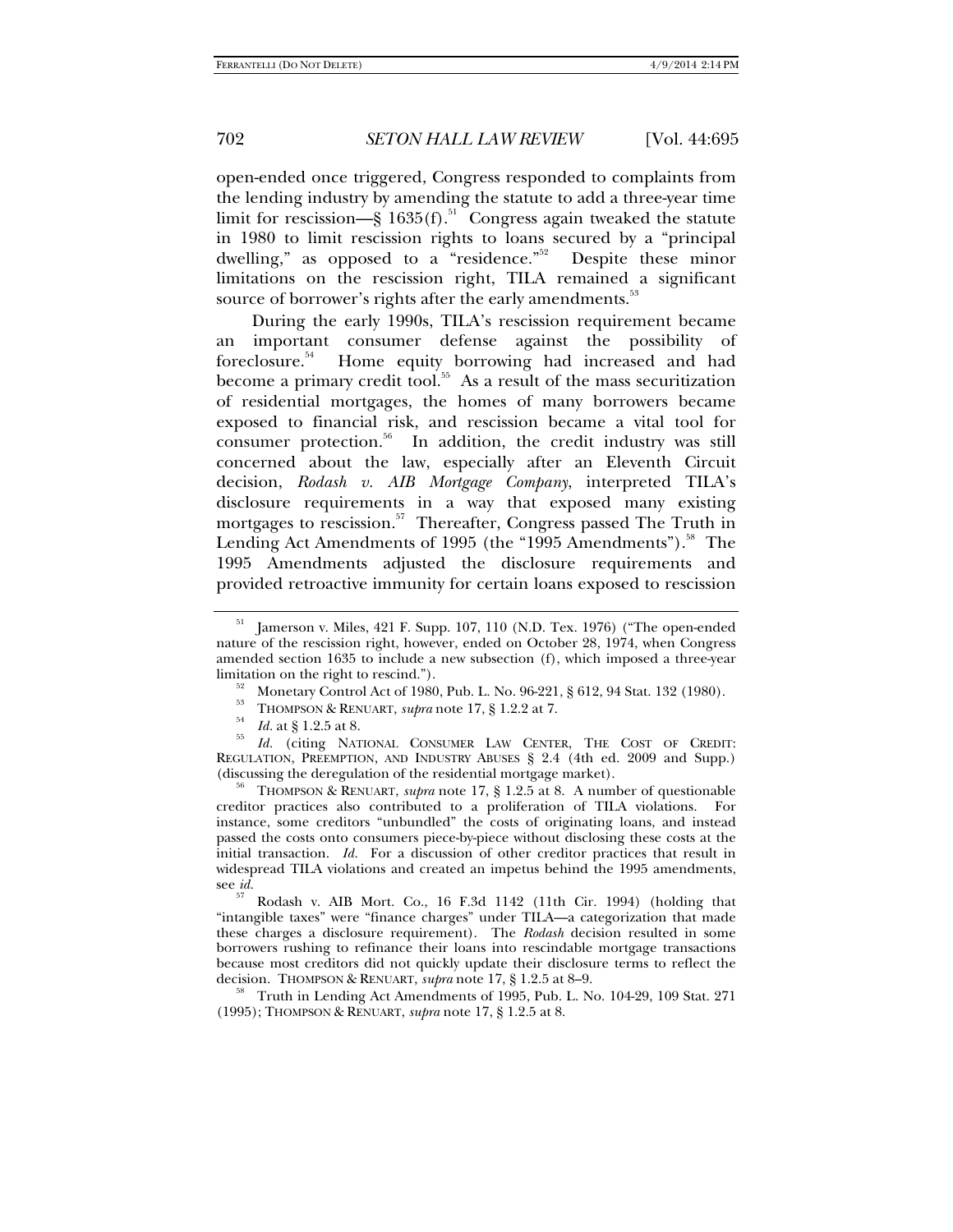open-ended once triggered, Congress responded to complaints from the lending industry by amending the statute to add a three-year time limit for rescission—§ 1635(f).[51] Congress again tweaked the statute in 1980 to limit rescission rights to loans secured by a "principal dwelling," as opposed to a "residence."[52] Despite these minor limitations on the rescission right, TILA remained a significant source of borrower's rights after the early amendments.[53]

During the early 1990s, TILA's rescission requirement became an important consumer defense against the possibility of foreclosure.[54] Home equity borrowing had increased and had become a primary credit tool.[55] As a result of the mass securitization of residential mortgages, the homes of many borrowers became exposed to financial risk, and rescission became a vital tool for consumer protection.[56] In addition, the credit industry was still concerned about the law, especially after an Eleventh Circuit decision, *Rodash v. AIB Mortgage Company*, interpreted TILA's disclosure requirements in a way that exposed many existing mortgages to rescission.[57] Thereafter, Congress passed The Truth in Lending Act Amendments of 1995 (the "1995 Amendments").[58] The 1995 Amendments adjusted the disclosure requirements and provided retroactive immunity for certain loans exposed to rescission

---

[51] Jamerson v. Miles, 421 F. Supp. 107, 110 (N.D. Tex. 1976) ("The open-ended nature of the rescission right, however, ended on October 28, 1974, when Congress amended section 1635 to include a new subsection (f), which imposed a three-year limitation on the right to rescind.").

[52] Monetary Control Act of 1980, Pub. L. No. 96-221, § 612, 94 Stat. 132 (1980).

[53] THOMPSON & RENUART, *supra* note 17, § 1.2.2 at 7.

[54] *Id.* at § 1.2.5 at 8.

[55] *Id.* (citing NATIONAL CONSUMER LAW CENTER, THE COST OF CREDIT: REGULATION, PREEMPTION, AND INDUSTRY ABUSES § 2.4 (4th ed. 2009 and Supp.) (discussing the deregulation of the residential mortgage market).

[56] THOMPSON & RENUART, *supra* note 17, § 1.2.5 at 8. A number of questionable creditor practices also contributed to a proliferation of TILA violations. For instance, some creditors "unbundled" the costs of originating loans, and instead passed the costs onto consumers piece-by-piece without disclosing these costs at the initial transaction. *Id.* For a discussion of other creditor practices that result in widespread TILA violations and created an impetus behind the 1995 amendments, see *id.*

[57] Rodash v. AIB Mort. Co., 16 F.3d 1142 (11th Cir. 1994) (holding that "intangible taxes" were "finance charges" under TILA—a categorization that made these charges a disclosure requirement). The *Rodash* decision resulted in some borrowers rushing to refinance their loans into rescindable mortgage transactions because most creditors did not quickly update their disclosure terms to reflect the decision. THOMPSON & RENUART, *supra* note 17, § 1.2.5 at 8–9.

[58] Truth in Lending Act Amendments of 1995, Pub. L. No. 104-29, 109 Stat. 271 (1995); THOMPSON & RENUART, *supra* note 17, § 1.2.5 at 8.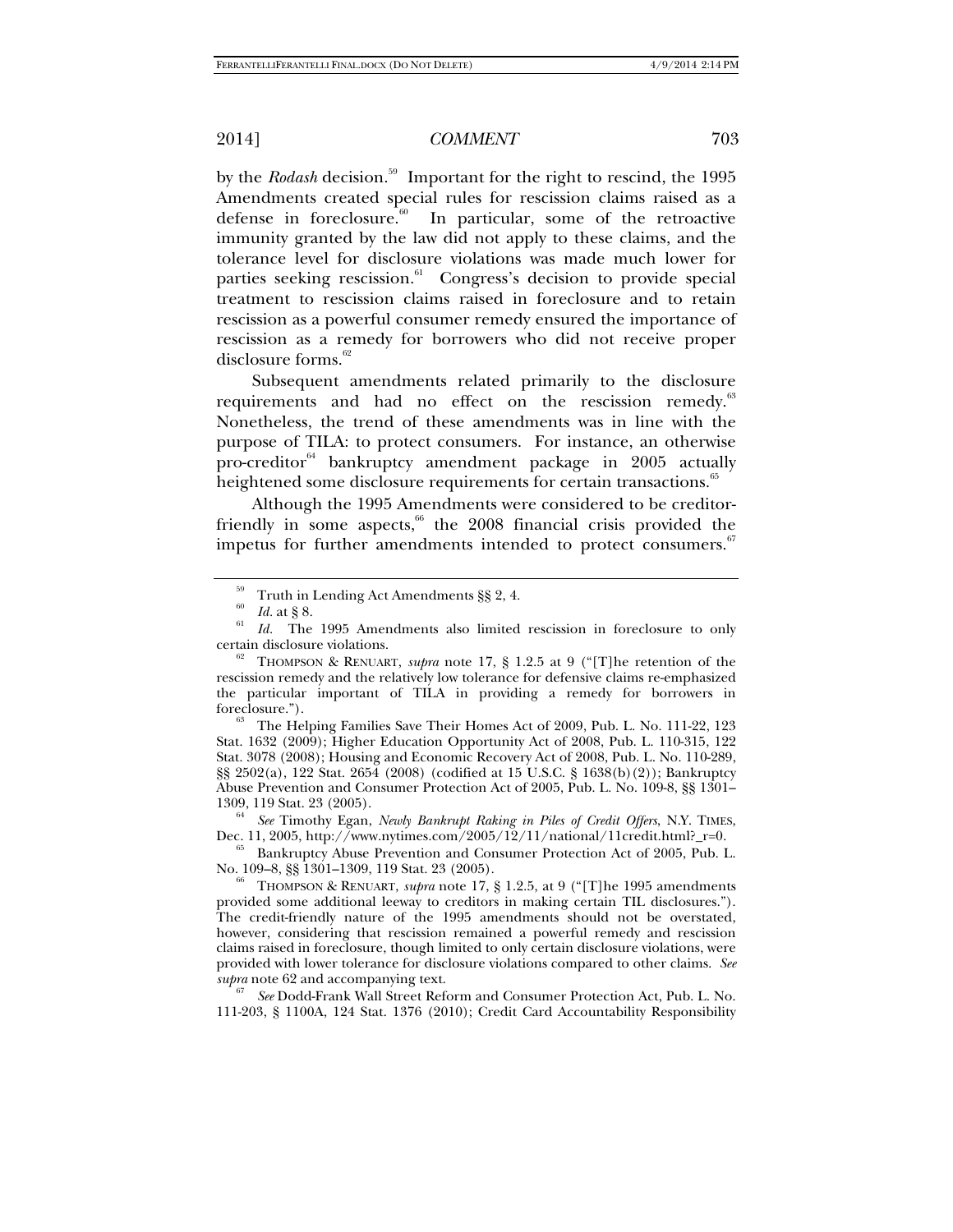by the *Rodash* decision.[59] Important for the right to rescind, the 1995 Amendments created special rules for rescission claims raised as a defense in foreclosure.[60] In particular, some of the retroactive immunity granted by the law did not apply to these claims, and the tolerance level for disclosure violations was made much lower for parties seeking rescission.[61] Congress's decision to provide special treatment to rescission claims raised in foreclosure and to retain rescission as a powerful consumer remedy ensured the importance of rescission as a remedy for borrowers who did not receive proper disclosure forms.[62]

Subsequent amendments related primarily to the disclosure requirements and had no effect on the rescission remedy.[63] Nonetheless, the trend of these amendments was in line with the purpose of TILA: to protect consumers. For instance, an otherwise pro-creditor[64] bankruptcy amendment package in 2005 actually heightened some disclosure requirements for certain transactions.[65]

Although the 1995 Amendments were considered to be creditor-friendly in some aspects,[66] the 2008 financial crisis provided the impetus for further amendments intended to protect consumers.[67]

---

[59] Truth in Lending Act Amendments §§ 2, 4.

[60] *Id.* at § 8.

[61] *Id.* The 1995 Amendments also limited rescission in foreclosure to only certain disclosure violations.

[62] THOMPSON & RENUART, *supra* note 17, § 1.2.5 at 9 ("[T]he retention of the rescission remedy and the relatively low tolerance for defensive claims re-emphasized the particular important of TILA in providing a remedy for borrowers in foreclosure.").

[63] The Helping Families Save Their Homes Act of 2009, Pub. L. No. 111-22, 123 Stat. 1632 (2009); Higher Education Opportunity Act of 2008, Pub. L. 110-315, 122 Stat. 3078 (2008); Housing and Economic Recovery Act of 2008, Pub. L. No. 110-289, §§ 2502(a), 122 Stat. 2654 (2008) (codified at 15 U.S.C. § 1638(b)(2)); Bankruptcy Abuse Prevention and Consumer Protection Act of 2005, Pub. L. No. 109-8, §§ 1301–1309, 119 Stat. 23 (2005).

[64] *See* Timothy Egan, *Newly Bankrupt Raking in Piles of Credit Offers*, N.Y. TIMES, Dec. 11, 2005, http://www.nytimes.com/2005/12/11/national/11credit.html?_r=0.

[65] Bankruptcy Abuse Prevention and Consumer Protection Act of 2005, Pub. L. No. 109–8, §§ 1301–1309, 119 Stat. 23 (2005).

[66] THOMPSON & RENUART, *supra* note 17, § 1.2.5, at 9 ("[T]he 1995 amendments provided some additional leeway to creditors in making certain TIL disclosures."). The credit-friendly nature of the 1995 amendments should not be overstated, however, considering that rescission remained a powerful remedy and rescission claims raised in foreclosure, though limited to only certain disclosure violations, were provided with lower tolerance for disclosure violations compared to other claims. *See supra* note 62 and accompanying text.

[67] *See* Dodd-Frank Wall Street Reform and Consumer Protection Act, Pub. L. No. 111-203, § 1100A, 124 Stat. 1376 (2010); Credit Card Accountability Responsibility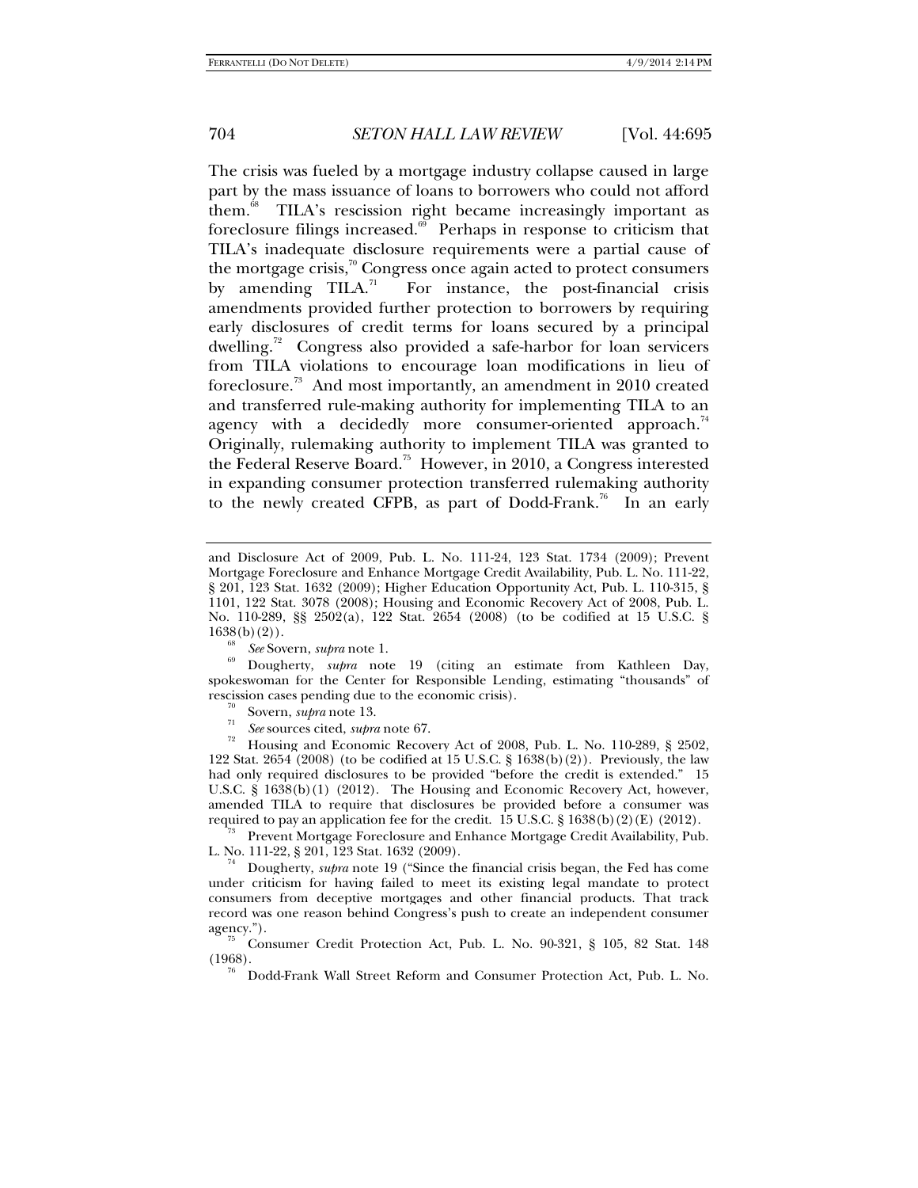The crisis was fueled by a mortgage industry collapse caused in large part by the mass issuance of loans to borrowers who could not afford them.[68] TILA's rescission right became increasingly important as foreclosure filings increased.[69] Perhaps in response to criticism that TILA's inadequate disclosure requirements were a partial cause of the mortgage crisis,[70] Congress once again acted to protect consumers by amending TILA.[71] For instance, the post-financial crisis amendments provided further protection to borrowers by requiring early disclosures of credit terms for loans secured by a principal dwelling.[72] Congress also provided a safe-harbor for loan servicers from TILA violations to encourage loan modifications in lieu of foreclosure.[73] And most importantly, an amendment in 2010 created and transferred rule-making authority for implementing TILA to an agency with a decidedly more consumer-oriented approach.[74] Originally, rulemaking authority to implement TILA was granted to the Federal Reserve Board.[75] However, in 2010, a Congress interested in expanding consumer protection transferred rulemaking authority to the newly created CFPB, as part of Dodd-Frank.[76] In an early

---

and Disclosure Act of 2009, Pub. L. No. 111-24, 123 Stat. 1734 (2009); Prevent Mortgage Foreclosure and Enhance Mortgage Credit Availability, Pub. L. No. 111-22, § 201, 123 Stat. 1632 (2009); Higher Education Opportunity Act, Pub. L. 110-315, § 1101, 122 Stat. 3078 (2008); Housing and Economic Recovery Act of 2008, Pub. L. No. 110-289, §§ 2502(a), 122 Stat. 2654 (2008) (to be codified at 15 U.S.C. § 1638(b)(2)).

[68] *See* Sovern, *supra* note 1.

[69] Dougherty, *supra* note 19 (citing an estimate from Kathleen Day, spokeswoman for the Center for Responsible Lending, estimating "thousands" of rescission cases pending due to the economic crisis).

[70] Sovern, *supra* note 13.

[71] *See* sources cited, *supra* note 67.

[72] Housing and Economic Recovery Act of 2008, Pub. L. No. 110-289, § 2502, 122 Stat. 2654 (2008) (to be codified at 15 U.S.C. § 1638(b)(2)). Previously, the law had only required disclosures to be provided "before the credit is extended." 15 U.S.C. § 1638(b)(1) (2012). The Housing and Economic Recovery Act, however, amended TILA to require that disclosures be provided before a consumer was required to pay an application fee for the credit. 15 U.S.C. § 1638(b)(2)(E) (2012).

[73] Prevent Mortgage Foreclosure and Enhance Mortgage Credit Availability, Pub. L. No. 111-22, § 201, 123 Stat. 1632 (2009).

[74] Dougherty, *supra* note 19 ("Since the financial crisis began, the Fed has come under criticism for having failed to meet its existing legal mandate to protect consumers from deceptive mortgages and other financial products. That track record was one reason behind Congress's push to create an independent consumer agency.").

[75] Consumer Credit Protection Act, Pub. L. No. 90-321, § 105, 82 Stat. 148 (1968).

[76] Dodd-Frank Wall Street Reform and Consumer Protection Act, Pub. L. No.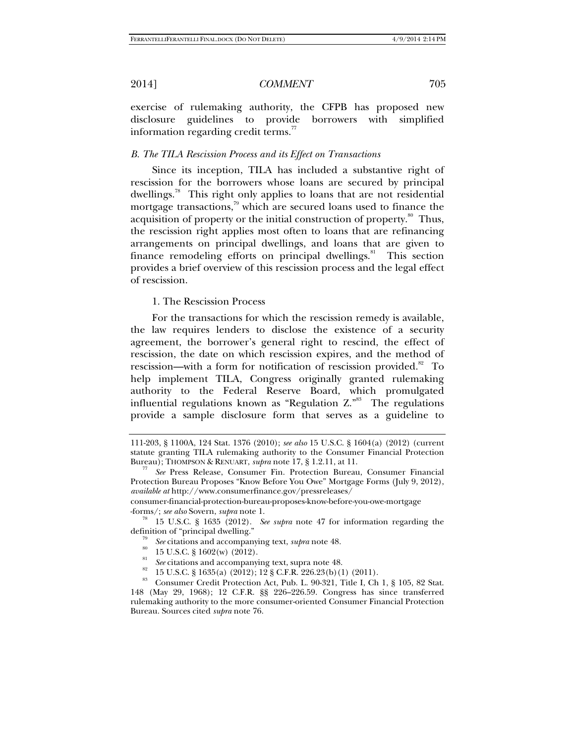exercise of rulemaking authority, the CFPB has proposed new disclosure guidelines to provide borrowers with simplified information regarding credit terms.[77]

### *B. The TILA Rescission Process and its Effect on Transactions*

Since its inception, TILA has included a substantive right of rescission for the borrowers whose loans are secured by principal dwellings.[78] This right only applies to loans that are not residential mortgage transactions,[79] which are secured loans used to finance the acquisition of property or the initial construction of property.[80] Thus, the rescission right applies most often to loans that are refinancing arrangements on principal dwellings, and loans that are given to finance remodeling efforts on principal dwellings.[81] This section provides a brief overview of this rescission process and the legal effect of rescission.

#### 1. The Rescission Process

For the transactions for which the rescission remedy is available, the law requires lenders to disclose the existence of a security agreement, the borrower's general right to rescind, the effect of rescission, the date on which rescission expires, and the method of rescission—with a form for notification of rescission provided.[82] To help implement TILA, Congress originally granted rulemaking authority to the Federal Reserve Board, which promulgated influential regulations known as "Regulation Z."[83] The regulations provide a sample disclosure form that serves as a guideline to

---

111-203, § 1100A, 124 Stat. 1376 (2010); *see also* 15 U.S.C. § 1604(a) (2012) (current statute granting TILA rulemaking authority to the Consumer Financial Protection Bureau); THOMPSON & RENUART, *supra* note 17, § 1.2.11, at 11.

[77] *See* Press Release, Consumer Fin. Protection Bureau, Consumer Financial Protection Bureau Proposes "Know Before You Owe" Mortgage Forms (July 9, 2012), *available at* http://www.consumerfinance.gov/pressreleases/consumer-financial-protection-bureau-proposes-know-before-you-owe-mortgage-forms/; *see also* Sovern, *supra* note 1.

[78] 15 U.S.C. § 1635 (2012). *See supra* note 47 for information regarding the definition of "principal dwelling."

[79] *See* citations and accompanying text, *supra* note 48.

[80] 15 U.S.C. § 1602(w) (2012).

[81] *See* citations and accompanying text, supra note 48.

[82] 15 U.S.C. § 1635(a) (2012); 12 § C.F.R. 226.23(b)(1) (2011).

[83] Consumer Credit Protection Act, Pub. L. 90-321, Title I, Ch 1, § 105, 82 Stat. 148 (May 29, 1968); 12 C.F.R. §§ 226–226.59. Congress has since transferred rulemaking authority to the more consumer-oriented Consumer Financial Protection Bureau. Sources cited *supra* note 76.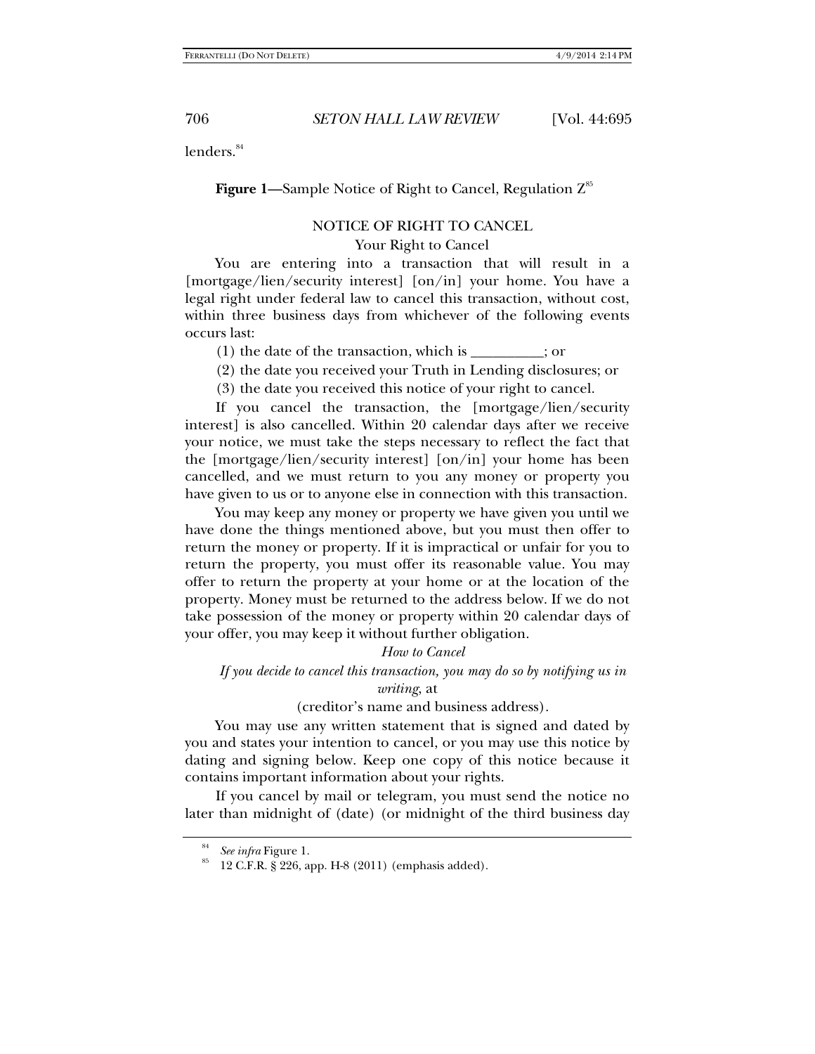lenders.[84]

**Figure 1—**Sample Notice of Right to Cancel, Regulation Z[85]

NOTICE OF RIGHT TO CANCEL

Your Right to Cancel

You are entering into a transaction that will result in a [mortgage/lien/security interest] [on/in] your home. You have a legal right under federal law to cancel this transaction, without cost, within three business days from whichever of the following events occurs last:

(1) the date of the transaction, which is __________; or

(2) the date you received your Truth in Lending disclosures; or

(3) the date you received this notice of your right to cancel.

If you cancel the transaction, the [mortgage/lien/security interest] is also cancelled. Within 20 calendar days after we receive your notice, we must take the steps necessary to reflect the fact that the [mortgage/lien/security interest] [on/in] your home has been cancelled, and we must return to you any money or property you have given to us or to anyone else in connection with this transaction.

You may keep any money or property we have given you until we have done the things mentioned above, but you must then offer to return the money or property. If it is impractical or unfair for you to return the property, you must offer its reasonable value. You may offer to return the property at your home or at the location of the property. Money must be returned to the address below. If we do not take possession of the money or property within 20 calendar days of your offer, you may keep it without further obligation.

*How to Cancel*

*If you decide to cancel this transaction, you may do so by notifying us in writing*, at

(creditor's name and business address).

You may use any written statement that is signed and dated by you and states your intention to cancel, or you may use this notice by dating and signing below. Keep one copy of this notice because it contains important information about your rights.

If you cancel by mail or telegram, you must send the notice no later than midnight of (date) (or midnight of the third business day

---

[84] *See infra* Figure 1.

[85] 12 C.F.R. § 226, app. H-8 (2011) (emphasis added).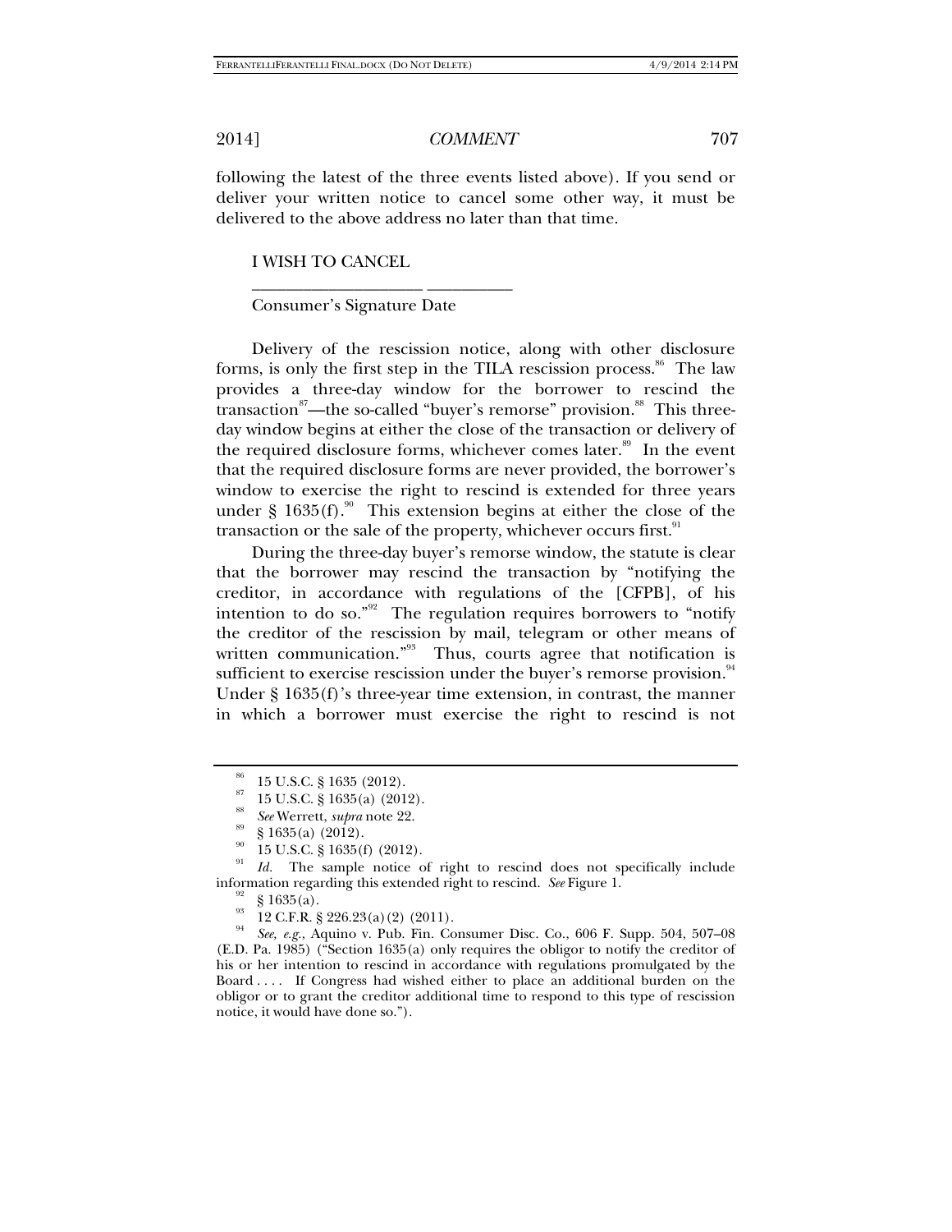following the latest of the three events listed above). If you send or deliver your written notice to cancel some other way, it must be delivered to the above address no later than that time.

I WISH TO CANCEL

\_\_\_\_\_\_\_\_\_\_\_\_\_\_\_\_\_\_\_\_ \_\_\_\_\_\_\_\_\_\_

Consumer's Signature Date

Delivery of the rescission notice, along with other disclosure forms, is only the first step in the TILA rescission process.[86] The law provides a three-day window for the borrower to rescind the transaction[87]—the so-called "buyer's remorse" provision.[88] This three-day window begins at either the close of the transaction or delivery of the required disclosure forms, whichever comes later.[89] In the event that the required disclosure forms are never provided, the borrower's window to exercise the right to rescind is extended for three years under § 1635(f).[90] This extension begins at either the close of the transaction or the sale of the property, whichever occurs first.[91]

During the three-day buyer's remorse window, the statute is clear that the borrower may rescind the transaction by "notifying the creditor, in accordance with regulations of the [CFPB], of his intention to do so."[92] The regulation requires borrowers to "notify the creditor of the rescission by mail, telegram or other means of written communication."[93] Thus, courts agree that notification is sufficient to exercise rescission under the buyer's remorse provision.[94] Under § 1635(f)'s three-year time extension, in contrast, the manner in which a borrower must exercise the right to rescind is not

---

[86] 15 U.S.C. § 1635 (2012).

[87] 15 U.S.C. § 1635(a) (2012).

[88] *See* Werrett, *supra* note 22.

[89] § 1635(a) (2012).

[90] 15 U.S.C. § 1635(f) (2012).

[91] *Id.* The sample notice of right to rescind does not specifically include information regarding this extended right to rescind. *See* Figure 1.

[92] § 1635(a).

[93] 12 C.F.R. § 226.23(a)(2) (2011).

[94] *See, e.g.*, Aquino v. Pub. Fin. Consumer Disc. Co., 606 F. Supp. 504, 507–08 (E.D. Pa. 1985) ("Section 1635(a) only requires the obligor to notify the creditor of his or her intention to rescind in accordance with regulations promulgated by the Board . . . . If Congress had wished either to place an additional burden on the obligor or to grant the creditor additional time to respond to this type of rescission notice, it would have done so.").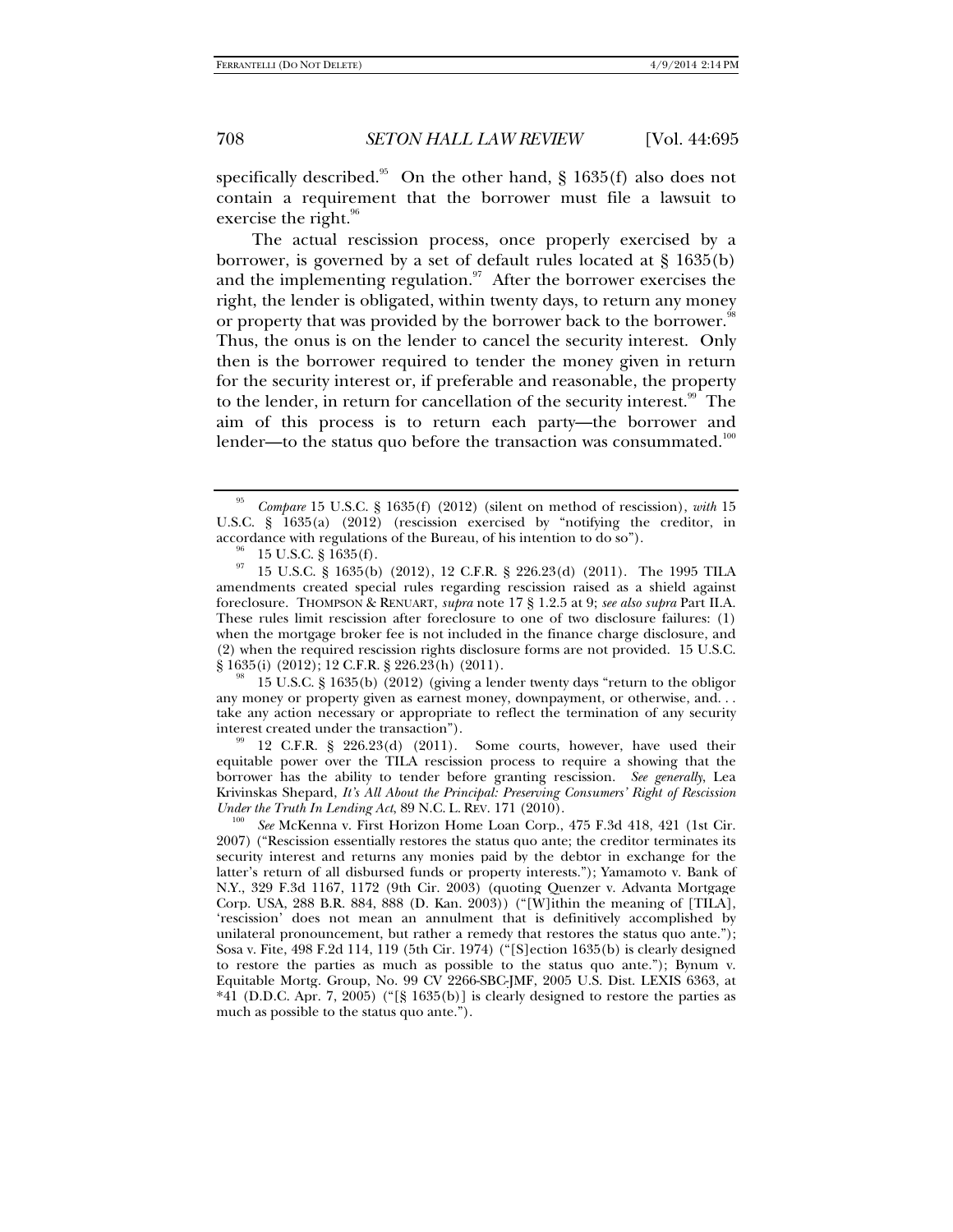specifically described.[95] On the other hand, § 1635(f) also does not contain a requirement that the borrower must file a lawsuit to exercise the right.[96]

The actual rescission process, once properly exercised by a borrower, is governed by a set of default rules located at § 1635(b) and the implementing regulation.[97] After the borrower exercises the right, the lender is obligated, within twenty days, to return any money or property that was provided by the borrower back to the borrower.[98] Thus, the onus is on the lender to cancel the security interest. Only then is the borrower required to tender the money given in return for the security interest or, if preferable and reasonable, the property to the lender, in return for cancellation of the security interest.[99] The aim of this process is to return each party—the borrower and lender—to the status quo before the transaction was consummated.[100]

---

[95] *Compare* 15 U.S.C. § 1635(f) (2012) (silent on method of rescission), *with* 15 U.S.C. § 1635(a) (2012) (rescission exercised by "notifying the creditor, in accordance with regulations of the Bureau, of his intention to do so").

[96] 15 U.S.C. § 1635(f).

[97] 15 U.S.C. § 1635(b) (2012), 12 C.F.R. § 226.23(d) (2011). The 1995 TILA amendments created special rules regarding rescission raised as a shield against foreclosure. THOMPSON & RENUART, *supra* note 17 § 1.2.5 at 9; *see also supra* Part II.A. These rules limit rescission after foreclosure to one of two disclosure failures: (1) when the mortgage broker fee is not included in the finance charge disclosure, and (2) when the required rescission rights disclosure forms are not provided. 15 U.S.C. § 1635(i) (2012); 12 C.F.R. § 226.23(h) (2011).

[98] 15 U.S.C. § 1635(b) (2012) (giving a lender twenty days "return to the obligor any money or property given as earnest money, downpayment, or otherwise, and. . . take any action necessary or appropriate to reflect the termination of any security interest created under the transaction").

[99] 12 C.F.R. § 226.23(d) (2011). Some courts, however, have used their equitable power over the TILA rescission process to require a showing that the borrower has the ability to tender before granting rescission. *See generally*, Lea Krivinskas Shepard, *It's All About the Principal: Preserving Consumers' Right of Rescission Under the Truth In Lending Act*, 89 N.C. L. REV. 171 (2010).

[100] *See* McKenna v. First Horizon Home Loan Corp., 475 F.3d 418, 421 (1st Cir. 2007) ("Rescission essentially restores the status quo ante; the creditor terminates its security interest and returns any monies paid by the debtor in exchange for the latter's return of all disbursed funds or property interests."); Yamamoto v. Bank of N.Y., 329 F.3d 1167, 1172 (9th Cir. 2003) (quoting Quenzer v. Advanta Mortgage Corp. USA, 288 B.R. 884, 888 (D. Kan. 2003)) ("[W]ithin the meaning of [TILA], 'rescission' does not mean an annulment that is definitively accomplished by unilateral pronouncement, but rather a remedy that restores the status quo ante."); Sosa v. Fite, 498 F.2d 114, 119 (5th Cir. 1974) ("[S]ection 1635(b) is clearly designed to restore the parties as much as possible to the status quo ante."); Bynum v. Equitable Mortg. Group, No. 99 CV 2266-SBC-JMF, 2005 U.S. Dist. LEXIS 6363, at *41 (D.D.C. Apr. 7, 2005) ("[§ 1635(b)] is clearly designed to restore the parties as much as possible to the status quo ante.").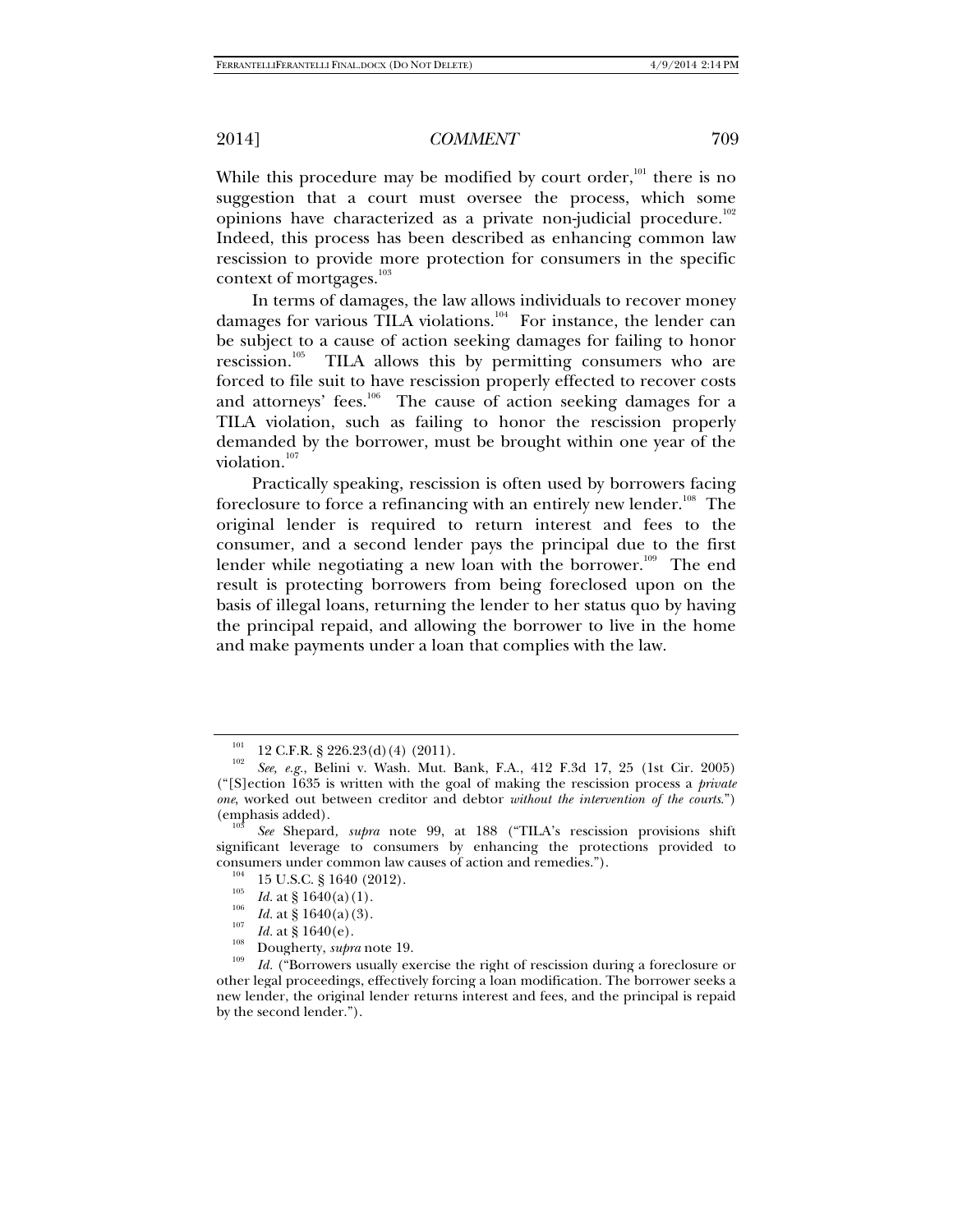While this procedure may be modified by court order,[101] there is no suggestion that a court must oversee the process, which some opinions have characterized as a private non-judicial procedure.[102] Indeed, this process has been described as enhancing common law rescission to provide more protection for consumers in the specific context of mortgages.[103]

In terms of damages, the law allows individuals to recover money damages for various TILA violations.[104] For instance, the lender can be subject to a cause of action seeking damages for failing to honor rescission.[105] TILA allows this by permitting consumers who are forced to file suit to have rescission properly effected to recover costs and attorneys' fees.[106] The cause of action seeking damages for a TILA violation, such as failing to honor the rescission properly demanded by the borrower, must be brought within one year of the violation.[107]

Practically speaking, rescission is often used by borrowers facing foreclosure to force a refinancing with an entirely new lender.[108] The original lender is required to return interest and fees to the consumer, and a second lender pays the principal due to the first lender while negotiating a new loan with the borrower.[109] The end result is protecting borrowers from being foreclosed upon on the basis of illegal loans, returning the lender to her status quo by having the principal repaid, and allowing the borrower to live in the home and make payments under a loan that complies with the law.

---

[101] 12 C.F.R. § 226.23(d)(4) (2011).

[102] *See, e.g.*, Belini v. Wash. Mut. Bank, F.A., 412 F.3d 17, 25 (1st Cir. 2005) ("[S]ection 1635 is written with the goal of making the rescission process a *private one*, worked out between creditor and debtor *without the intervention of the courts*.") (emphasis added).

[103] *See* Shepard, *supra* note 99, at 188 ("TILA's rescission provisions shift significant leverage to consumers by enhancing the protections provided to consumers under common law causes of action and remedies.").

[104] 15 U.S.C. § 1640 (2012).

[105] *Id.* at § 1640(a)(1).

[106] *Id.* at § 1640(a)(3).

[107] *Id.* at § 1640(e).

[108] Dougherty, *supra* note 19.

[109] *Id.* ("Borrowers usually exercise the right of rescission during a foreclosure or other legal proceedings, effectively forcing a loan modification. The borrower seeks a new lender, the original lender returns interest and fees, and the principal is repaid by the second lender.").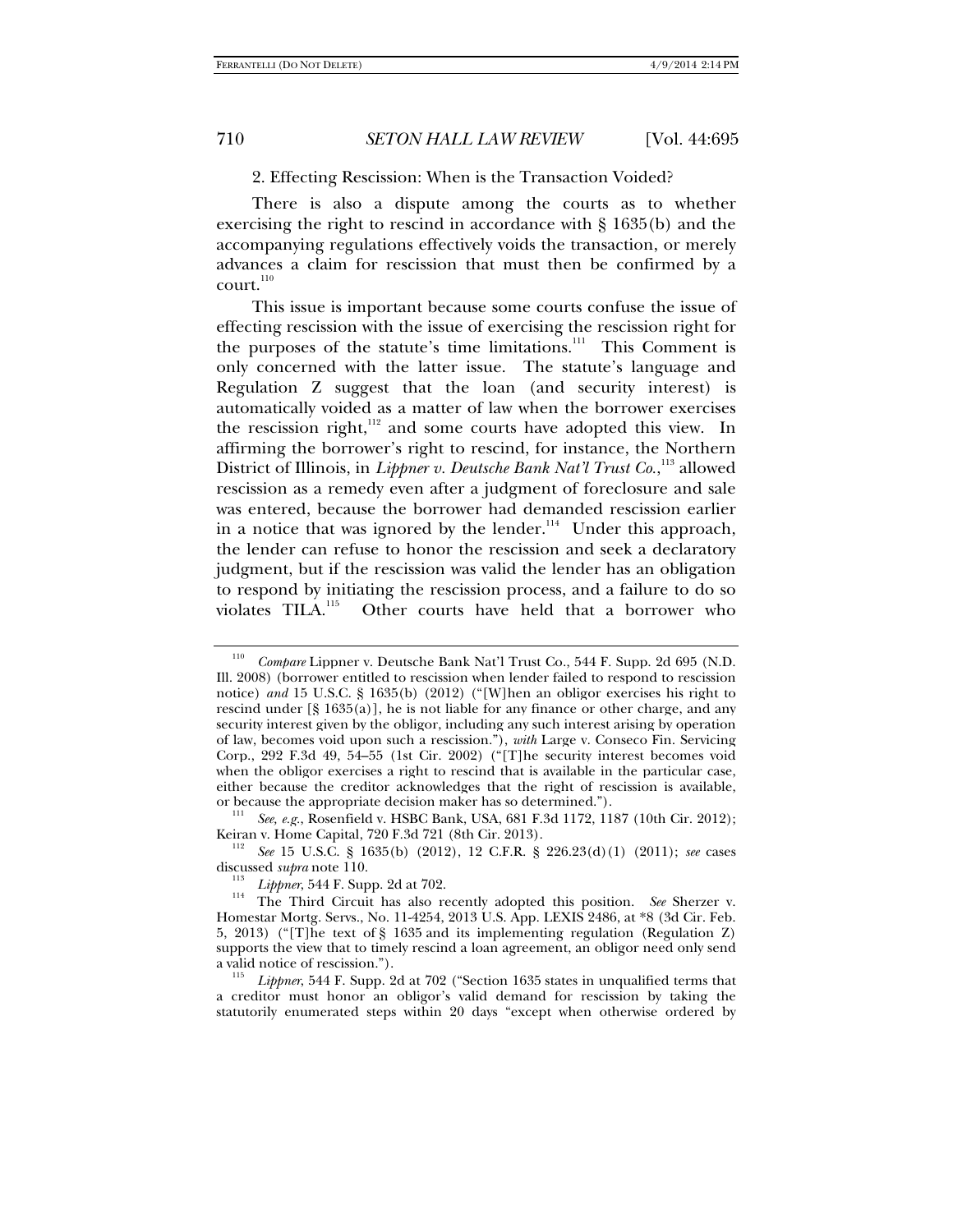2. Effecting Rescission: When is the Transaction Voided?

There is also a dispute among the courts as to whether exercising the right to rescind in accordance with § 1635(b) and the accompanying regulations effectively voids the transaction, or merely advances a claim for rescission that must then be confirmed by a court.[110]

This issue is important because some courts confuse the issue of effecting rescission with the issue of exercising the rescission right for the purposes of the statute's time limitations.[111] This Comment is only concerned with the latter issue. The statute's language and Regulation Z suggest that the loan (and security interest) is automatically voided as a matter of law when the borrower exercises the rescission right,[112] and some courts have adopted this view. In affirming the borrower's right to rescind, for instance, the Northern District of Illinois, in *Lippner v. Deutsche Bank Nat'l Trust Co.*,[113] allowed rescission as a remedy even after a judgment of foreclosure and sale was entered, because the borrower had demanded rescission earlier in a notice that was ignored by the lender.[114] Under this approach, the lender can refuse to honor the rescission and seek a declaratory judgment, but if the rescission was valid the lender has an obligation to respond by initiating the rescission process, and a failure to do so violates TILA.[115] Other courts have held that a borrower who

---

[110] *Compare* Lippner v. Deutsche Bank Nat'l Trust Co., 544 F. Supp. 2d 695 (N.D. Ill. 2008) (borrower entitled to rescission when lender failed to respond to rescission notice) *and* 15 U.S.C. § 1635(b) (2012) ("[W]hen an obligor exercises his right to rescind under [§ 1635(a)], he is not liable for any finance or other charge, and any security interest given by the obligor, including any such interest arising by operation of law, becomes void upon such a rescission."), *with* Large v. Conseco Fin. Servicing Corp., 292 F.3d 49, 54–55 (1st Cir. 2002) ("[T]he security interest becomes void when the obligor exercises a right to rescind that is available in the particular case, either because the creditor acknowledges that the right of rescission is available, or because the appropriate decision maker has so determined.").

[111] *See, e.g.*, Rosenfield v. HSBC Bank, USA, 681 F.3d 1172, 1187 (10th Cir. 2012); Keiran v. Home Capital, 720 F.3d 721 (8th Cir. 2013).

[112] *See* 15 U.S.C. § 1635(b) (2012), 12 C.F.R. § 226.23(d)(1) (2011); *see* cases discussed *supra* note 110.

[113] *Lippner*, 544 F. Supp. 2d at 702.

[114] The Third Circuit has also recently adopted this position. *See* Sherzer v. Homestar Mortg. Servs., No. 11-4254, 2013 U.S. App. LEXIS 2486, at *8 (3d Cir. Feb. 5, 2013) ("[T]he text of § 1635 and its implementing regulation (Regulation Z) supports the view that to timely rescind a loan agreement, an obligor need only send a valid notice of rescission.").

[115] *Lippner*, 544 F. Supp. 2d at 702 ("Section 1635 states in unqualified terms that a creditor must honor an obligor's valid demand for rescission by taking the statutorily enumerated steps within 20 days "except when otherwise ordered by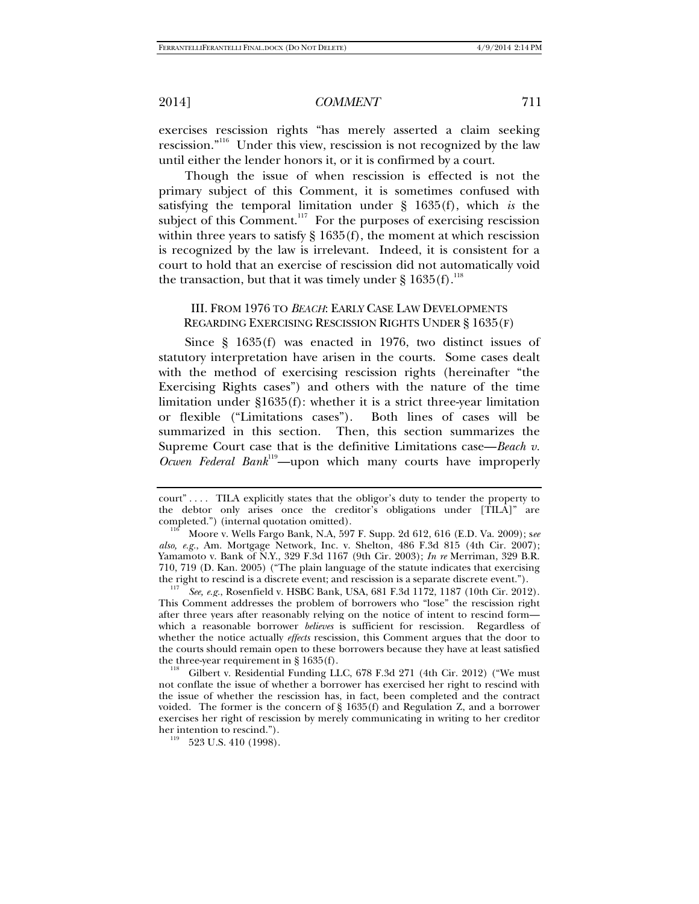exercises rescission rights "has merely asserted a claim seeking rescission."[116] Under this view, rescission is not recognized by the law until either the lender honors it, or it is confirmed by a court.

Though the issue of when rescission is effected is not the primary subject of this Comment, it is sometimes confused with satisfying the temporal limitation under § 1635(f), which *is* the subject of this Comment.[117] For the purposes of exercising rescission within three years to satisfy § 1635(f), the moment at which rescission is recognized by the law is irrelevant. Indeed, it is consistent for a court to hold that an exercise of rescission did not automatically void the transaction, but that it was timely under § 1635(f).[118]

## III. From 1976 to *Beach*: Early Case Law Developments Regarding Exercising Rescission Rights Under § 1635(f)

Since § 1635(f) was enacted in 1976, two distinct issues of statutory interpretation have arisen in the courts. Some cases dealt with the method of exercising rescission rights (hereinafter "the Exercising Rights cases") and others with the nature of the time limitation under §1635(f): whether it is a strict three-year limitation or flexible ("Limitations cases"). Both lines of cases will be summarized in this section. Then, this section summarizes the Supreme Court case that is the definitive Limitations case—*Beach v. Ocwen Federal Bank*[119]—upon which many courts have improperly

---

court" . . . . TILA explicitly states that the obligor's duty to tender the property to the debtor only arises once the creditor's obligations under [TILA]" are completed.") (internal quotation omitted).

[116] Moore v. Wells Fargo Bank, N.A, 597 F. Supp. 2d 612, 616 (E.D. Va. 2009); s*ee also, e.g.*, Am. Mortgage Network, Inc. v. Shelton, 486 F.3d 815 (4th Cir. 2007); Yamamoto v. Bank of N.Y., 329 F.3d 1167 (9th Cir. 2003); *In re* Merriman, 329 B.R. 710, 719 (D. Kan. 2005) ("The plain language of the statute indicates that exercising the right to rescind is a discrete event; and rescission is a separate discrete event.").

[117] *See, e.g.*, Rosenfield v. HSBC Bank, USA, 681 F.3d 1172, 1187 (10th Cir. 2012). This Comment addresses the problem of borrowers who "lose" the rescission right after three years after reasonably relying on the notice of intent to rescind form—which a reasonable borrower *believes* is sufficient for rescission. Regardless of whether the notice actually *effects* rescission, this Comment argues that the door to the courts should remain open to these borrowers because they have at least satisfied the three-year requirement in § 1635(f).

[118] Gilbert v. Residential Funding LLC, 678 F.3d 271 (4th Cir. 2012) ("We must not conflate the issue of whether a borrower has exercised her right to rescind with the issue of whether the rescission has, in fact, been completed and the contract voided. The former is the concern of § 1635(f) and Regulation Z, and a borrower exercises her right of rescission by merely communicating in writing to her creditor her intention to rescind.").

[119] 523 U.S. 410 (1998).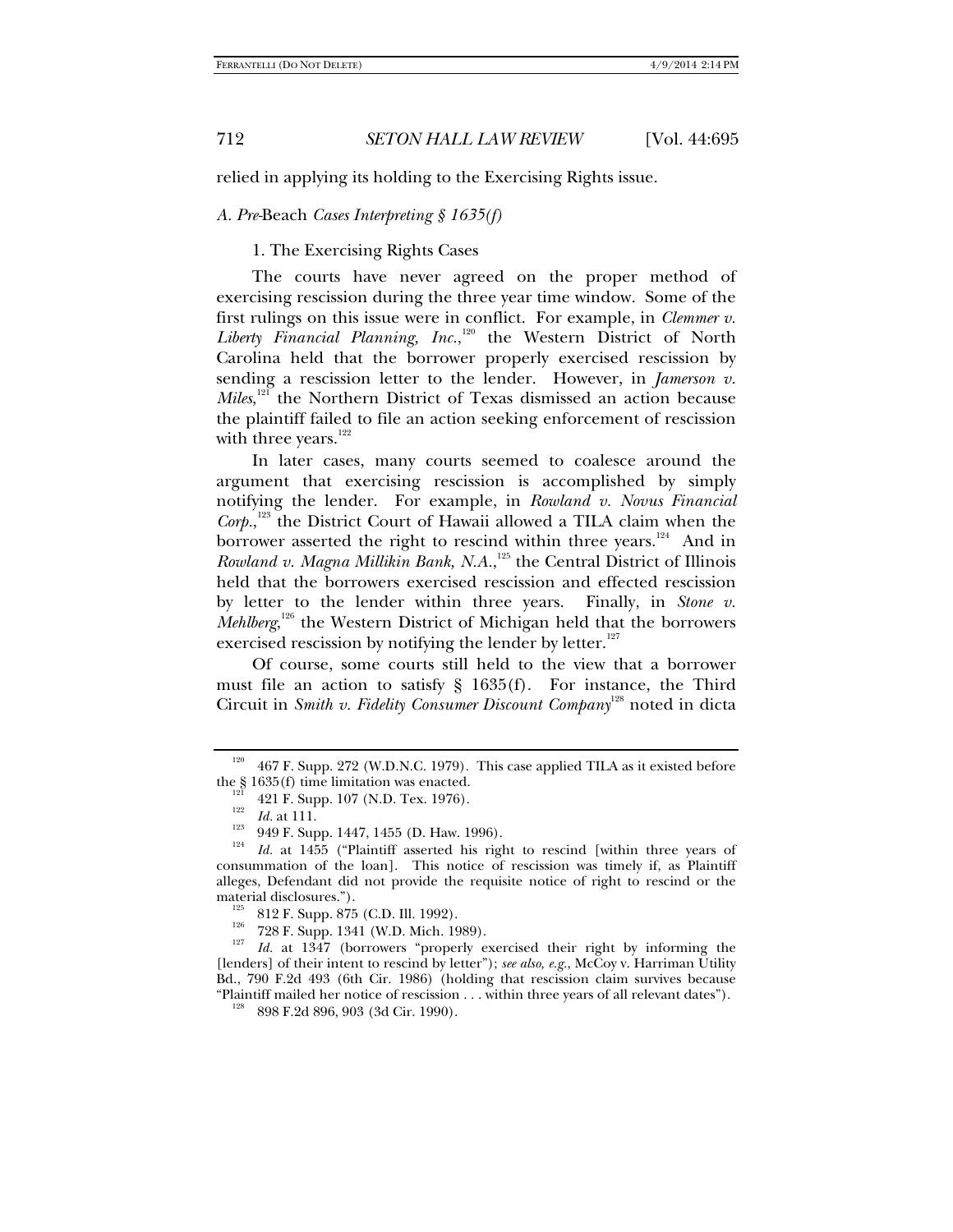relied in applying its holding to the Exercising Rights issue.

### *A. Pre-*Beach *Cases Interpreting § 1635(f)*

#### 1. The Exercising Rights Cases

The courts have never agreed on the proper method of exercising rescission during the three year time window. Some of the first rulings on this issue were in conflict. For example, in *Clemmer v. Liberty Financial Planning, Inc.*,[120] the Western District of North Carolina held that the borrower properly exercised rescission by sending a rescission letter to the lender. However, in *Jamerson v. Miles*,[121] the Northern District of Texas dismissed an action because the plaintiff failed to file an action seeking enforcement of rescission with three years.[122]

In later cases, many courts seemed to coalesce around the argument that exercising rescission is accomplished by simply notifying the lender. For example, in *Rowland v. Novus Financial Corp.*,[123] the District Court of Hawaii allowed a TILA claim when the borrower asserted the right to rescind within three years.[124] And in *Rowland v. Magna Millikin Bank, N.A.*,[125] the Central District of Illinois held that the borrowers exercised rescission and effected rescission by letter to the lender within three years. Finally, in *Stone v. Mehlberg*,[126] the Western District of Michigan held that the borrowers exercised rescission by notifying the lender by letter.[127]

Of course, some courts still held to the view that a borrower must file an action to satisfy § 1635(f). For instance, the Third Circuit in *Smith v. Fidelity Consumer Discount Company*[128] noted in dicta

---

[120] 467 F. Supp. 272 (W.D.N.C. 1979). This case applied TILA as it existed before the § 1635(f) time limitation was enacted.

[121] 421 F. Supp. 107 (N.D. Tex. 1976).

[122] *Id.* at 111.

[123] 949 F. Supp. 1447, 1455 (D. Haw. 1996).

[124] *Id.* at 1455 ("Plaintiff asserted his right to rescind [within three years of consummation of the loan]. This notice of rescission was timely if, as Plaintiff alleges, Defendant did not provide the requisite notice of right to rescind or the material disclosures.").

[125] 812 F. Supp. 875 (C.D. Ill. 1992).

[126] 728 F. Supp. 1341 (W.D. Mich. 1989).

[127] *Id.* at 1347 (borrowers "properly exercised their right by informing the [lenders] of their intent to rescind by letter"); *see also, e.g.*, McCoy v. Harriman Utility Bd., 790 F.2d 493 (6th Cir. 1986) (holding that rescission claim survives because "Plaintiff mailed her notice of rescission . . . within three years of all relevant dates").

[128] 898 F.2d 896, 903 (3d Cir. 1990).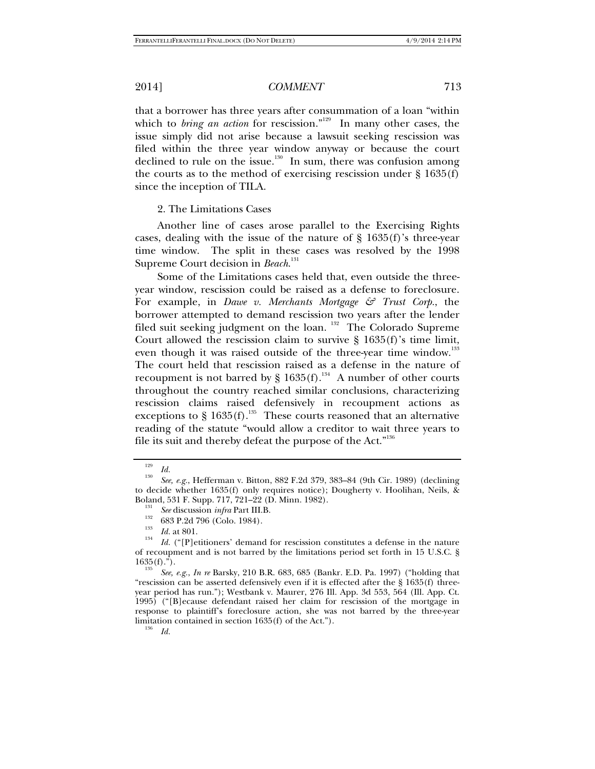that a borrower has three years after consummation of a loan "within which to *bring an action* for rescission."[129] In many other cases, the issue simply did not arise because a lawsuit seeking rescission was filed within the three year window anyway or because the court declined to rule on the issue.[130] In sum, there was confusion among the courts as to the method of exercising rescission under § 1635(f) since the inception of TILA.

2. The Limitations Cases

Another line of cases arose parallel to the Exercising Rights cases, dealing with the issue of the nature of § 1635(f)'s three-year time window. The split in these cases was resolved by the 1998 Supreme Court decision in *Beach*.[131]

Some of the Limitations cases held that, even outside the three-year window, rescission could be raised as a defense to foreclosure. For example, in *Dawe v. Merchants Mortgage & Trust Corp.*, the borrower attempted to demand rescission two years after the lender filed suit seeking judgment on the loan.[132] The Colorado Supreme Court allowed the rescission claim to survive § 1635(f)'s time limit, even though it was raised outside of the three-year time window.[133] The court held that rescission raised as a defense in the nature of recoupment is not barred by § 1635(f).[134] A number of other courts throughout the country reached similar conclusions, characterizing rescission claims raised defensively in recoupment actions as exceptions to § 1635(f).[135] These courts reasoned that an alternative reading of the statute "would allow a creditor to wait three years to file its suit and thereby defeat the purpose of the Act."[136]

---

[129] *Id.*

[130] *See, e.g.*, Hefferman v. Bitton, 882 F.2d 379, 383–84 (9th Cir. 1989) (declining to decide whether 1635(f) only requires notice); Dougherty v. Hoolihan, Neils, & Boland, 531 F. Supp. 717, 721–22 (D. Minn. 1982).

[131] *See* discussion *infra* Part III.B.

[132] 683 P.2d 796 (Colo. 1984).

[133] *Id.* at 801.

[134] *Id.* ("[P]etitioners' demand for rescission constitutes a defense in the nature of recoupment and is not barred by the limitations period set forth in 15 U.S.C. § 1635(f).").

[135] *See, e.g.*, *In re* Barsky, 210 B.R. 683, 685 (Bankr. E.D. Pa. 1997) ("holding that "rescission can be asserted defensively even if it is effected after the § 1635(f) three-year period has run."); Westbank v. Maurer, 276 Ill. App. 3d 553, 564 (Ill. App. Ct. 1995) ("[B]ecause defendant raised her claim for rescission of the mortgage in response to plaintiff's foreclosure action, she was not barred by the three-year limitation contained in section 1635(f) of the Act.").

[136] *Id.*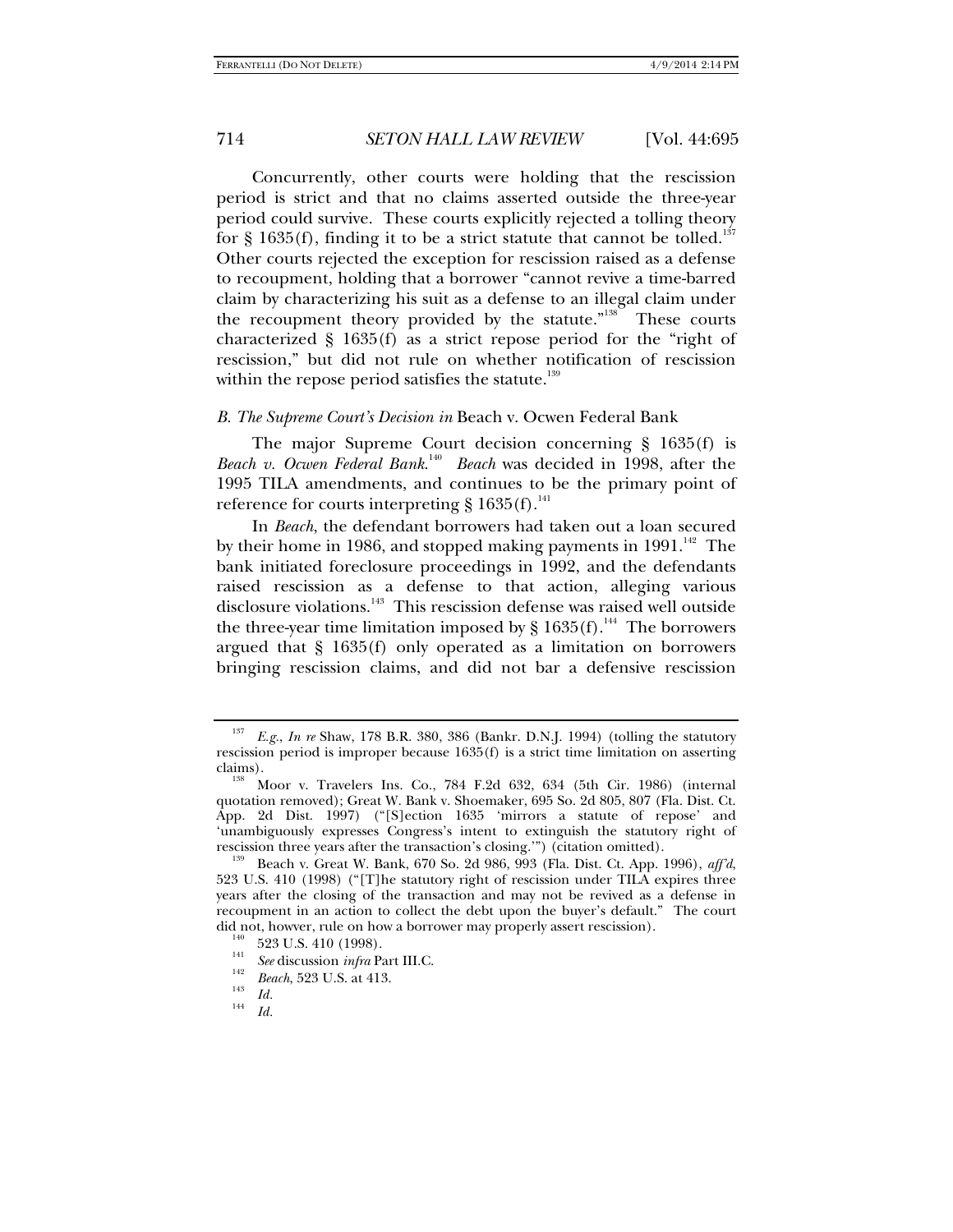Concurrently, other courts were holding that the rescission period is strict and that no claims asserted outside the three-year period could survive. These courts explicitly rejected a tolling theory for § 1635(f), finding it to be a strict statute that cannot be tolled.[137] Other courts rejected the exception for rescission raised as a defense to recoupment, holding that a borrower "cannot revive a time-barred claim by characterizing his suit as a defense to an illegal claim under the recoupment theory provided by the statute."[138] These courts characterized § 1635(f) as a strict repose period for the "right of rescission," but did not rule on whether notification of rescission within the repose period satisfies the statute.[139]

### *B. The Supreme Court's Decision in* Beach v. Ocwen Federal Bank

The major Supreme Court decision concerning § 1635(f) is *Beach v. Ocwen Federal Bank*.[140] *Beach* was decided in 1998, after the 1995 TILA amendments, and continues to be the primary point of reference for courts interpreting § 1635(f).[141]

In *Beach*, the defendant borrowers had taken out a loan secured by their home in 1986, and stopped making payments in 1991.[142] The bank initiated foreclosure proceedings in 1992, and the defendants raised rescission as a defense to that action, alleging various disclosure violations.[143] This rescission defense was raised well outside the three-year time limitation imposed by § 1635(f).[144] The borrowers argued that § 1635(f) only operated as a limitation on borrowers bringing rescission claims, and did not bar a defensive rescission

---

[137] *E.g.*, *In re* Shaw, 178 B.R. 380, 386 (Bankr. D.N.J. 1994) (tolling the statutory rescission period is improper because 1635(f) is a strict time limitation on asserting claims).

[138] Moor v. Travelers Ins. Co., 784 F.2d 632, 634 (5th Cir. 1986) (internal quotation removed); Great W. Bank v. Shoemaker, 695 So. 2d 805, 807 (Fla. Dist. Ct. App. 2d Dist. 1997) ("[S]ection 1635 'mirrors a statute of repose' and 'unambiguously expresses Congress's intent to extinguish the statutory right of rescission three years after the transaction's closing.'") (citation omitted).

[139] Beach v. Great W. Bank, 670 So. 2d 986, 993 (Fla. Dist. Ct. App. 1996), *aff'd*, 523 U.S. 410 (1998) ("[T]he statutory right of rescission under TILA expires three years after the closing of the transaction and may not be revived as a defense in recoupment in an action to collect the debt upon the buyer's default." The court did not, howver, rule on how a borrower may properly assert rescission).

[140] 523 U.S. 410 (1998).

[141] *See* discussion *infra* Part III.C.

[142] *Beach*, 523 U.S. at 413.

[143] *Id.*

[144] *Id.*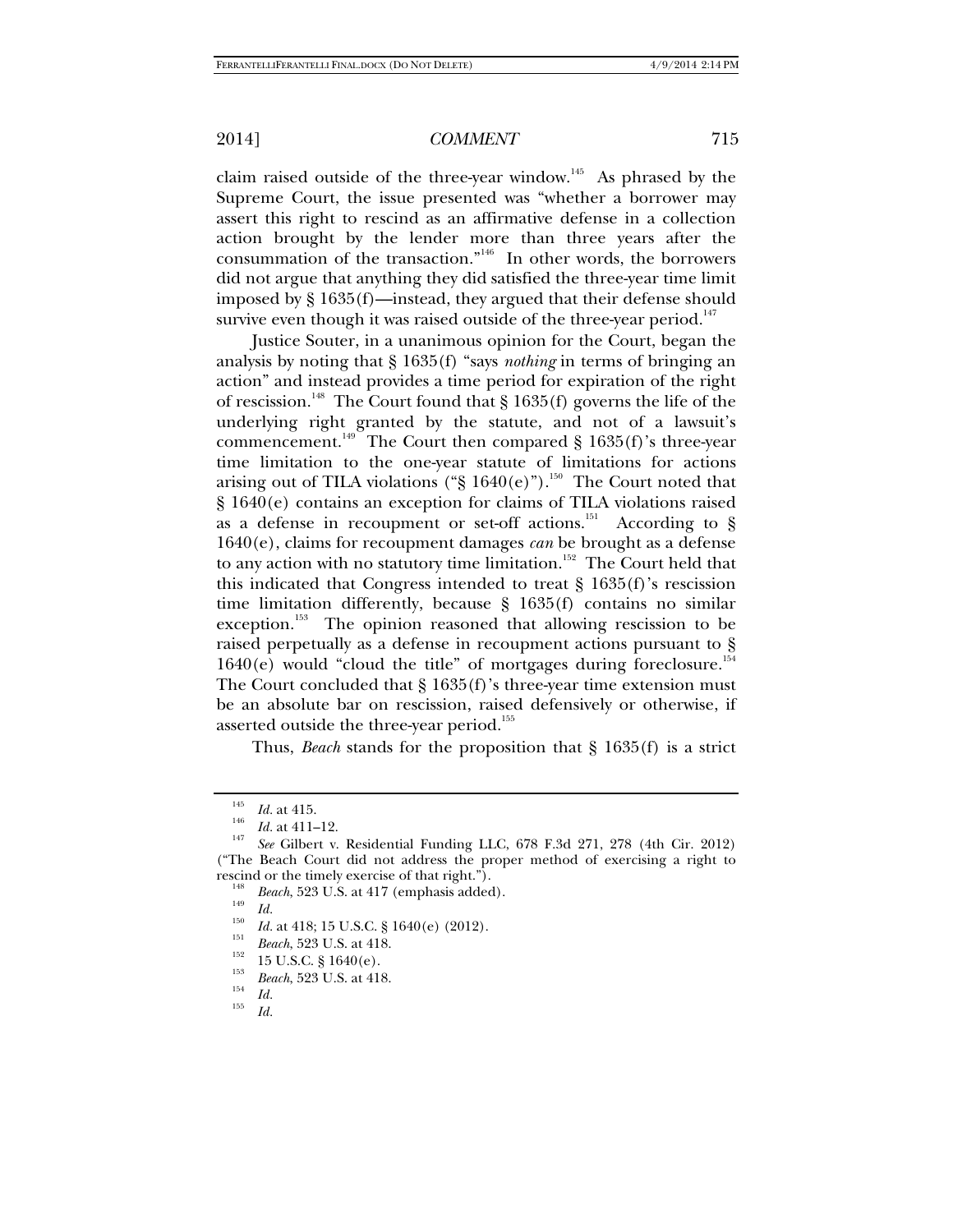claim raised outside of the three-year window.[145] As phrased by the Supreme Court, the issue presented was "whether a borrower may assert this right to rescind as an affirmative defense in a collection action brought by the lender more than three years after the consummation of the transaction."[146] In other words, the borrowers did not argue that anything they did satisfied the three-year time limit imposed by § 1635(f)—instead, they argued that their defense should survive even though it was raised outside of the three-year period.[147]

Justice Souter, in a unanimous opinion for the Court, began the analysis by noting that § 1635(f) "says *nothing* in terms of bringing an action" and instead provides a time period for expiration of the right of rescission.[148] The Court found that § 1635(f) governs the life of the underlying right granted by the statute, and not of a lawsuit's commencement.[149] The Court then compared § 1635(f)'s three-year time limitation to the one-year statute of limitations for actions arising out of TILA violations ("§ 1640(e)").[150] The Court noted that § 1640(e) contains an exception for claims of TILA violations raised as a defense in recoupment or set-off actions.[151] According to § 1640(e), claims for recoupment damages *can* be brought as a defense to any action with no statutory time limitation.[152] The Court held that this indicated that Congress intended to treat § 1635(f)'s rescission time limitation differently, because § 1635(f) contains no similar exception.[153] The opinion reasoned that allowing rescission to be raised perpetually as a defense in recoupment actions pursuant to § 1640(e) would "cloud the title" of mortgages during foreclosure.[154] The Court concluded that § 1635(f)'s three-year time extension must be an absolute bar on rescission, raised defensively or otherwise, if asserted outside the three-year period.[155]

Thus, *Beach* stands for the proposition that § 1635(f) is a strict

---

[145] *Id.* at 415.

[146] *Id.* at 411–12.

[147] *See* Gilbert v. Residential Funding LLC, 678 F.3d 271, 278 (4th Cir. 2012) ("The Beach Court did not address the proper method of exercising a right to rescind or the timely exercise of that right.").

[148] *Beach*, 523 U.S. at 417 (emphasis added).

[149] *Id.*

[150] *Id.* at 418; 15 U.S.C. § 1640(e) (2012).

[151] *Beach*, 523 U.S. at 418.

[152] 15 U.S.C. § 1640(e).

[153] *Beach*, 523 U.S. at 418.

[154] *Id.*

[155] *Id.*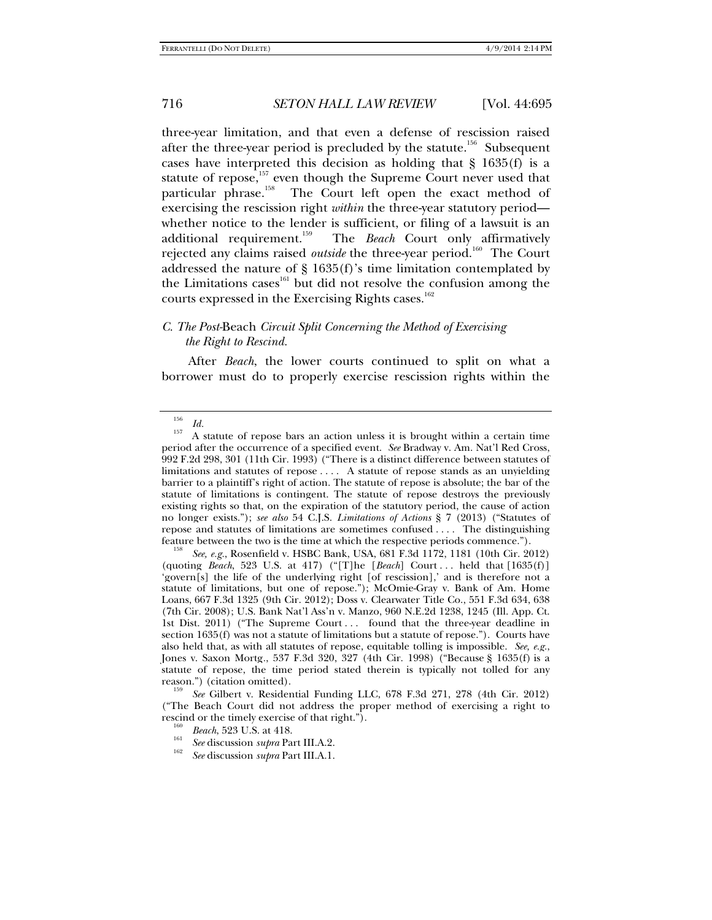three-year limitation, and that even a defense of rescission raised after the three-year period is precluded by the statute.[156] Subsequent cases have interpreted this decision as holding that § 1635(f) is a statute of repose,[157] even though the Supreme Court never used that particular phrase.[158] The Court left open the exact method of exercising the rescission right *within* the three-year statutory period—whether notice to the lender is sufficient, or filing of a lawsuit is an additional requirement.[159] The *Beach* Court only affirmatively rejected any claims raised *outside* the three-year period.[160] The Court addressed the nature of § 1635(f)'s time limitation contemplated by the Limitations cases[161] but did not resolve the confusion among the courts expressed in the Exercising Rights cases.[162]

### *C. The Post-*Beach *Circuit Split Concerning the Method of Exercising the Right to Rescind.*

After *Beach*, the lower courts continued to split on what a borrower must do to properly exercise rescission rights within the

---

[156] *Id.*

[157] A statute of repose bars an action unless it is brought within a certain time period after the occurrence of a specified event. *See* Bradway v. Am. Nat'l Red Cross, 992 F.2d 298, 301 (11th Cir. 1993) ("There is a distinct difference between statutes of limitations and statutes of repose . . . . A statute of repose stands as an unyielding barrier to a plaintiff's right of action. The statute of repose is absolute; the bar of the statute of limitations is contingent. The statute of repose destroys the previously existing rights so that, on the expiration of the statutory period, the cause of action no longer exists."); *see also* 54 C.J.S. *Limitations of Actions* § 7 (2013) ("Statutes of repose and statutes of limitations are sometimes confused . . . . The distinguishing feature between the two is the time at which the respective periods commence.").

[158] *See, e.g.*, Rosenfield v. HSBC Bank, USA, 681 F.3d 1172, 1181 (10th Cir. 2012) (quoting *Beach*, 523 U.S. at 417) ("[T]he [*Beach*] Court . . . held that [1635(f)] 'govern[s] the life of the underlying right [of rescission],' and is therefore not a statute of limitations, but one of repose."); McOmie-Gray v. Bank of Am. Home Loans, 667 F.3d 1325 (9th Cir. 2012); Doss v. Clearwater Title Co., 551 F.3d 634, 638 (7th Cir. 2008); U.S. Bank Nat'l Ass'n v. Manzo, 960 N.E.2d 1238, 1245 (Ill. App. Ct. 1st Dist. 2011) ("The Supreme Court . . . found that the three-year deadline in section 1635(f) was not a statute of limitations but a statute of repose."). Courts have also held that, as with all statutes of repose, equitable tolling is impossible. *See, e.g.*, Jones v. Saxon Mortg., 537 F.3d 320, 327 (4th Cir. 1998) ("Because § 1635(f) is a statute of repose, the time period stated therein is typically not tolled for any reason.") (citation omitted).

[159] *See* Gilbert v. Residential Funding LLC, 678 F.3d 271, 278 (4th Cir. 2012) ("The Beach Court did not address the proper method of exercising a right to rescind or the timely exercise of that right.").

[160] *Beach*, 523 U.S. at 418.

[161] *See* discussion *supra* Part III.A.2.

[162] *See* discussion *supra* Part III.A.1.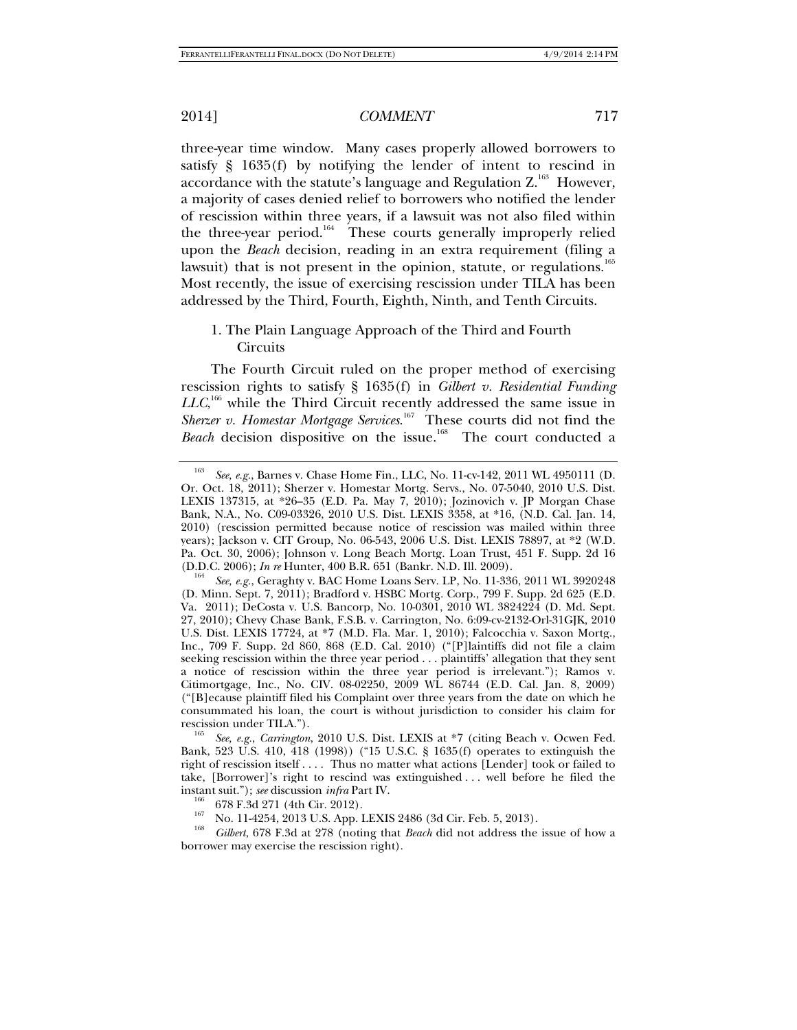three-year time window. Many cases properly allowed borrowers to satisfy § 1635(f) by notifying the lender of intent to rescind in accordance with the statute's language and Regulation Z.[163] However, a majority of cases denied relief to borrowers who notified the lender of rescission within three years, if a lawsuit was not also filed within the three-year period.[164] These courts generally improperly relied upon the *Beach* decision, reading in an extra requirement (filing a lawsuit) that is not present in the opinion, statute, or regulations.[165] Most recently, the issue of exercising rescission under TILA has been addressed by the Third, Fourth, Eighth, Ninth, and Tenth Circuits.

### 1. The Plain Language Approach of the Third and Fourth Circuits

The Fourth Circuit ruled on the proper method of exercising rescission rights to satisfy § 1635(f) in *Gilbert v. Residential Funding LLC*,[166] while the Third Circuit recently addressed the same issue in *Sherzer v. Homestar Mortgage Services*.[167] These courts did not find the *Beach* decision dispositive on the issue.[168] The court conducted a

---

[163] *See, e.g.*, Barnes v. Chase Home Fin., LLC, No. 11-cv-142, 2011 WL 4950111 (D. Or. Oct. 18, 2011); Sherzer v. Homestar Mortg. Servs., No. 07-5040, 2010 U.S. Dist. LEXIS 137315, at *26–35 (E.D. Pa. May 7, 2010); Jozinovich v. JP Morgan Chase Bank, N.A., No. C09-03326, 2010 U.S. Dist. LEXIS 3358, at *16, (N.D. Cal. Jan. 14, 2010) (rescission permitted because notice of rescission was mailed within three years); Jackson v. CIT Group, No. 06-543, 2006 U.S. Dist. LEXIS 78897, at *2 (W.D. Pa. Oct. 30, 2006); Johnson v. Long Beach Mortg. Loan Trust, 451 F. Supp. 2d 16 (D.D.C. 2006); *In re* Hunter, 400 B.R. 651 (Bankr. N.D. Ill. 2009).

[164] *See, e.g.*, Geraghty v. BAC Home Loans Serv. LP, No. 11-336, 2011 WL 3920248 (D. Minn. Sept. 7, 2011); Bradford v. HSBC Mortg. Corp., 799 F. Supp. 2d 625 (E.D. Va. 2011); DeCosta v. U.S. Bancorp, No. 10-0301, 2010 WL 3824224 (D. Md. Sept. 27, 2010); Chevy Chase Bank, F.S.B. v. Carrington, No. 6:09-cv-2132-Orl-31GJK, 2010 U.S. Dist. LEXIS 17724, at *7 (M.D. Fla. Mar. 1, 2010); Falcocchia v. Saxon Mortg., Inc., 709 F. Supp. 2d 860, 868 (E.D. Cal. 2010) ("[P]laintiffs did not file a claim seeking rescission within the three year period . . . plaintiffs' allegation that they sent a notice of rescission within the three year period is irrelevant."); Ramos v. Citimortgage, Inc., No. CIV. 08-02250, 2009 WL 86744 (E.D. Cal. Jan. 8, 2009) ("[B]ecause plaintiff filed his Complaint over three years from the date on which he consummated his loan, the court is without jurisdiction to consider his claim for rescission under TILA.").

[165] *See, e.g.*, *Carrington*, 2010 U.S. Dist. LEXIS at *7 (citing Beach v. Ocwen Fed. Bank, 523 U.S. 410, 418 (1998)) ("15 U.S.C. § 1635(f) operates to extinguish the right of rescission itself . . . . Thus no matter what actions [Lender] took or failed to take, [Borrower]'s right to rescind was extinguished . . . well before he filed the instant suit."); *see* discussion *infra* Part IV.

[166] 678 F.3d 271 (4th Cir. 2012).

[167] No. 11-4254, 2013 U.S. App. LEXIS 2486 (3d Cir. Feb. 5, 2013).

[168] *Gilbert*, 678 F.3d at 278 (noting that *Beach* did not address the issue of how a borrower may exercise the rescission right).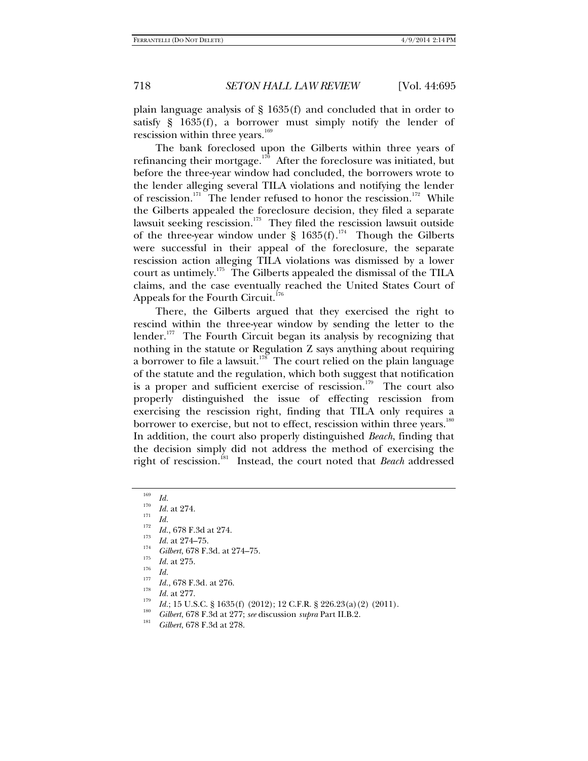plain language analysis of § 1635(f) and concluded that in order to satisfy § 1635(f), a borrower must simply notify the lender of rescission within three years.[169]

The bank foreclosed upon the Gilberts within three years of refinancing their mortgage.[170] After the foreclosure was initiated, but before the three-year window had concluded, the borrowers wrote to the lender alleging several TILA violations and notifying the lender of rescission.[171] The lender refused to honor the rescission.[172] While the Gilberts appealed the foreclosure decision, they filed a separate lawsuit seeking rescission.[173] They filed the rescission lawsuit outside of the three-year window under § 1635(f).[174] Though the Gilberts were successful in their appeal of the foreclosure, the separate rescission action alleging TILA violations was dismissed by a lower court as untimely.[175] The Gilberts appealed the dismissal of the TILA claims, and the case eventually reached the United States Court of Appeals for the Fourth Circuit.[176]

There, the Gilberts argued that they exercised the right to rescind within the three-year window by sending the letter to the lender.[177] The Fourth Circuit began its analysis by recognizing that nothing in the statute or Regulation Z says anything about requiring a borrower to file a lawsuit.[178] The court relied on the plain language of the statute and the regulation, which both suggest that notification is a proper and sufficient exercise of rescission.[179] The court also properly distinguished the issue of effecting rescission from exercising the rescission right, finding that TILA only requires a borrower to exercise, but not to effect, rescission within three years.[180] In addition, the court also properly distinguished *Beach*, finding that the decision simply did not address the method of exercising the right of rescission.[181] Instead, the court noted that *Beach* addressed

---

[169] *Id.*

[170] *Id.* at 274.

[171] *Id.*

[172] *Id.*, 678 F.3d at 274.

[173] *Id.* at 274–75.

[174] *Gilbert*, 678 F.3d. at 274–75.

[175] *Id.* at 275.

[176] *Id.*

[177] *Id.*, 678 F.3d. at 276.

[178] *Id.* at 277.

[179] *Id.*; 15 U.S.C. § 1635(f) (2012); 12 C.F.R. § 226.23(a)(2) (2011).

[180] *Gilbert*, 678 F.3d at 277; *see* discussion *supra* Part II.B.2.

[181] *Gilbert*, 678 F.3d at 278.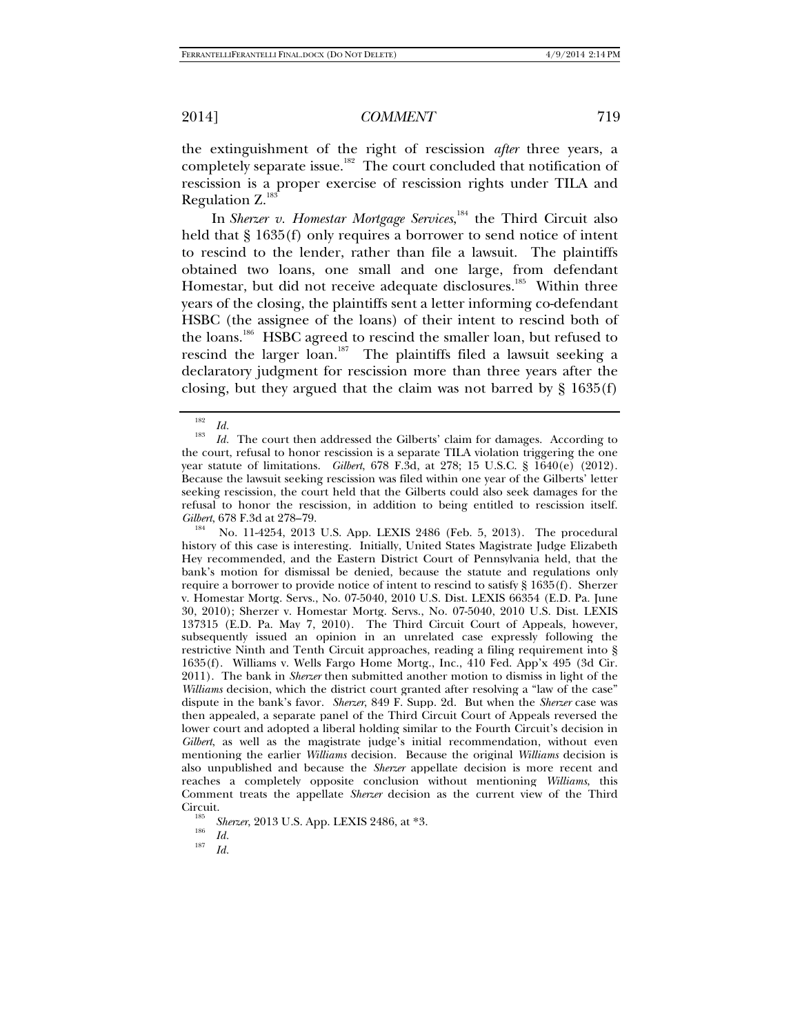the extinguishment of the right of rescission *after* three years, a completely separate issue.[182] The court concluded that notification of rescission is a proper exercise of rescission rights under TILA and Regulation Z.[183]

In *Sherzer v. Homestar Mortgage Services*,[184] the Third Circuit also held that § 1635(f) only requires a borrower to send notice of intent to rescind to the lender, rather than file a lawsuit. The plaintiffs obtained two loans, one small and one large, from defendant Homestar, but did not receive adequate disclosures.[185] Within three years of the closing, the plaintiffs sent a letter informing co-defendant HSBC (the assignee of the loans) of their intent to rescind both of the loans.[186] HSBC agreed to rescind the smaller loan, but refused to rescind the larger loan.[187] The plaintiffs filed a lawsuit seeking a declaratory judgment for rescission more than three years after the closing, but they argued that the claim was not barred by § 1635(f)

---

[182] *Id.*

[183] *Id.* The court then addressed the Gilberts' claim for damages. According to the court, refusal to honor rescission is a separate TILA violation triggering the one year statute of limitations. *Gilbert*, 678 F.3d, at 278; 15 U.S.C. § 1640(e) (2012). Because the lawsuit seeking rescission was filed within one year of the Gilberts' letter seeking rescission, the court held that the Gilberts could also seek damages for the refusal to honor the rescission, in addition to being entitled to rescission itself. *Gilbert*, 678 F.3d at 278–79.

[184] No. 11-4254, 2013 U.S. App. LEXIS 2486 (Feb. 5, 2013). The procedural history of this case is interesting. Initially, United States Magistrate Judge Elizabeth Hey recommended, and the Eastern District Court of Pennsylvania held, that the bank's motion for dismissal be denied, because the statute and regulations only require a borrower to provide notice of intent to rescind to satisfy § 1635(f). Sherzer v. Homestar Mortg. Servs., No. 07-5040, 2010 U.S. Dist. LEXIS 66354 (E.D. Pa. June 30, 2010); Sherzer v. Homestar Mortg. Servs., No. 07-5040, 2010 U.S. Dist. LEXIS 137315 (E.D. Pa. May 7, 2010). The Third Circuit Court of Appeals, however, subsequently issued an opinion in an unrelated case expressly following the restrictive Ninth and Tenth Circuit approaches, reading a filing requirement into § 1635(f). Williams v. Wells Fargo Home Mortg., Inc., 410 Fed. App'x 495 (3d Cir. 2011). The bank in *Sherzer* then submitted another motion to dismiss in light of the *Williams* decision, which the district court granted after resolving a "law of the case" dispute in the bank's favor. *Sherzer*, 849 F. Supp. 2d. But when the *Sherzer* case was then appealed, a separate panel of the Third Circuit Court of Appeals reversed the lower court and adopted a liberal holding similar to the Fourth Circuit's decision in *Gilbert*, as well as the magistrate judge's initial recommendation, without even mentioning the earlier *Williams* decision. Because the original *Williams* decision is also unpublished and because the *Sherzer* appellate decision is more recent and reaches a completely opposite conclusion without mentioning *Williams*, this Comment treats the appellate *Sherzer* decision as the current view of the Third Circuit.

[185] *Sherzer*, 2013 U.S. App. LEXIS 2486, at *3.

[186] *Id.*

[187] *Id.*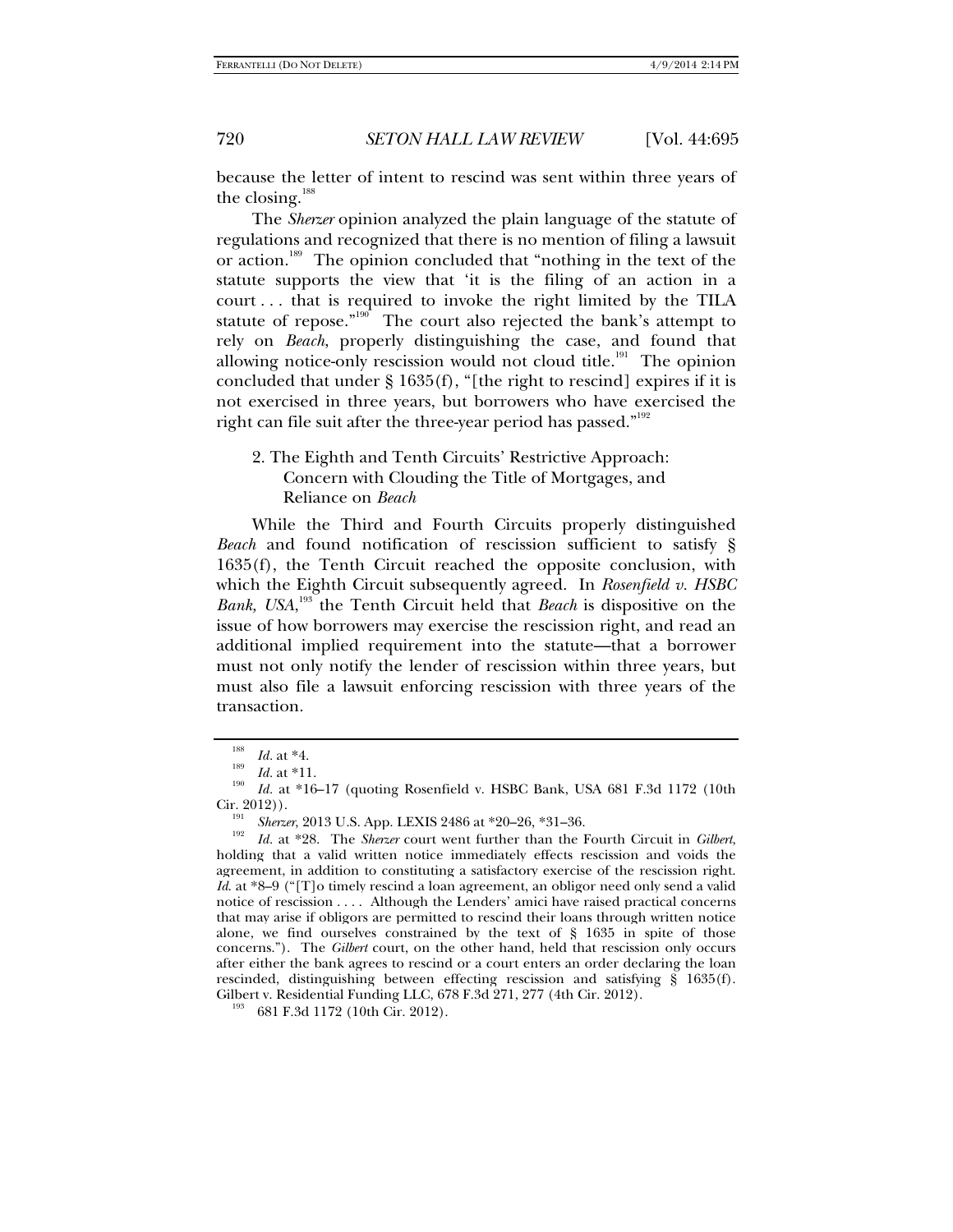because the letter of intent to rescind was sent within three years of the closing.[188]

The *Sherzer* opinion analyzed the plain language of the statute of regulations and recognized that there is no mention of filing a lawsuit or action.[189] The opinion concluded that "nothing in the text of the statute supports the view that 'it is the filing of an action in a court . . . that is required to invoke the right limited by the TILA statute of repose."[190] The court also rejected the bank's attempt to rely on *Beach*, properly distinguishing the case, and found that allowing notice-only rescission would not cloud title.[191] The opinion concluded that under § 1635(f), "[the right to rescind] expires if it is not exercised in three years, but borrowers who have exercised the right can file suit after the three-year period has passed."[192]

### 2. The Eighth and Tenth Circuits' Restrictive Approach: Concern with Clouding the Title of Mortgages, and Reliance on *Beach*

While the Third and Fourth Circuits properly distinguished *Beach* and found notification of rescission sufficient to satisfy § 1635(f), the Tenth Circuit reached the opposite conclusion, with which the Eighth Circuit subsequently agreed. In *Rosenfield v. HSBC Bank, USA*,[193] the Tenth Circuit held that *Beach* is dispositive on the issue of how borrowers may exercise the rescission right, and read an additional implied requirement into the statute—that a borrower must not only notify the lender of rescission within three years, but must also file a lawsuit enforcing rescission with three years of the transaction.

---

[188] *Id.* at *4.

[189] *Id.* at *11.

[190] *Id.* at *16–17 (quoting Rosenfield v. HSBC Bank, USA 681 F.3d 1172 (10th Cir. 2012)).

[191] *Sherzer*, 2013 U.S. App. LEXIS 2486 at *20–26, *31–36.

[192] *Id.* at *28. The *Sherzer* court went further than the Fourth Circuit in *Gilbert*, holding that a valid written notice immediately effects rescission and voids the agreement, in addition to constituting a satisfactory exercise of the rescission right. *Id.* at *8–9 ("[T]o timely rescind a loan agreement, an obligor need only send a valid notice of rescission . . . . Although the Lenders' amici have raised practical concerns that may arise if obligors are permitted to rescind their loans through written notice alone, we find ourselves constrained by the text of § 1635 in spite of those concerns."). The *Gilbert* court, on the other hand, held that rescission only occurs after either the bank agrees to rescind or a court enters an order declaring the loan rescinded, distinguishing between effecting rescission and satisfying § 1635(f). Gilbert v. Residential Funding LLC, 678 F.3d 271, 277 (4th Cir. 2012).

[193] 681 F.3d 1172 (10th Cir. 2012).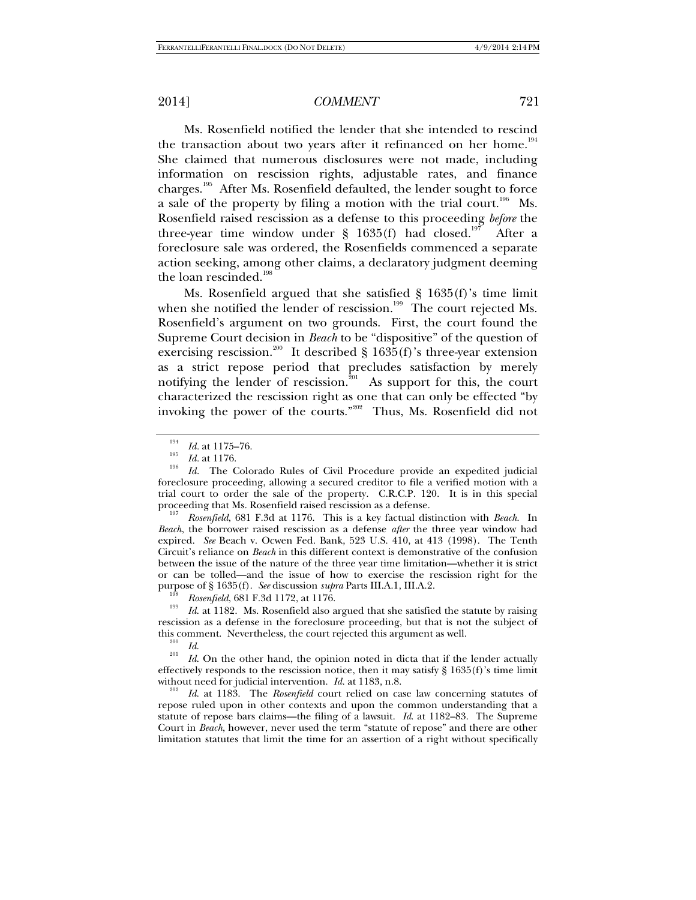Ms. Rosenfield notified the lender that she intended to rescind the transaction about two years after it refinanced on her home.[194] She claimed that numerous disclosures were not made, including information on rescission rights, adjustable rates, and finance charges.[195] After Ms. Rosenfield defaulted, the lender sought to force a sale of the property by filing a motion with the trial court.[196] Ms. Rosenfield raised rescission as a defense to this proceeding *before* the three-year time window under § 1635(f) had closed.[197] After a foreclosure sale was ordered, the Rosenfields commenced a separate action seeking, among other claims, a declaratory judgment deeming the loan rescinded.[198]

Ms. Rosenfield argued that she satisfied § 1635(f)'s time limit when she notified the lender of rescission.[199] The court rejected Ms. Rosenfield's argument on two grounds. First, the court found the Supreme Court decision in *Beach* to be "dispositive" of the question of exercising rescission.[200] It described § 1635(f)'s three-year extension as a strict repose period that precludes satisfaction by merely notifying the lender of rescission.[201] As support for this, the court characterized the rescission right as one that can only be effected "by invoking the power of the courts."[202] Thus, Ms. Rosenfield did not

---

[194] *Id.* at 1175–76.

[195] *Id.* at 1176.

[196] *Id.* The Colorado Rules of Civil Procedure provide an expedited judicial foreclosure proceeding, allowing a secured creditor to file a verified motion with a trial court to order the sale of the property. C.R.C.P. 120. It is in this special proceeding that Ms. Rosenfield raised rescission as a defense.

[197] *Rosenfield*, 681 F.3d at 1176. This is a key factual distinction with *Beach*. In *Beach*, the borrower raised rescission as a defense *after* the three year window had expired. *See* Beach v. Ocwen Fed. Bank, 523 U.S. 410, at 413 (1998). The Tenth Circuit's reliance on *Beach* in this different context is demonstrative of the confusion between the issue of the nature of the three year time limitation—whether it is strict or can be tolled—and the issue of how to exercise the rescission right for the purpose of § 1635(f). *See* discussion *supra* Parts III.A.1, III.A.2.

[198] *Rosenfield*, 681 F.3d 1172, at 1176.

[199] *Id.* at 1182. Ms. Rosenfield also argued that she satisfied the statute by raising rescission as a defense in the foreclosure proceeding, but that is not the subject of this comment. Nevertheless, the court rejected this argument as well.

[200] *Id.*

[201] *Id.* On the other hand, the opinion noted in dicta that if the lender actually effectively responds to the rescission notice, then it may satisfy § 1635(f)'s time limit without need for judicial intervention. *Id.* at 1183, n.8.

[202] *Id.* at 1183. The *Rosenfield* court relied on case law concerning statutes of repose ruled upon in other contexts and upon the common understanding that a statute of repose bars claims—the filing of a lawsuit. *Id.* at 1182–83. The Supreme Court in *Beach*, however, never used the term "statute of repose" and there are other limitation statutes that limit the time for an assertion of a right without specifically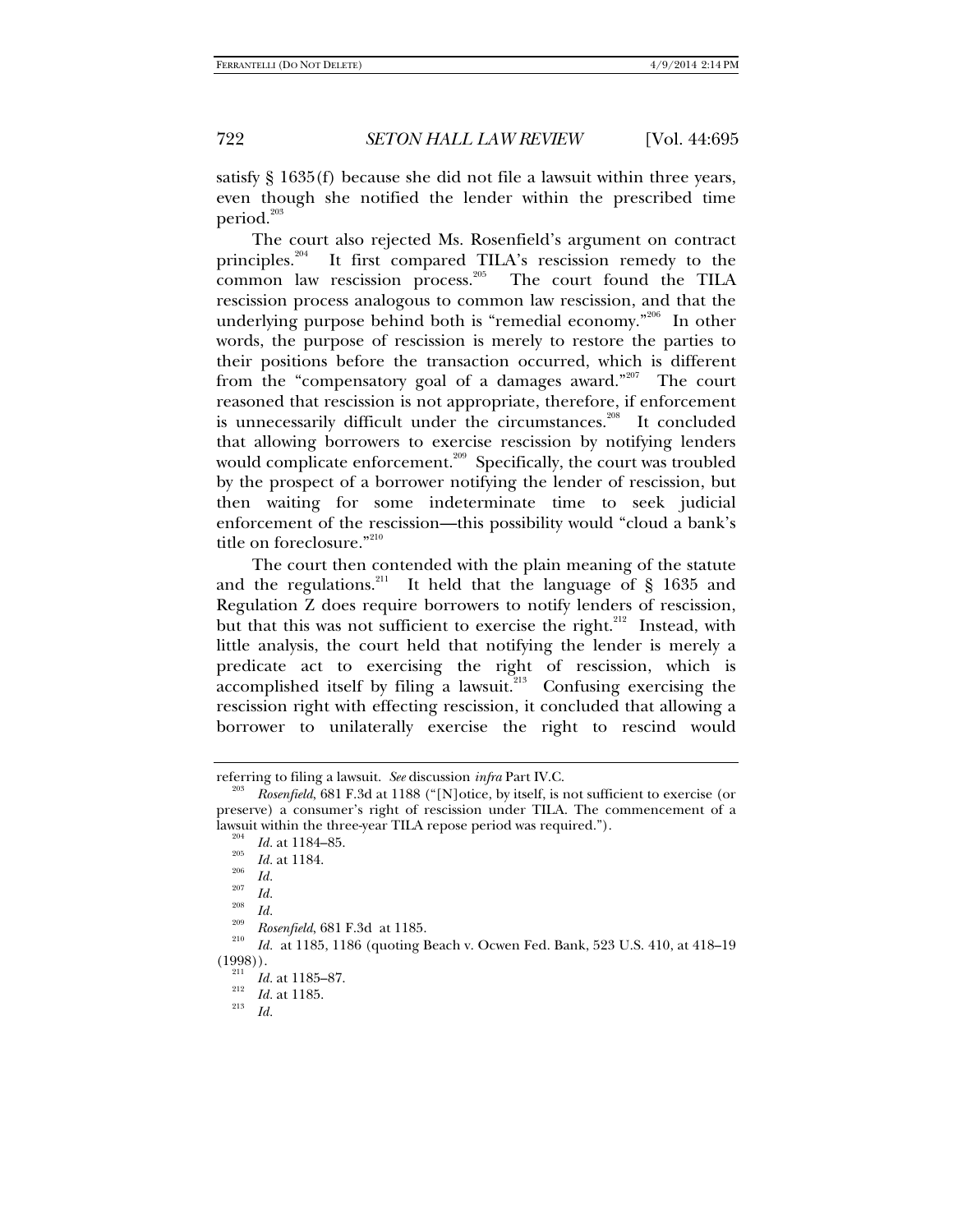satisfy § 1635(f) because she did not file a lawsuit within three years, even though she notified the lender within the prescribed time period.[203]

The court also rejected Ms. Rosenfield's argument on contract principles.[204] It first compared TILA's rescission remedy to the common law rescission process.[205] The court found the TILA rescission process analogous to common law rescission, and that the underlying purpose behind both is "remedial economy."[206] In other words, the purpose of rescission is merely to restore the parties to their positions before the transaction occurred, which is different from the "compensatory goal of a damages award."[207] The court reasoned that rescission is not appropriate, therefore, if enforcement is unnecessarily difficult under the circumstances.[208] It concluded that allowing borrowers to exercise rescission by notifying lenders would complicate enforcement.[209] Specifically, the court was troubled by the prospect of a borrower notifying the lender of rescission, but then waiting for some indeterminate time to seek judicial enforcement of the rescission—this possibility would "cloud a bank's title on foreclosure."[210]

The court then contended with the plain meaning of the statute and the regulations.[211] It held that the language of § 1635 and Regulation Z does require borrowers to notify lenders of rescission, but that this was not sufficient to exercise the right.[212] Instead, with little analysis, the court held that notifying the lender is merely a predicate act to exercising the right of rescission, which is accomplished itself by filing a lawsuit.[213] Confusing exercising the rescission right with effecting rescission, it concluded that allowing a borrower to unilaterally exercise the right to rescind would

---

referring to filing a lawsuit. *See* discussion *infra* Part IV.C.

[203] *Rosenfield*, 681 F.3d at 1188 ("[N]otice, by itself, is not sufficient to exercise (or preserve) a consumer's right of rescission under TILA. The commencement of a lawsuit within the three-year TILA repose period was required.").

[204] *Id.* at 1184–85.

[205] *Id.* at 1184.

[206] *Id.*

[207] *Id.*

[208] *Id.*

[209] *Rosenfield*, 681 F.3d at 1185.

[210] *Id.* at 1185, 1186 (quoting Beach v. Ocwen Fed. Bank, 523 U.S. 410, at 418–19 (1998)).

[211] *Id.* at 1185–87.

[212] *Id.* at 1185.

[213] *Id.*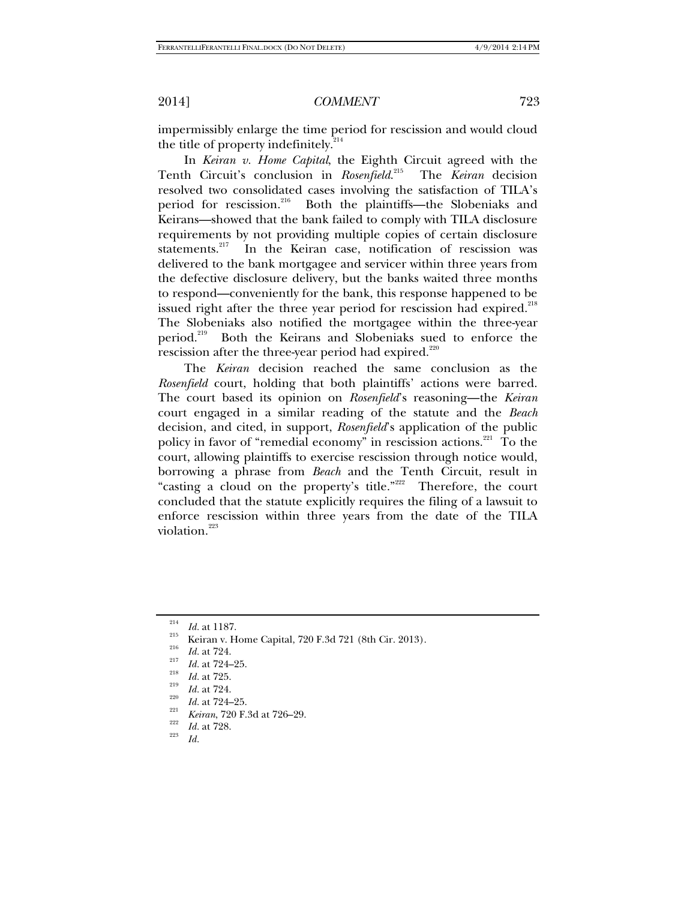impermissibly enlarge the time period for rescission and would cloud the title of property indefinitely.[214]

In *Keiran v. Home Capital*, the Eighth Circuit agreed with the Tenth Circuit's conclusion in *Rosenfield*.[215] The *Keiran* decision resolved two consolidated cases involving the satisfaction of TILA's period for rescission.[216] Both the plaintiffs—the Slobeniaks and Keirans—showed that the bank failed to comply with TILA disclosure requirements by not providing multiple copies of certain disclosure statements.[217] In the Keiran case, notification of rescission was delivered to the bank mortgagee and servicer within three years from the defective disclosure delivery, but the banks waited three months to respond—conveniently for the bank, this response happened to be issued right after the three year period for rescission had expired.[218] The Slobeniaks also notified the mortgagee within the three-year period.[219] Both the Keirans and Slobeniaks sued to enforce the rescission after the three-year period had expired.[220]

The *Keiran* decision reached the same conclusion as the *Rosenfield* court, holding that both plaintiffs' actions were barred. The court based its opinion on *Rosenfield*'s reasoning—the *Keiran* court engaged in a similar reading of the statute and the *Beach* decision, and cited, in support, *Rosenfield*'s application of the public policy in favor of "remedial economy" in rescission actions.[221] To the court, allowing plaintiffs to exercise rescission through notice would, borrowing a phrase from *Beach* and the Tenth Circuit, result in "casting a cloud on the property's title."[222] Therefore, the court concluded that the statute explicitly requires the filing of a lawsuit to enforce rescission within three years from the date of the TILA violation.[223]

---

[214] *Id.* at 1187.

[215] Keiran v. Home Capital, 720 F.3d 721 (8th Cir. 2013).

[216] *Id.* at 724.

[217] *Id.* at 724–25.

[218] *Id.* at 725.

[219] *Id.* at 724.

[220] *Id.* at 724–25.

[221] *Keiran*, 720 F.3d at 726–29.

[222] *Id.* at 728.

[223] *Id.*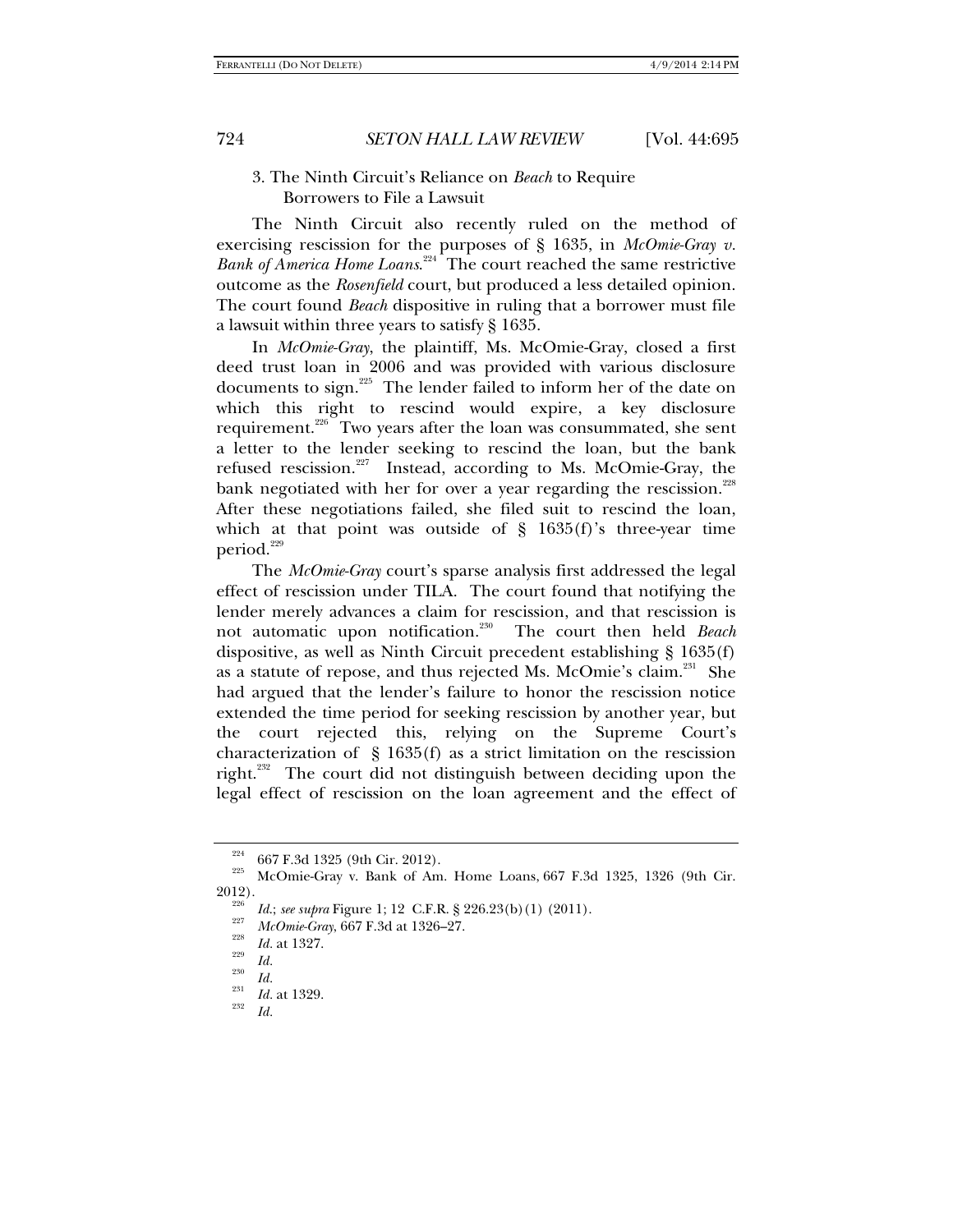### 3. The Ninth Circuit's Reliance on *Beach* to Require Borrowers to File a Lawsuit

The Ninth Circuit also recently ruled on the method of exercising rescission for the purposes of § 1635, in *McOmie-Gray v. Bank of America Home Loans*.[224] The court reached the same restrictive outcome as the *Rosenfield* court, but produced a less detailed opinion. The court found *Beach* dispositive in ruling that a borrower must file a lawsuit within three years to satisfy § 1635.

In *McOmie-Gray*, the plaintiff, Ms. McOmie-Gray, closed a first deed trust loan in 2006 and was provided with various disclosure documents to sign.[225] The lender failed to inform her of the date on which this right to rescind would expire, a key disclosure requirement.[226] Two years after the loan was consummated, she sent a letter to the lender seeking to rescind the loan, but the bank refused rescission.[227] Instead, according to Ms. McOmie-Gray, the bank negotiated with her for over a year regarding the rescission.[228] After these negotiations failed, she filed suit to rescind the loan, which at that point was outside of § 1635(f)'s three-year time period.[229]

The *McOmie-Gray* court's sparse analysis first addressed the legal effect of rescission under TILA. The court found that notifying the lender merely advances a claim for rescission, and that rescission is not automatic upon notification.[230] The court then held *Beach* dispositive, as well as Ninth Circuit precedent establishing § 1635(f) as a statute of repose, and thus rejected Ms. McOmie's claim.[231] She had argued that the lender's failure to honor the rescission notice extended the time period for seeking rescission by another year, but the court rejected this, relying on the Supreme Court's characterization of § 1635(f) as a strict limitation on the rescission right.[232] The court did not distinguish between deciding upon the legal effect of rescission on the loan agreement and the effect of

---

[224] 667 F.3d 1325 (9th Cir. 2012).

[225] McOmie-Gray v. Bank of Am. Home Loans, 667 F.3d 1325, 1326 (9th Cir. 2012).

[226] *Id.*; *see supra* Figure 1; 12 C.F.R. § 226.23(b)(1) (2011).

[227] *McOmie-Gray*, 667 F.3d at 1326–27.

[228] *Id.* at 1327.

[229] *Id.*

[230] *Id.*

[231] *Id.* at 1329.

[232] *Id.*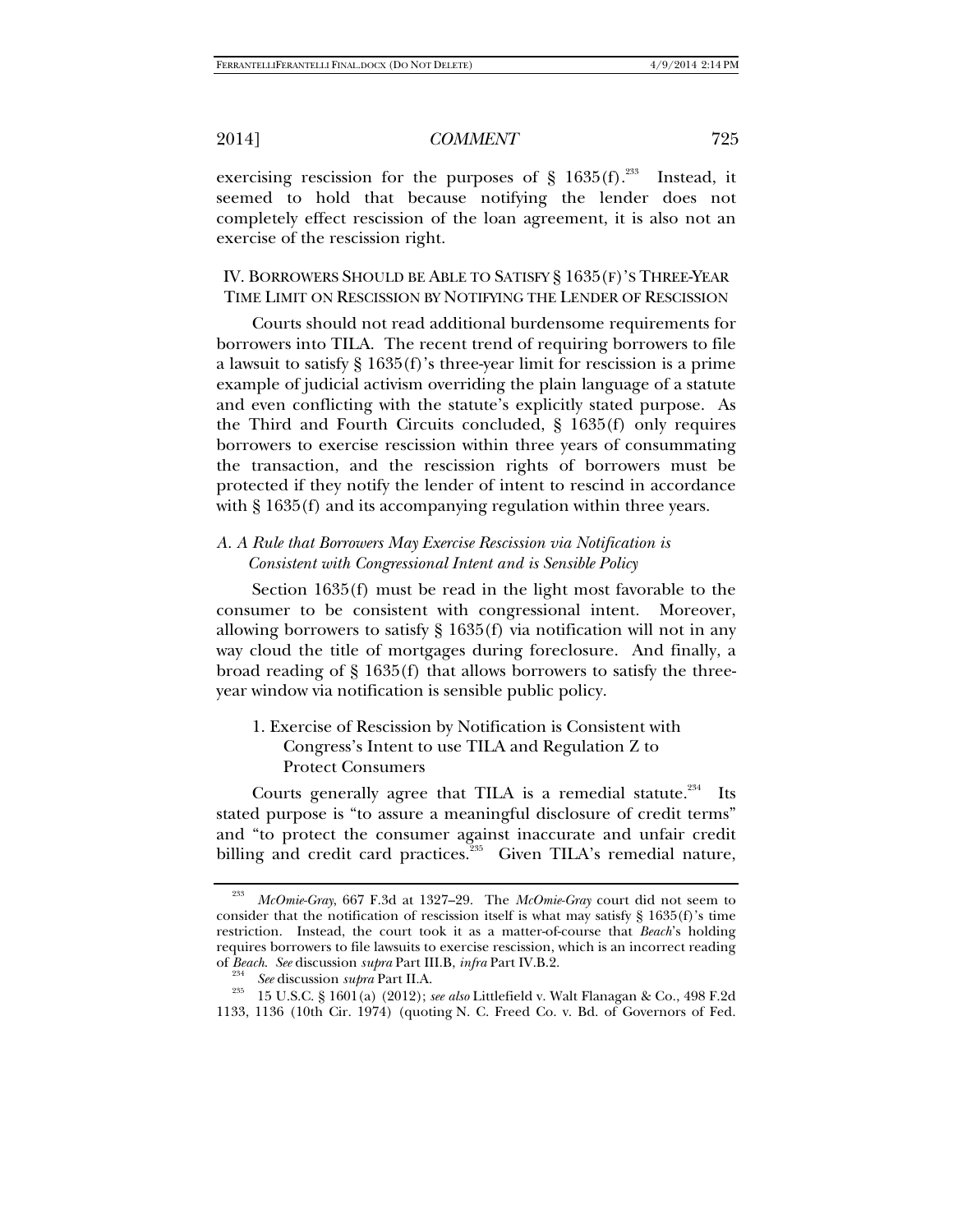exercising rescission for the purposes of § 1635(f).[233] Instead, it seemed to hold that because notifying the lender does not completely effect rescission of the loan agreement, it is also not an exercise of the rescission right.

## IV. BORROWERS SHOULD BE ABLE TO SATISFY § 1635(F)'S THREE-YEAR TIME LIMIT ON RESCISSION BY NOTIFYING THE LENDER OF RESCISSION

Courts should not read additional burdensome requirements for borrowers into TILA. The recent trend of requiring borrowers to file a lawsuit to satisfy § 1635(f)'s three-year limit for rescission is a prime example of judicial activism overriding the plain language of a statute and even conflicting with the statute's explicitly stated purpose. As the Third and Fourth Circuits concluded, § 1635(f) only requires borrowers to exercise rescission within three years of consummating the transaction, and the rescission rights of borrowers must be protected if they notify the lender of intent to rescind in accordance with § 1635(f) and its accompanying regulation within three years.

### *A. A Rule that Borrowers May Exercise Rescission via Notification is Consistent with Congressional Intent and is Sensible Policy*

Section 1635(f) must be read in the light most favorable to the consumer to be consistent with congressional intent. Moreover, allowing borrowers to satisfy § 1635(f) via notification will not in any way cloud the title of mortgages during foreclosure. And finally, a broad reading of § 1635(f) that allows borrowers to satisfy the three-year window via notification is sensible public policy.

#### 1. Exercise of Rescission by Notification is Consistent with Congress's Intent to use TILA and Regulation Z to Protect Consumers

Courts generally agree that TILA is a remedial statute.[234] Its stated purpose is "to assure a meaningful disclosure of credit terms" and "to protect the consumer against inaccurate and unfair credit billing and credit card practices."[235] Given TILA's remedial nature,

---

[233] *McOmie-Gray*, 667 F.3d at 1327–29. The *McOmie-Gray* court did not seem to consider that the notification of rescission itself is what may satisfy § 1635(f)'s time restriction. Instead, the court took it as a matter-of-course that *Beach*'s holding requires borrowers to file lawsuits to exercise rescission, which is an incorrect reading of *Beach*. *See* discussion *supra* Part III.B, *infra* Part IV.B.2.

[234] *See* discussion *supra* Part II.A.

[235] 15 U.S.C. § 1601(a) (2012); *see also* Littlefield v. Walt Flanagan & Co., 498 F.2d 1133, 1136 (10th Cir. 1974) (quoting N. C. Freed Co. v. Bd. of Governors of Fed.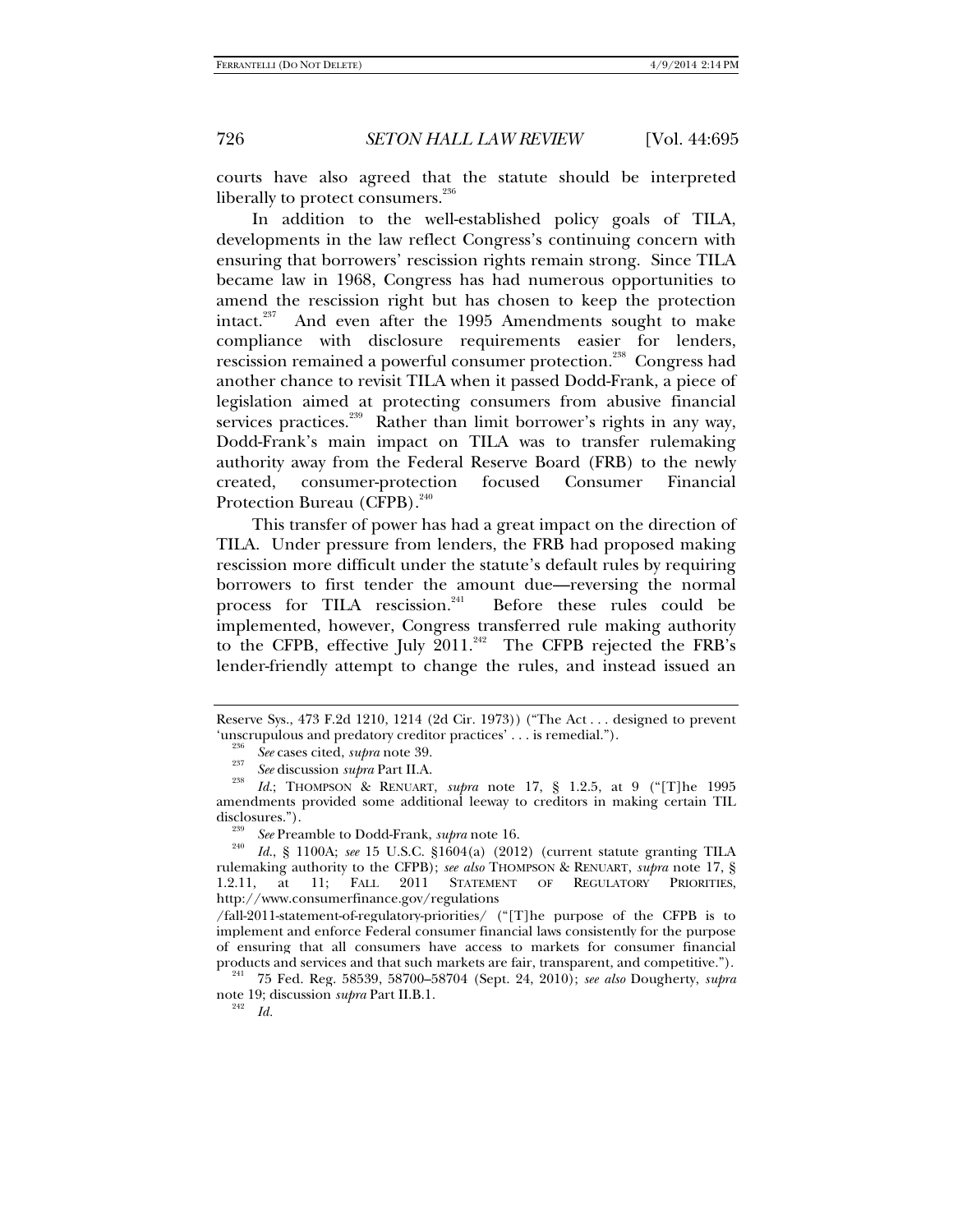courts have also agreed that the statute should be interpreted liberally to protect consumers.[236]

In addition to the well-established policy goals of TILA, developments in the law reflect Congress's continuing concern with ensuring that borrowers' rescission rights remain strong. Since TILA became law in 1968, Congress has had numerous opportunities to amend the rescission right but has chosen to keep the protection intact.[237] And even after the 1995 Amendments sought to make compliance with disclosure requirements easier for lenders, rescission remained a powerful consumer protection.[238] Congress had another chance to revisit TILA when it passed Dodd-Frank, a piece of legislation aimed at protecting consumers from abusive financial services practices.[239] Rather than limit borrower's rights in any way, Dodd-Frank's main impact on TILA was to transfer rulemaking authority away from the Federal Reserve Board (FRB) to the newly created, consumer-protection focused Consumer Financial Protection Bureau (CFPB).[240]

This transfer of power has had a great impact on the direction of TILA. Under pressure from lenders, the FRB had proposed making rescission more difficult under the statute's default rules by requiring borrowers to first tender the amount due—reversing the normal process for TILA rescission.[241] Before these rules could be implemented, however, Congress transferred rule making authority to the CFPB, effective July 2011.[242] The CFPB rejected the FRB's lender-friendly attempt to change the rules, and instead issued an

---

Reserve Sys., 473 F.2d 1210, 1214 (2d Cir. 1973)) ("The Act . . . designed to prevent 'unscrupulous and predatory creditor practices' . . . is remedial.").

[236] *See* cases cited, *supra* note 39.

[237] *See* discussion *supra* Part II.A.

[238] *Id.*; THOMPSON & RENUART, *supra* note 17, § 1.2.5, at 9 ("[T]he 1995 amendments provided some additional leeway to creditors in making certain TIL disclosures.").

[239] *See* Preamble to Dodd-Frank, *supra* note 16.

[240] *Id.*, § 1100A; *see* 15 U.S.C. §1604(a) (2012) (current statute granting TILA rulemaking authority to the CFPB); *see also* THOMPSON & RENUART, *supra* note 17, § 1.2.11, at 11; FALL 2011 STATEMENT OF REGULATORY PRIORITIES, http://www.consumerfinance.gov/regulations/fall-2011-statement-of-regulatory-priorities/ ("[T]he purpose of the CFPB is to implement and enforce Federal consumer financial laws consistently for the purpose of ensuring that all consumers have access to markets for consumer financial products and services and that such markets are fair, transparent, and competitive.").

[241] 75 Fed. Reg. 58539, 58700–58704 (Sept. 24, 2010); *see also* Dougherty, *supra* note 19; discussion *supra* Part II.B.1.

[242] *Id.*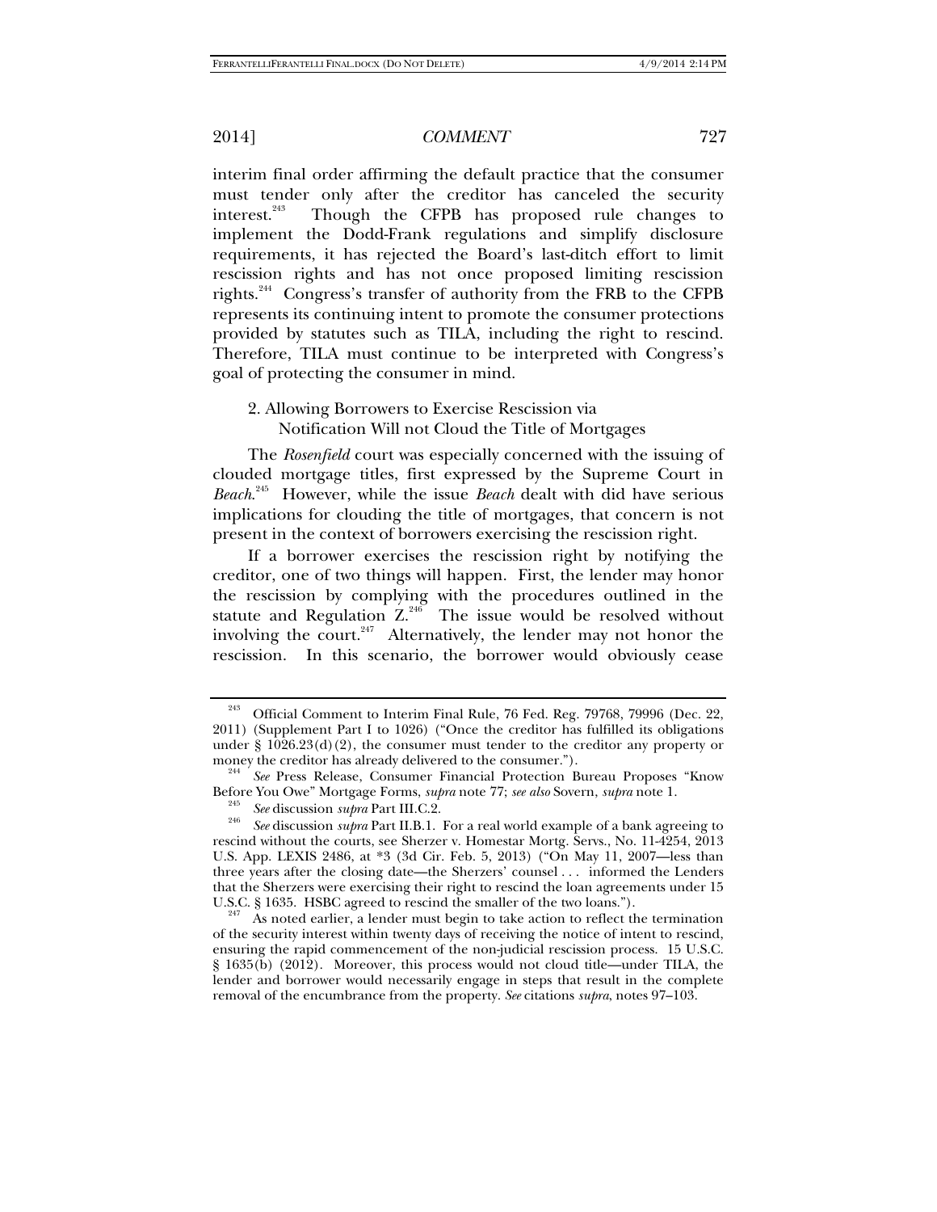interim final order affirming the default practice that the consumer must tender only after the creditor has canceled the security interest.[243] Though the CFPB has proposed rule changes to implement the Dodd-Frank regulations and simplify disclosure requirements, it has rejected the Board's last-ditch effort to limit rescission rights and has not once proposed limiting rescission rights.[244] Congress's transfer of authority from the FRB to the CFPB represents its continuing intent to promote the consumer protections provided by statutes such as TILA, including the right to rescind. Therefore, TILA must continue to be interpreted with Congress's goal of protecting the consumer in mind.

2. Allowing Borrowers to Exercise Rescission via Notification Will not Cloud the Title of Mortgages

The *Rosenfield* court was especially concerned with the issuing of clouded mortgage titles, first expressed by the Supreme Court in *Beach*.[245] However, while the issue *Beach* dealt with did have serious implications for clouding the title of mortgages, that concern is not present in the context of borrowers exercising the rescission right.

If a borrower exercises the rescission right by notifying the creditor, one of two things will happen. First, the lender may honor the rescission by complying with the procedures outlined in the statute and Regulation Z.[246] The issue would be resolved without involving the court.[247] Alternatively, the lender may not honor the rescission. In this scenario, the borrower would obviously cease

---

[243] Official Comment to Interim Final Rule, 76 Fed. Reg. 79768, 79996 (Dec. 22, 2011) (Supplement Part I to 1026) ("Once the creditor has fulfilled its obligations under § 1026.23(d)(2), the consumer must tender to the creditor any property or money the creditor has already delivered to the consumer.").

[244] *See* Press Release, Consumer Financial Protection Bureau Proposes "Know Before You Owe" Mortgage Forms, *supra* note 77; *see also* Sovern, *supra* note 1.

[245] *See* discussion *supra* Part III.C.2.

[246] *See* discussion *supra* Part II.B.1. For a real world example of a bank agreeing to rescind without the courts, see Sherzer v. Homestar Mortg. Servs., No. 11-4254, 2013 U.S. App. LEXIS 2486, at *3 (3d Cir. Feb. 5, 2013) ("On May 11, 2007—less than three years after the closing date—the Sherzers' counsel . . . informed the Lenders that the Sherzers were exercising their right to rescind the loan agreements under 15 U.S.C. § 1635. HSBC agreed to rescind the smaller of the two loans.").

[247] As noted earlier, a lender must begin to take action to reflect the termination of the security interest within twenty days of receiving the notice of intent to rescind, ensuring the rapid commencement of the non-judicial rescission process. 15 U.S.C. § 1635(b) (2012). Moreover, this process would not cloud title—under TILA, the lender and borrower would necessarily engage in steps that result in the complete removal of the encumbrance from the property. *See* citations *supra*, notes 97–103.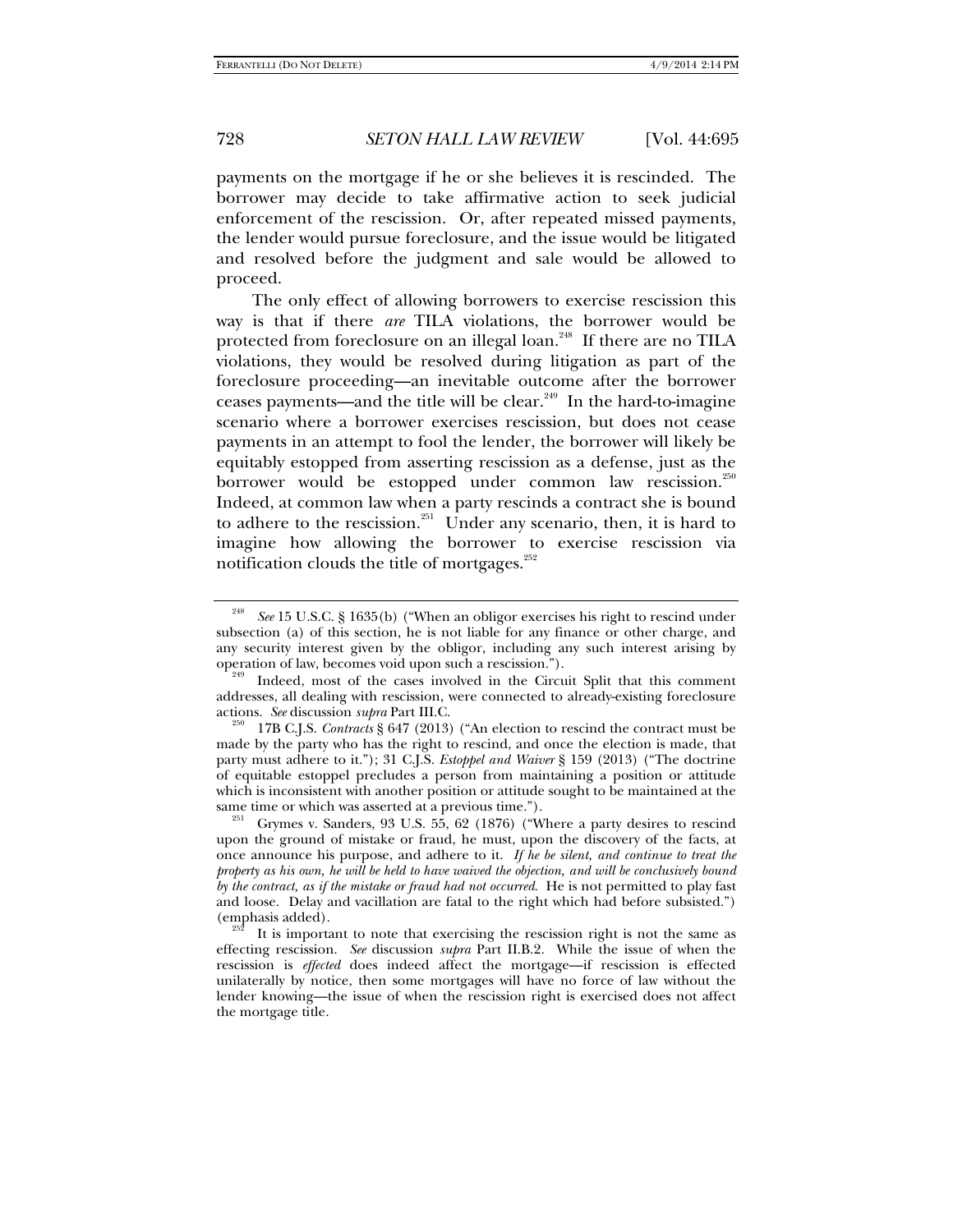payments on the mortgage if he or she believes it is rescinded. The borrower may decide to take affirmative action to seek judicial enforcement of the rescission. Or, after repeated missed payments, the lender would pursue foreclosure, and the issue would be litigated and resolved before the judgment and sale would be allowed to proceed.

The only effect of allowing borrowers to exercise rescission this way is that if there *are* TILA violations, the borrower would be protected from foreclosure on an illegal loan.[248] If there are no TILA violations, they would be resolved during litigation as part of the foreclosure proceeding—an inevitable outcome after the borrower ceases payments—and the title will be clear.[249] In the hard-to-imagine scenario where a borrower exercises rescission, but does not cease payments in an attempt to fool the lender, the borrower will likely be equitably estopped from asserting rescission as a defense, just as the borrower would be estopped under common law rescission.[250] Indeed, at common law when a party rescinds a contract she is bound to adhere to the rescission.[251] Under any scenario, then, it is hard to imagine how allowing the borrower to exercise rescission via notification clouds the title of mortgages.[252]

---

[248] *See* 15 U.S.C. § 1635(b) ("When an obligor exercises his right to rescind under subsection (a) of this section, he is not liable for any finance or other charge, and any security interest given by the obligor, including any such interest arising by operation of law, becomes void upon such a rescission.").

[249] Indeed, most of the cases involved in the Circuit Split that this comment addresses, all dealing with rescission, were connected to already-existing foreclosure actions. *See* discussion *supra* Part III.C.

[250] 17B C.J.S. *Contracts* § 647 (2013) ("An election to rescind the contract must be made by the party who has the right to rescind, and once the election is made, that party must adhere to it."); 31 C.J.S. *Estoppel and Waiver* § 159 (2013) ("The doctrine of equitable estoppel precludes a person from maintaining a position or attitude which is inconsistent with another position or attitude sought to be maintained at the same time or which was asserted at a previous time.").

[251] Grymes v. Sanders, 93 U.S. 55, 62 (1876) ("Where a party desires to rescind upon the ground of mistake or fraud, he must, upon the discovery of the facts, at once announce his purpose, and adhere to it. *If he be silent, and continue to treat the property as his own, he will be held to have waived the objection, and will be conclusively bound by the contract, as if the mistake or fraud had not occurred.* He is not permitted to play fast and loose. Delay and vacillation are fatal to the right which had before subsisted.") (emphasis added).

[252] It is important to note that exercising the rescission right is not the same as effecting rescission. *See* discussion *supra* Part II.B.2. While the issue of when the rescission is *effected* does indeed affect the mortgage—if rescission is effected unilaterally by notice, then some mortgages will have no force of law without the lender knowing—the issue of when the rescission right is exercised does not affect the mortgage title.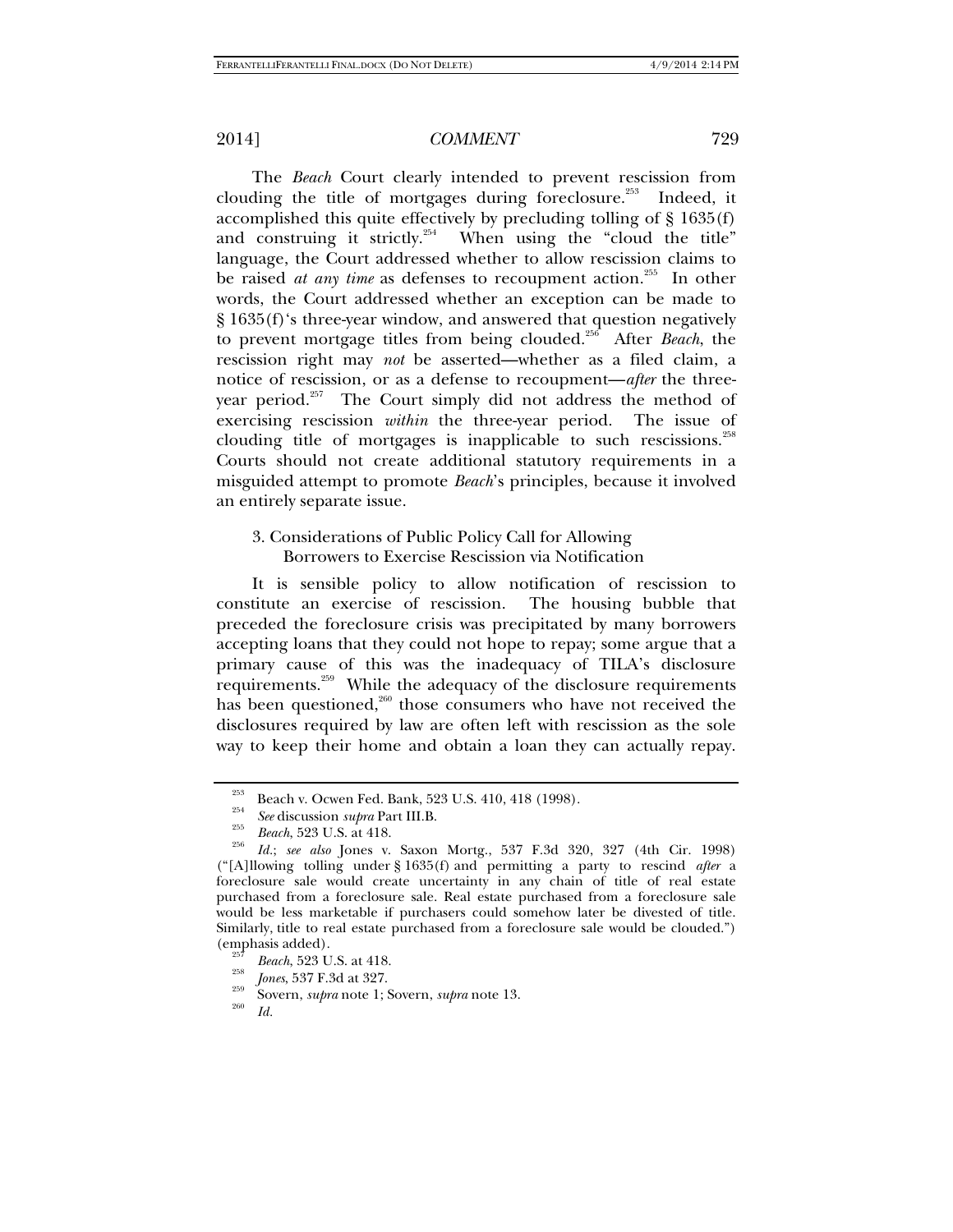The *Beach* Court clearly intended to prevent rescission from clouding the title of mortgages during foreclosure.[253] Indeed, it accomplished this quite effectively by precluding tolling of § 1635(f) and construing it strictly.[254] When using the "cloud the title" language, the Court addressed whether to allow rescission claims to be raised *at any time* as defenses to recoupment action.[255] In other words, the Court addressed whether an exception can be made to § 1635(f)'s three-year window, and answered that question negatively to prevent mortgage titles from being clouded.[256] After *Beach*, the rescission right may *not* be asserted—whether as a filed claim, a notice of rescission, or as a defense to recoupment—*after* the three-year period.[257] The Court simply did not address the method of exercising rescission *within* the three-year period. The issue of clouding title of mortgages is inapplicable to such rescissions.[258] Courts should not create additional statutory requirements in a misguided attempt to promote *Beach*'s principles, because it involved an entirely separate issue.

### 3. Considerations of Public Policy Call for Allowing Borrowers to Exercise Rescission via Notification

It is sensible policy to allow notification of rescission to constitute an exercise of rescission. The housing bubble that preceded the foreclosure crisis was precipitated by many borrowers accepting loans that they could not hope to repay; some argue that a primary cause of this was the inadequacy of TILA's disclosure requirements.[259] While the adequacy of the disclosure requirements has been questioned,[260] those consumers who have not received the disclosures required by law are often left with rescission as the sole way to keep their home and obtain a loan they can actually repay.

---

[253] Beach v. Ocwen Fed. Bank, 523 U.S. 410, 418 (1998).

[254] *See* discussion *supra* Part III.B.

[255] *Beach*, 523 U.S. at 418.

[256] *Id.*; *see also* Jones v. Saxon Mortg., 537 F.3d 320, 327 (4th Cir. 1998) ("[A]llowing tolling under § 1635(f) and permitting a party to rescind *after* a foreclosure sale would create uncertainty in any chain of title of real estate purchased from a foreclosure sale. Real estate purchased from a foreclosure sale would be less marketable if purchasers could somehow later be divested of title. Similarly, title to real estate purchased from a foreclosure sale would be clouded.") (emphasis added).

[257] *Beach*, 523 U.S. at 418.

[258] *Jones*, 537 F.3d at 327.

[259] Sovern, *supra* note 1; Sovern, *supra* note 13.

[260] *Id.*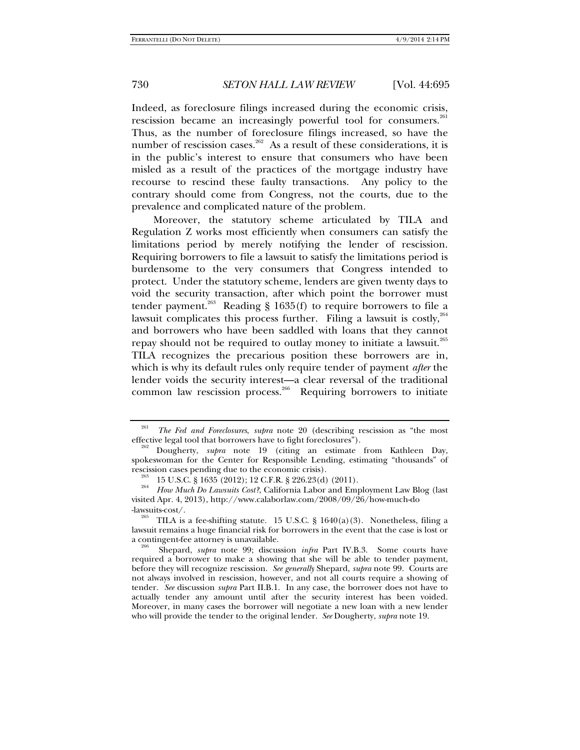Indeed, as foreclosure filings increased during the economic crisis, rescission became an increasingly powerful tool for consumers.[261] Thus, as the number of foreclosure filings increased, so have the number of rescission cases.[262] As a result of these considerations, it is in the public's interest to ensure that consumers who have been misled as a result of the practices of the mortgage industry have recourse to rescind these faulty transactions. Any policy to the contrary should come from Congress, not the courts, due to the prevalence and complicated nature of the problem.

Moreover, the statutory scheme articulated by TILA and Regulation Z works most efficiently when consumers can satisfy the limitations period by merely notifying the lender of rescission. Requiring borrowers to file a lawsuit to satisfy the limitations period is burdensome to the very consumers that Congress intended to protect. Under the statutory scheme, lenders are given twenty days to void the security transaction, after which point the borrower must tender payment.[263] Reading § 1635(f) to require borrowers to file a lawsuit complicates this process further. Filing a lawsuit is costly,[264] and borrowers who have been saddled with loans that they cannot repay should not be required to outlay money to initiate a lawsuit.[265] TILA recognizes the precarious position these borrowers are in, which is why its default rules only require tender of payment *after* the lender voids the security interest—a clear reversal of the traditional common law rescission process.[266] Requiring borrowers to initiate

---

[261] *The Fed and Foreclosures*, *supra* note 20 (describing rescission as "the most effective legal tool that borrowers have to fight foreclosures").

[262] Dougherty, *supra* note 19 (citing an estimate from Kathleen Day, spokeswoman for the Center for Responsible Lending, estimating "thousands" of rescission cases pending due to the economic crisis).

[263] 15 U.S.C. § 1635 (2012); 12 C.F.R. § 226.23(d) (2011).

[264] *How Much Do Lawsuits Cost?*, California Labor and Employment Law Blog (last visited Apr. 4, 2013), http://www.calaborlaw.com/2008/09/26/how-much-do-lawsuits-cost/.

[265] TILA is a fee-shifting statute. 15 U.S.C. § 1640(a)(3). Nonetheless, filing a lawsuit remains a huge financial risk for borrowers in the event that the case is lost or a contingent-fee attorney is unavailable.

[266] Shepard, *supra* note 99; discussion *infra* Part IV.B.3. Some courts have required a borrower to make a showing that she will be able to tender payment, before they will recognize rescission. *See generally* Shepard, *supra* note 99. Courts are not always involved in rescission, however, and not all courts require a showing of tender. *See* discussion *supra* Part II.B.1. In any case, the borrower does not have to actually tender any amount until after the security interest has been voided. Moreover, in many cases the borrower will negotiate a new loan with a new lender who will provide the tender to the original lender. *See* Dougherty, *supra* note 19.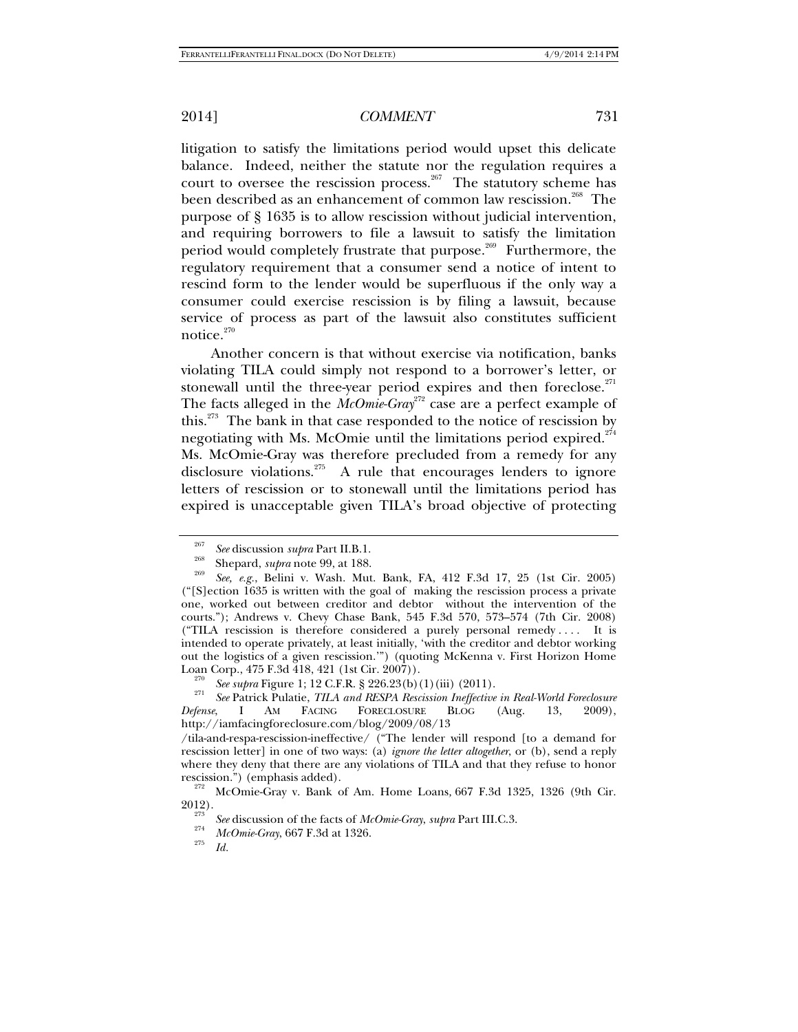litigation to satisfy the limitations period would upset this delicate balance. Indeed, neither the statute nor the regulation requires a court to oversee the rescission process.[267] The statutory scheme has been described as an enhancement of common law rescission.[268] The purpose of § 1635 is to allow rescission without judicial intervention, and requiring borrowers to file a lawsuit to satisfy the limitation period would completely frustrate that purpose.[269] Furthermore, the regulatory requirement that a consumer send a notice of intent to rescind form to the lender would be superfluous if the only way a consumer could exercise rescission is by filing a lawsuit, because service of process as part of the lawsuit also constitutes sufficient notice.[270]

Another concern is that without exercise via notification, banks violating TILA could simply not respond to a borrower's letter, or stonewall until the three-year period expires and then foreclose.[271] The facts alleged in the *McOmie-Gray*[272] case are a perfect example of this.[273] The bank in that case responded to the notice of rescission by negotiating with Ms. McOmie until the limitations period expired.[274] Ms. McOmie-Gray was therefore precluded from a remedy for any disclosure violations.[275] A rule that encourages lenders to ignore letters of rescission or to stonewall until the limitations period has expired is unacceptable given TILA's broad objective of protecting

---

[267] *See* discussion *supra* Part II.B.1.

[268] Shepard, *supra* note 99, at 188.

[269] *See, e.g.*, Belini v. Wash. Mut. Bank, FA, 412 F.3d 17, 25 (1st Cir. 2005) ("[S]ection 1635 is written with the goal of making the rescission process a private one, worked out between creditor and debtor without the intervention of the courts."); Andrews v. Chevy Chase Bank, 545 F.3d 570, 573–574 (7th Cir. 2008) ("TILA rescission is therefore considered a purely personal remedy . . . . It is intended to operate privately, at least initially, 'with the creditor and debtor working out the logistics of a given rescission.'") (quoting McKenna v. First Horizon Home Loan Corp., 475 F.3d 418, 421 (1st Cir. 2007)).

[270] *See supra* Figure 1; 12 C.F.R. § 226.23(b)(1)(iii) (2011).

[271] *See* Patrick Pulatie, *TILA and RESPA Rescission Ineffective in Real-World Foreclosure Defense*, I AM FACING FORECLOSURE BLOG (Aug. 13, 2009), http://iamfacingforeclosure.com/blog/2009/08/13/tila-and-respa-rescission-ineffective/ ("The lender will respond [to a demand for rescission letter] in one of two ways: (a) *ignore the letter altogether*, or (b), send a reply where they deny that there are any violations of TILA and that they refuse to honor rescission.") (emphasis added).

[272] McOmie-Gray v. Bank of Am. Home Loans, 667 F.3d 1325, 1326 (9th Cir. 2012).

[273] *See* discussion of the facts of *McOmie-Gray*, *supra* Part III.C.3.

[274] *McOmie-Gray*, 667 F.3d at 1326.

[275] *Id.*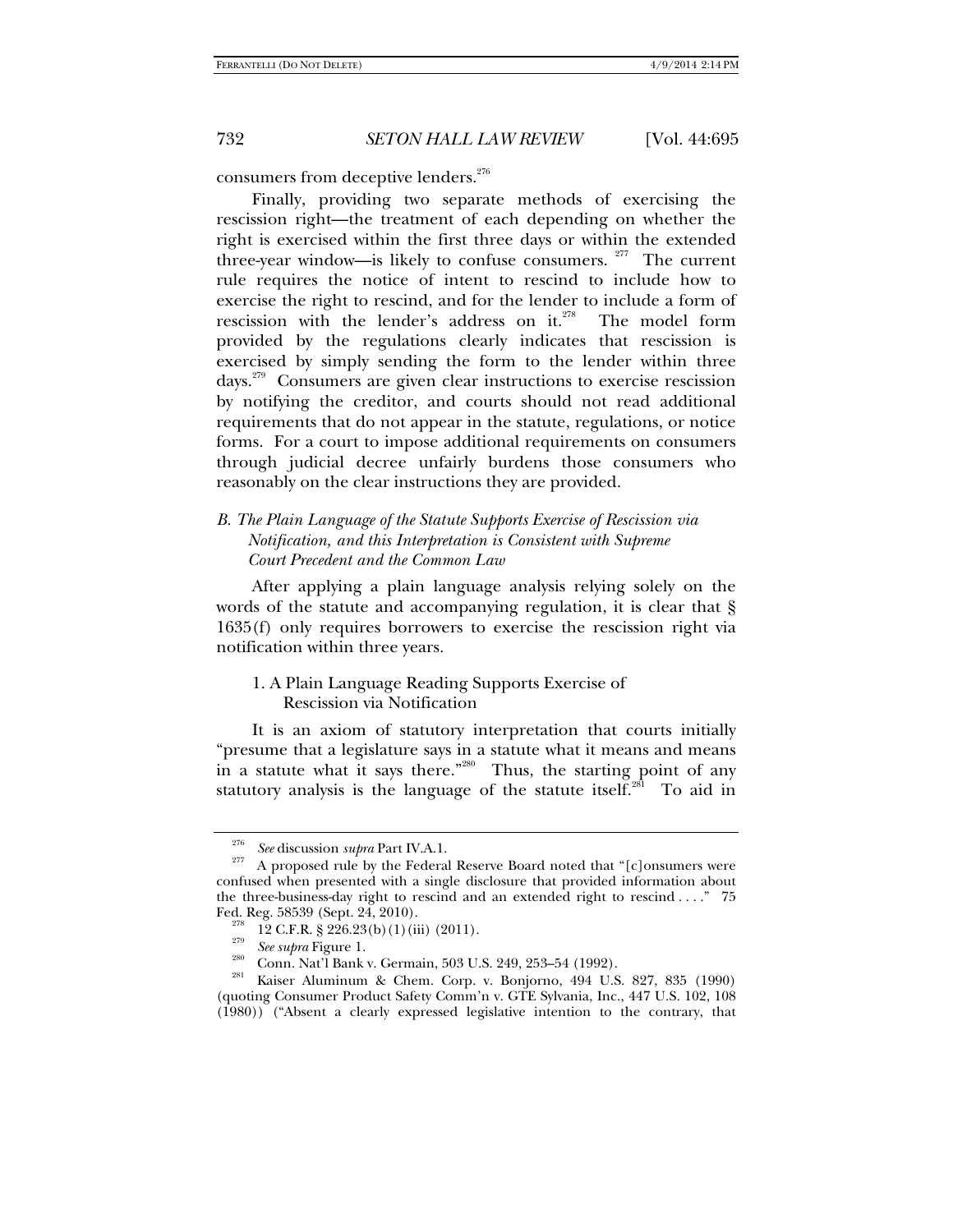consumers from deceptive lenders.[276]

Finally, providing two separate methods of exercising the rescission right—the treatment of each depending on whether the right is exercised within the first three days or within the extended three-year window—is likely to confuse consumers.[277] The current rule requires the notice of intent to rescind to include how to exercise the right to rescind, and for the lender to include a form of rescission with the lender's address on it.[278] The model form provided by the regulations clearly indicates that rescission is exercised by simply sending the form to the lender within three days.[279] Consumers are given clear instructions to exercise rescission by notifying the creditor, and courts should not read additional requirements that do not appear in the statute, regulations, or notice forms. For a court to impose additional requirements on consumers through judicial decree unfairly burdens those consumers who reasonably on the clear instructions they are provided.

### *B. The Plain Language of the Statute Supports Exercise of Rescission via Notification, and this Interpretation is Consistent with Supreme Court Precedent and the Common Law*

After applying a plain language analysis relying solely on the words of the statute and accompanying regulation, it is clear that § 1635(f) only requires borrowers to exercise the rescission right via notification within three years.

#### 1. A Plain Language Reading Supports Exercise of Rescission via Notification

It is an axiom of statutory interpretation that courts initially "presume that a legislature says in a statute what it means and means in a statute what it says there."[280] Thus, the starting point of any statutory analysis is the language of the statute itself.[281] To aid in

---

[276] *See* discussion *supra* Part IV.A.1.

[277] A proposed rule by the Federal Reserve Board noted that "[c]onsumers were confused when presented with a single disclosure that provided information about the three-business-day right to rescind and an extended right to rescind . . . ." 75 Fed. Reg. 58539 (Sept. 24, 2010).

[278] 12 C.F.R. § 226.23(b)(1)(iii) (2011).

[279] *See supra* Figure 1.

[280] Conn. Nat'l Bank v. Germain, 503 U.S. 249, 253–54 (1992).

[281] Kaiser Aluminum & Chem. Corp. v. Bonjorno, 494 U.S. 827, 835 (1990) (quoting Consumer Product Safety Comm'n v. GTE Sylvania, Inc., 447 U.S. 102, 108 (1980)) ("Absent a clearly expressed legislative intention to the contrary, that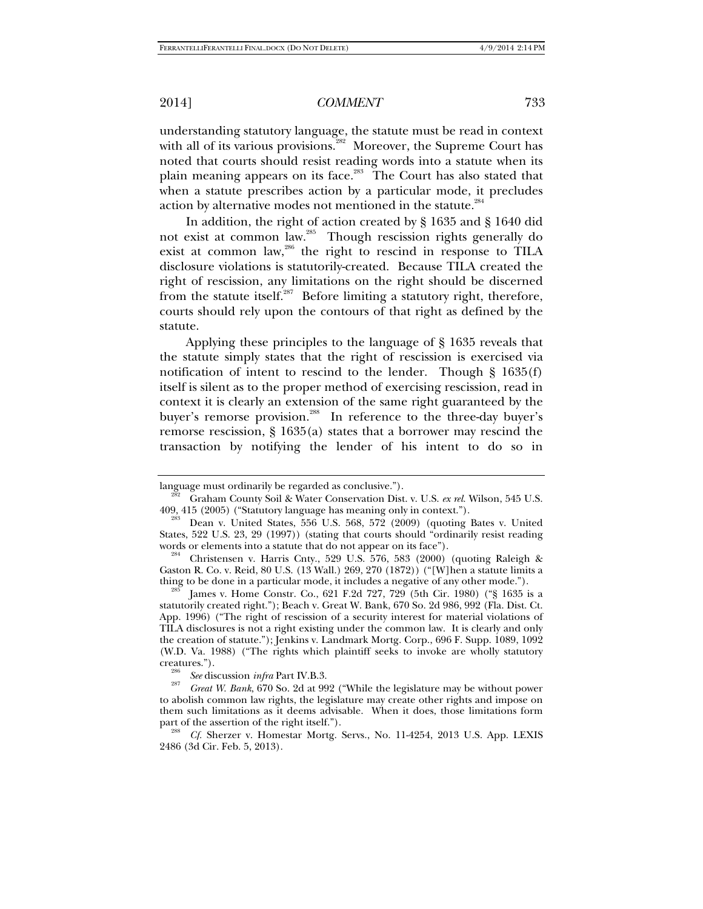understanding statutory language, the statute must be read in context with all of its various provisions.[282] Moreover, the Supreme Court has noted that courts should resist reading words into a statute when its plain meaning appears on its face.[283] The Court has also stated that when a statute prescribes action by a particular mode, it precludes action by alternative modes not mentioned in the statute.[284]

In addition, the right of action created by § 1635 and § 1640 did not exist at common law.[285] Though rescission rights generally do exist at common law,[286] the right to rescind in response to TILA disclosure violations is statutorily-created. Because TILA created the right of rescission, any limitations on the right should be discerned from the statute itself.[287] Before limiting a statutory right, therefore, courts should rely upon the contours of that right as defined by the statute.

Applying these principles to the language of § 1635 reveals that the statute simply states that the right of rescission is exercised via notification of intent to rescind to the lender. Though § 1635(f) itself is silent as to the proper method of exercising rescission, read in context it is clearly an extension of the same right guaranteed by the buyer's remorse provision.[288] In reference to the three-day buyer's remorse rescission, § 1635(a) states that a borrower may rescind the transaction by notifying the lender of his intent to do so in

---

language must ordinarily be regarded as conclusive.").

[282] Graham County Soil & Water Conservation Dist. v. U.S. *ex rel.* Wilson, 545 U.S. 409, 415 (2005) ("Statutory language has meaning only in context.").

[283] Dean v. United States, 556 U.S. 568, 572 (2009) (quoting Bates v. United States, 522 U.S. 23, 29 (1997)) (stating that courts should "ordinarily resist reading words or elements into a statute that do not appear on its face").

[284] Christensen v. Harris Cnty., 529 U.S. 576, 583 (2000) (quoting Raleigh & Gaston R. Co. v. Reid, 80 U.S. (13 Wall.) 269, 270 (1872)) ("[W]hen a statute limits a thing to be done in a particular mode, it includes a negative of any other mode.").

[285] James v. Home Constr. Co., 621 F.2d 727, 729 (5th Cir. 1980) ("§ 1635 is a statutorily created right."); Beach v. Great W. Bank, 670 So. 2d 986, 992 (Fla. Dist. Ct. App. 1996) ("The right of rescission of a security interest for material violations of TILA disclosures is not a right existing under the common law. It is clearly and only the creation of statute."); Jenkins v. Landmark Mortg. Corp., 696 F. Supp. 1089, 1092 (W.D. Va. 1988) ("The rights which plaintiff seeks to invoke are wholly statutory creatures.").

[286] *See* discussion *infra* Part IV.B.3.

[287] *Great W. Bank*, 670 So. 2d at 992 ("While the legislature may be without power to abolish common law rights, the legislature may create other rights and impose on them such limitations as it deems advisable. When it does, those limitations form part of the assertion of the right itself.").

[288] *Cf.* Sherzer v. Homestar Mortg. Servs., No. 11-4254, 2013 U.S. App. LEXIS 2486 (3d Cir. Feb. 5, 2013).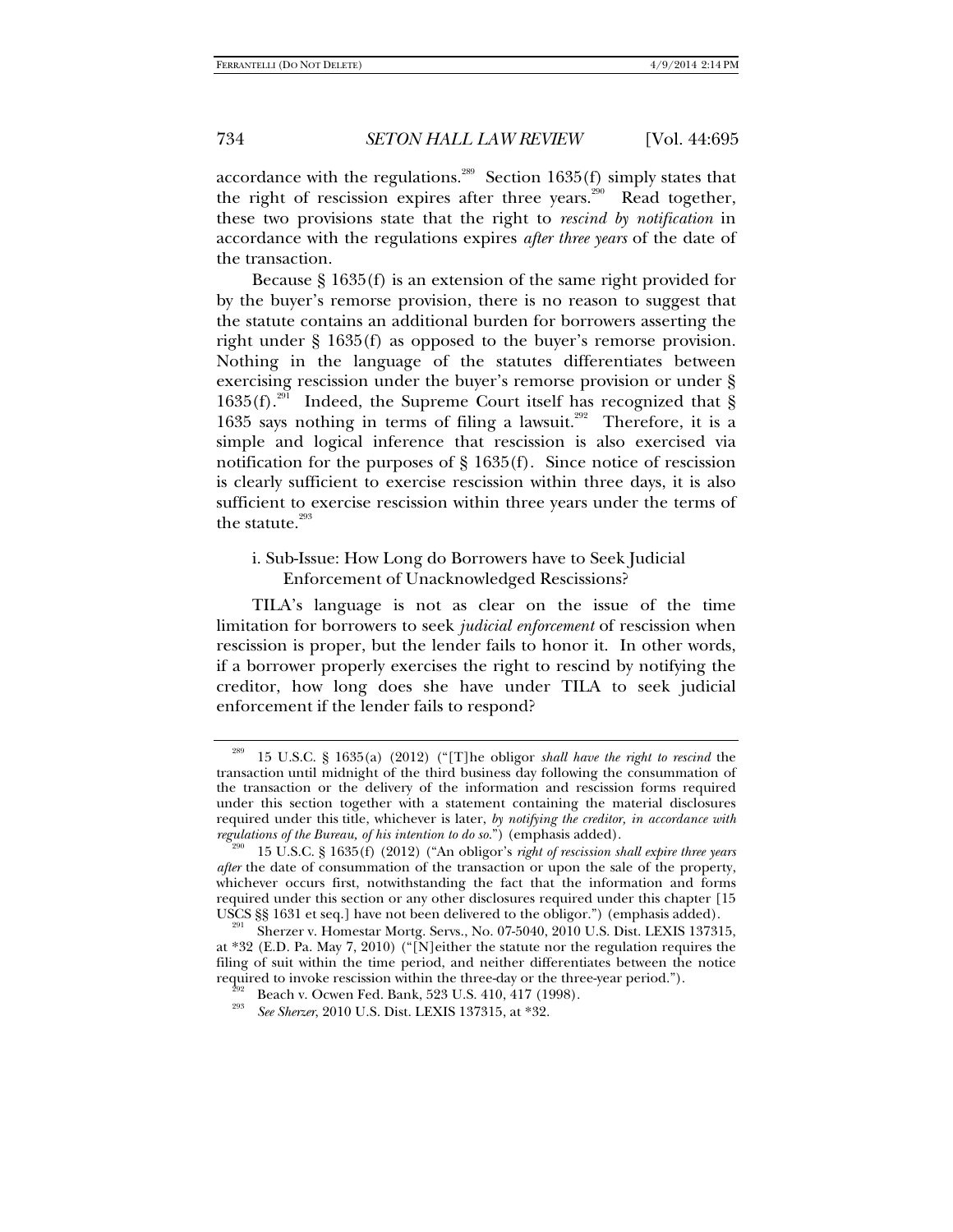accordance with the regulations.[289] Section 1635(f) simply states that the right of rescission expires after three years.[290] Read together, these two provisions state that the right to *rescind by notification* in accordance with the regulations expires *after three years* of the date of the transaction.

Because § 1635(f) is an extension of the same right provided for by the buyer's remorse provision, there is no reason to suggest that the statute contains an additional burden for borrowers asserting the right under § 1635(f) as opposed to the buyer's remorse provision. Nothing in the language of the statutes differentiates between exercising rescission under the buyer's remorse provision or under § 1635(f).[291] Indeed, the Supreme Court itself has recognized that § 1635 says nothing in terms of filing a lawsuit.[292] Therefore, it is a simple and logical inference that rescission is also exercised via notification for the purposes of § 1635(f). Since notice of rescission is clearly sufficient to exercise rescission within three days, it is also sufficient to exercise rescission within three years under the terms of the statute.[293]

### i. Sub-Issue: How Long do Borrowers have to Seek Judicial Enforcement of Unacknowledged Rescissions?

TILA's language is not as clear on the issue of the time limitation for borrowers to seek *judicial enforcement* of rescission when rescission is proper, but the lender fails to honor it. In other words, if a borrower properly exercises the right to rescind by notifying the creditor, how long does she have under TILA to seek judicial enforcement if the lender fails to respond?

---

[289] 15 U.S.C. § 1635(a) (2012) ("[T]he obligor *shall have the right to rescind* the transaction until midnight of the third business day following the consummation of the transaction or the delivery of the information and rescission forms required under this section together with a statement containing the material disclosures required under this title, whichever is later, *by notifying the creditor, in accordance with regulations of the Bureau, of his intention to do so*.") (emphasis added).

[290] 15 U.S.C. § 1635(f) (2012) ("An obligor's *right of rescission shall expire three years after* the date of consummation of the transaction or upon the sale of the property, whichever occurs first, notwithstanding the fact that the information and forms required under this section or any other disclosures required under this chapter [15 USCS §§ 1631 et seq.] have not been delivered to the obligor.") (emphasis added).

[291] Sherzer v. Homestar Mortg. Servs., No. 07-5040, 2010 U.S. Dist. LEXIS 137315, at *32 (E.D. Pa. May 7, 2010) ("[N]either the statute nor the regulation requires the filing of suit within the time period, and neither differentiates between the notice required to invoke rescission within the three-day or the three-year period.").

[292] Beach v. Ocwen Fed. Bank, 523 U.S. 410, 417 (1998).

[293] *See Sherzer*, 2010 U.S. Dist. LEXIS 137315, at *32.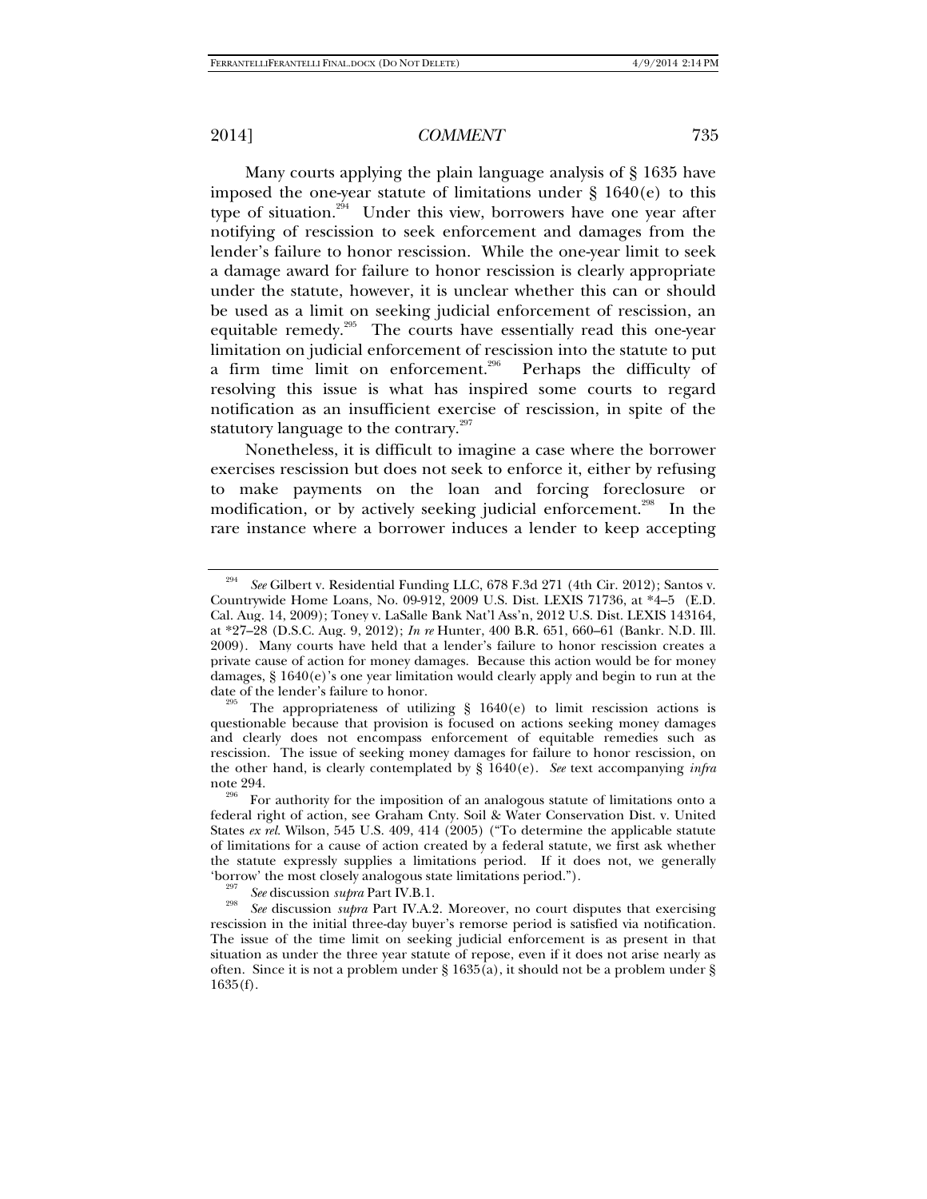Many courts applying the plain language analysis of § 1635 have imposed the one-year statute of limitations under § 1640(e) to this type of situation.[294] Under this view, borrowers have one year after notifying of rescission to seek enforcement and damages from the lender's failure to honor rescission. While the one-year limit to seek a damage award for failure to honor rescission is clearly appropriate under the statute, however, it is unclear whether this can or should be used as a limit on seeking judicial enforcement of rescission, an equitable remedy.[295] The courts have essentially read this one-year limitation on judicial enforcement of rescission into the statute to put a firm time limit on enforcement.[296] Perhaps the difficulty of resolving this issue is what has inspired some courts to regard notification as an insufficient exercise of rescission, in spite of the statutory language to the contrary.[297]

Nonetheless, it is difficult to imagine a case where the borrower exercises rescission but does not seek to enforce it, either by refusing to make payments on the loan and forcing foreclosure or modification, or by actively seeking judicial enforcement.[298] In the rare instance where a borrower induces a lender to keep accepting

---

[294] *See* Gilbert v. Residential Funding LLC, 678 F.3d 271 (4th Cir. 2012); Santos v. Countrywide Home Loans, No. 09-912, 2009 U.S. Dist. LEXIS 71736, at *4–5 (E.D. Cal. Aug. 14, 2009); Toney v. LaSalle Bank Nat'l Ass'n, 2012 U.S. Dist. LEXIS 143164, at *27–28 (D.S.C. Aug. 9, 2012); *In re* Hunter, 400 B.R. 651, 660–61 (Bankr. N.D. Ill. 2009). Many courts have held that a lender's failure to honor rescission creates a private cause of action for money damages. Because this action would be for money damages, § 1640(e)'s one year limitation would clearly apply and begin to run at the date of the lender's failure to honor.

[295] The appropriateness of utilizing § 1640(e) to limit rescission actions is questionable because that provision is focused on actions seeking money damages and clearly does not encompass enforcement of equitable remedies such as rescission. The issue of seeking money damages for failure to honor rescission, on the other hand, is clearly contemplated by § 1640(e). *See* text accompanying *infra* note 294.

[296] For authority for the imposition of an analogous statute of limitations onto a federal right of action, see Graham Cnty. Soil & Water Conservation Dist. v. United States *ex rel.* Wilson, 545 U.S. 409, 414 (2005) ("To determine the applicable statute of limitations for a cause of action created by a federal statute, we first ask whether the statute expressly supplies a limitations period. If it does not, we generally 'borrow' the most closely analogous state limitations period.").

[297] *See* discussion *supra* Part IV.B.1.

[298] *See* discussion *supra* Part IV.A.2. Moreover, no court disputes that exercising rescission in the initial three-day buyer's remorse period is satisfied via notification. The issue of the time limit on seeking judicial enforcement is as present in that situation as under the three year statute of repose, even if it does not arise nearly as often. Since it is not a problem under § 1635(a), it should not be a problem under § 1635(f).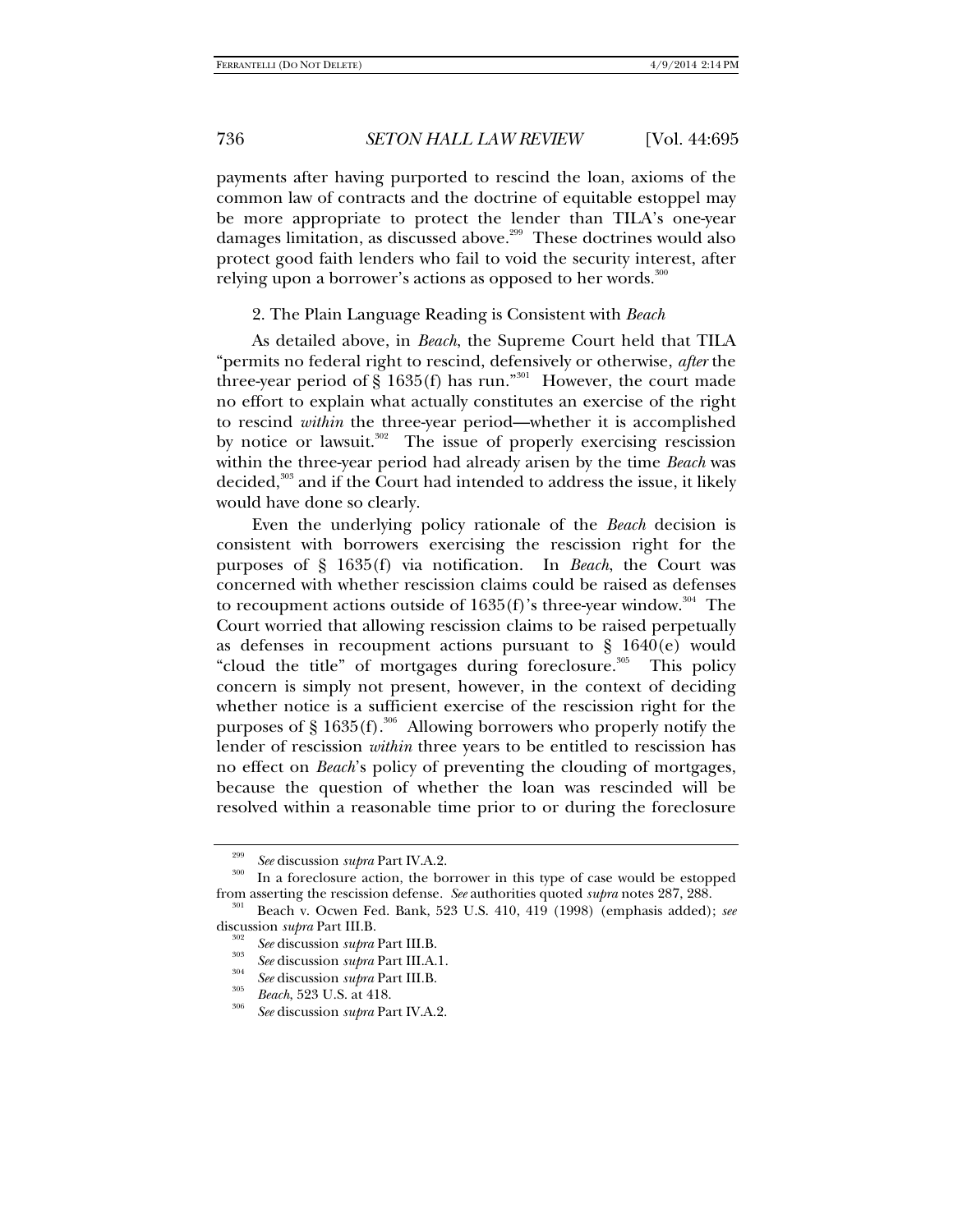payments after having purported to rescind the loan, axioms of the common law of contracts and the doctrine of equitable estoppel may be more appropriate to protect the lender than TILA's one-year damages limitation, as discussed above.[299] These doctrines would also protect good faith lenders who fail to void the security interest, after relying upon a borrower's actions as opposed to her words.[300]

### 2. The Plain Language Reading is Consistent with *Beach*

As detailed above, in *Beach*, the Supreme Court held that TILA "permits no federal right to rescind, defensively or otherwise, *after* the three-year period of § 1635(f) has run."[301] However, the court made no effort to explain what actually constitutes an exercise of the right to rescind *within* the three-year period—whether it is accomplished by notice or lawsuit.[302] The issue of properly exercising rescission within the three-year period had already arisen by the time *Beach* was decided,[303] and if the Court had intended to address the issue, it likely would have done so clearly.

Even the underlying policy rationale of the *Beach* decision is consistent with borrowers exercising the rescission right for the purposes of § 1635(f) via notification. In *Beach*, the Court was concerned with whether rescission claims could be raised as defenses to recoupment actions outside of 1635(f)'s three-year window.[304] The Court worried that allowing rescission claims to be raised perpetually as defenses in recoupment actions pursuant to § 1640(e) would "cloud the title" of mortgages during foreclosure.[305] This policy concern is simply not present, however, in the context of deciding whether notice is a sufficient exercise of the rescission right for the purposes of § 1635(f).[306] Allowing borrowers who properly notify the lender of rescission *within* three years to be entitled to rescission has no effect on *Beach*'s policy of preventing the clouding of mortgages, because the question of whether the loan was rescinded will be resolved within a reasonable time prior to or during the foreclosure

---

[299] *See* discussion *supra* Part IV.A.2.

[300] In a foreclosure action, the borrower in this type of case would be estopped from asserting the rescission defense. *See* authorities quoted *supra* notes 287, 288.

[301] Beach v. Ocwen Fed. Bank, 523 U.S. 410, 419 (1998) (emphasis added); *see* discussion *supra* Part III.B.

[302] *See* discussion *supra* Part III.B.

[303] *See* discussion *supra* Part III.A.1.

[304] *See* discussion *supra* Part III.B.

[305] *Beach*, 523 U.S. at 418.

[306] *See* discussion *supra* Part IV.A.2.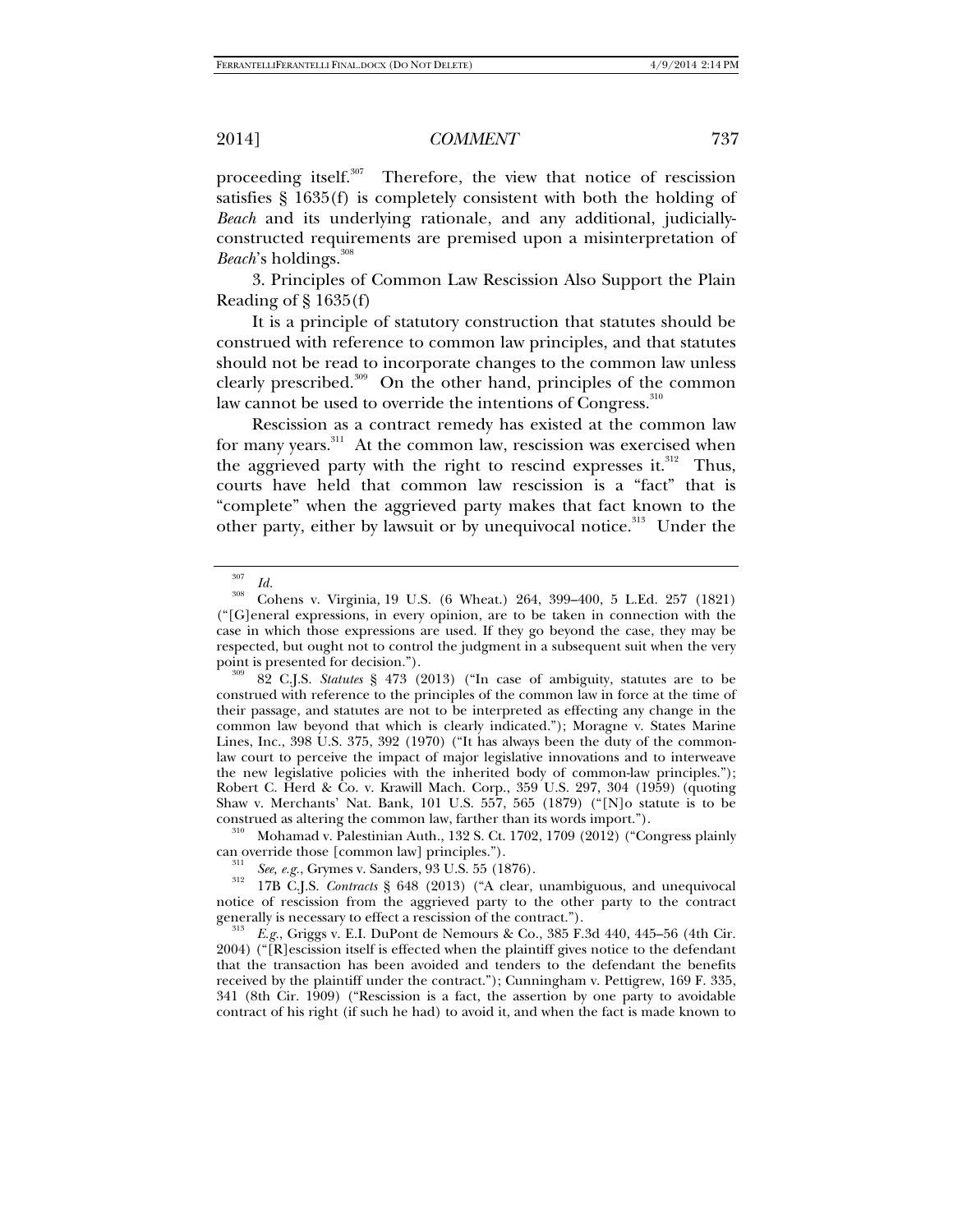proceeding itself.[307] Therefore, the view that notice of rescission satisfies § 1635(f) is completely consistent with both the holding of *Beach* and its underlying rationale, and any additional, judicially-constructed requirements are premised upon a misinterpretation of *Beach*'s holdings.[308]

3. Principles of Common Law Rescission Also Support the Plain Reading of § 1635(f)

It is a principle of statutory construction that statutes should be construed with reference to common law principles, and that statutes should not be read to incorporate changes to the common law unless clearly prescribed.[309] On the other hand, principles of the common law cannot be used to override the intentions of Congress.[310]

Rescission as a contract remedy has existed at the common law for many years.[311] At the common law, rescission was exercised when the aggrieved party with the right to rescind expresses it.[312] Thus, courts have held that common law rescission is a "fact" that is "complete" when the aggrieved party makes that fact known to the other party, either by lawsuit or by unequivocal notice.[313] Under the

---

[307] *Id.*

[308] Cohens v. Virginia, 19 U.S. (6 Wheat.) 264, 399–400, 5 L.Ed. 257 (1821) ("[G]eneral expressions, in every opinion, are to be taken in connection with the case in which those expressions are used. If they go beyond the case, they may be respected, but ought not to control the judgment in a subsequent suit when the very point is presented for decision.").

[309] 82 C.J.S. *Statutes* § 473 (2013) ("In case of ambiguity, statutes are to be construed with reference to the principles of the common law in force at the time of their passage, and statutes are not to be interpreted as effecting any change in the common law beyond that which is clearly indicated."); Moragne v. States Marine Lines, Inc., 398 U.S. 375, 392 (1970) ("It has always been the duty of the common-law court to perceive the impact of major legislative innovations and to interweave the new legislative policies with the inherited body of common-law principles."); Robert C. Herd & Co. v. Krawill Mach. Corp., 359 U.S. 297, 304 (1959) (quoting Shaw v. Merchants' Nat. Bank, 101 U.S. 557, 565 (1879) ("[N]o statute is to be construed as altering the common law, farther than its words import.").

[310] Mohamad v. Palestinian Auth., 132 S. Ct. 1702, 1709 (2012) ("Congress plainly can override those [common law] principles.").

[311] *See, e.g.*, Grymes v. Sanders, 93 U.S. 55 (1876).

[312] 17B C.J.S. *Contracts* § 648 (2013) ("A clear, unambiguous, and unequivocal notice of rescission from the aggrieved party to the other party to the contract generally is necessary to effect a rescission of the contract.").

[313] *E.g.*, Griggs v. E.I. DuPont de Nemours & Co., 385 F.3d 440, 445–56 (4th Cir. 2004) ("[R]escission itself is effected when the plaintiff gives notice to the defendant that the transaction has been avoided and tenders to the defendant the benefits received by the plaintiff under the contract."); Cunningham v. Pettigrew, 169 F. 335, 341 (8th Cir. 1909) ("Rescission is a fact, the assertion by one party to avoidable contract of his right (if such he had) to avoid it, and when the fact is made known to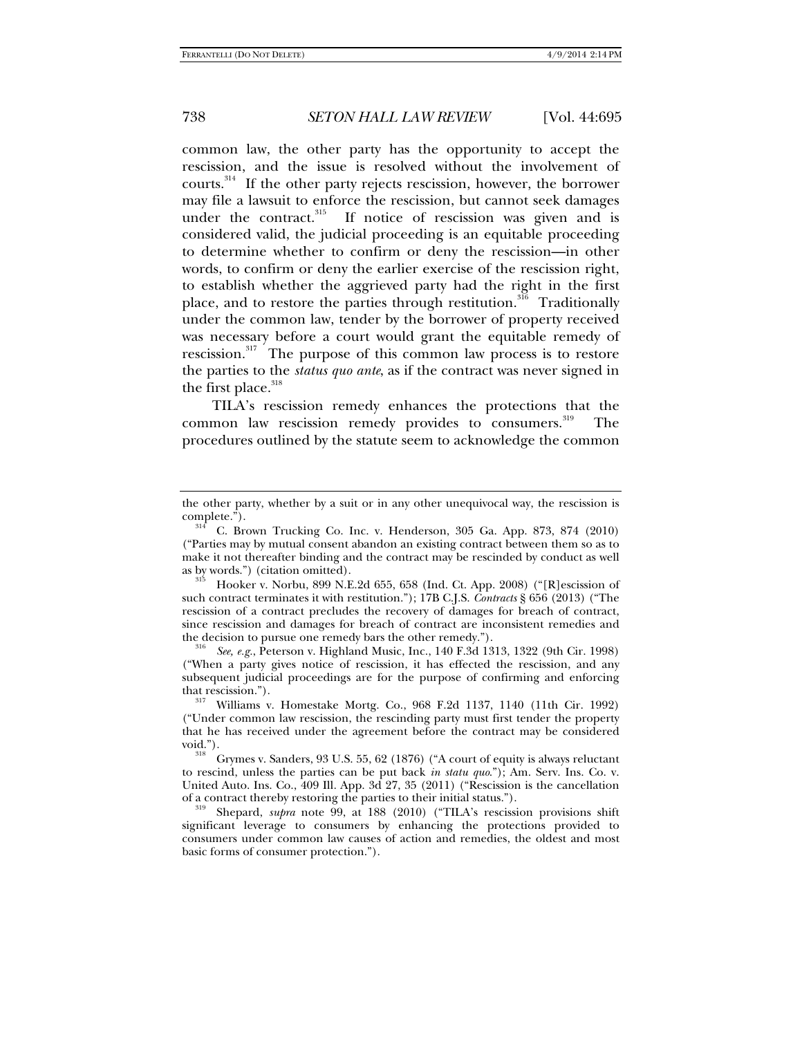common law, the other party has the opportunity to accept the rescission, and the issue is resolved without the involvement of courts.[314] If the other party rejects rescission, however, the borrower may file a lawsuit to enforce the rescission, but cannot seek damages under the contract.[315] If notice of rescission was given and is considered valid, the judicial proceeding is an equitable proceeding to determine whether to confirm or deny the rescission—in other words, to confirm or deny the earlier exercise of the rescission right, to establish whether the aggrieved party had the right in the first place, and to restore the parties through restitution.[316] Traditionally under the common law, tender by the borrower of property received was necessary before a court would grant the equitable remedy of rescission.[317] The purpose of this common law process is to restore the parties to the *status quo ante*, as if the contract was never signed in the first place.[318]

TILA's rescission remedy enhances the protections that the common law rescission remedy provides to consumers.[319] The procedures outlined by the statute seem to acknowledge the common

---

the other party, whether by a suit or in any other unequivocal way, the rescission is complete.").

[314] C. Brown Trucking Co. Inc. v. Henderson, 305 Ga. App. 873, 874 (2010) ("Parties may by mutual consent abandon an existing contract between them so as to make it not thereafter binding and the contract may be rescinded by conduct as well as by words.") (citation omitted).

[315] Hooker v. Norbu, 899 N.E.2d 655, 658 (Ind. Ct. App. 2008) ("[R]escission of such contract terminates it with restitution."); 17B C.J.S. *Contracts* § 656 (2013) ("The rescission of a contract precludes the recovery of damages for breach of contract, since rescission and damages for breach of contract are inconsistent remedies and the decision to pursue one remedy bars the other remedy.").

[316] *See, e.g.*, Peterson v. Highland Music, Inc., 140 F.3d 1313, 1322 (9th Cir. 1998) ("When a party gives notice of rescission, it has effected the rescission, and any subsequent judicial proceedings are for the purpose of confirming and enforcing that rescission.").

[317] Williams v. Homestake Mortg. Co., 968 F.2d 1137, 1140 (11th Cir. 1992) ("Under common law rescission, the rescinding party must first tender the property that he has received under the agreement before the contract may be considered void.").

[318] Grymes v. Sanders, 93 U.S. 55, 62 (1876) ("A court of equity is always reluctant to rescind, unless the parties can be put back *in statu quo*."); Am. Serv. Ins. Co. v. United Auto. Ins. Co., 409 Ill. App. 3d 27, 35 (2011) ("Rescission is the cancellation of a contract thereby restoring the parties to their initial status.").

[319] Shepard, *supra* note 99, at 188 (2010) ("TILA's rescission provisions shift significant leverage to consumers by enhancing the protections provided to consumers under common law causes of action and remedies, the oldest and most basic forms of consumer protection.").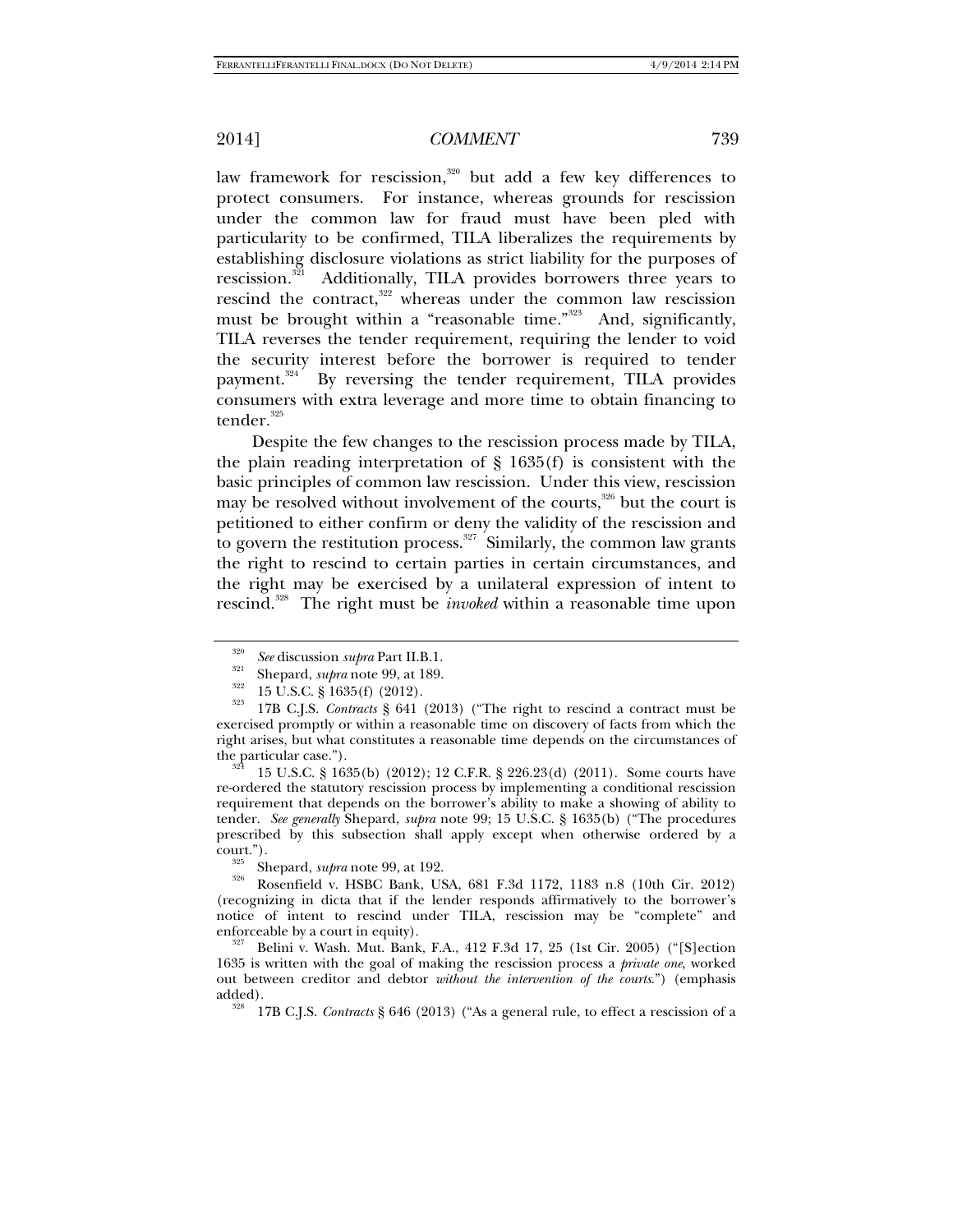law framework for rescission,[320] but add a few key differences to protect consumers. For instance, whereas grounds for rescission under the common law for fraud must have been pled with particularity to be confirmed, TILA liberalizes the requirements by establishing disclosure violations as strict liability for the purposes of rescission.[321] Additionally, TILA provides borrowers three years to rescind the contract,[322] whereas under the common law rescission must be brought within a "reasonable time."[323] And, significantly, TILA reverses the tender requirement, requiring the lender to void the security interest before the borrower is required to tender payment.[324] By reversing the tender requirement, TILA provides consumers with extra leverage and more time to obtain financing to tender.[325]

Despite the few changes to the rescission process made by TILA, the plain reading interpretation of § 1635(f) is consistent with the basic principles of common law rescission. Under this view, rescission may be resolved without involvement of the courts,[326] but the court is petitioned to either confirm or deny the validity of the rescission and to govern the restitution process.[327] Similarly, the common law grants the right to rescind to certain parties in certain circumstances, and the right may be exercised by a unilateral expression of intent to rescind.[328] The right must be *invoked* within a reasonable time upon

---

[320] *See* discussion *supra* Part II.B.1.

[321] Shepard, *supra* note 99, at 189.

[322] 15 U.S.C. § 1635(f) (2012).

[323] 17B C.J.S. *Contracts* § 641 (2013) ("The right to rescind a contract must be exercised promptly or within a reasonable time on discovery of facts from which the right arises, but what constitutes a reasonable time depends on the circumstances of the particular case.").

[324] 15 U.S.C. § 1635(b) (2012); 12 C.F.R. § 226.23(d) (2011). Some courts have re-ordered the statutory rescission process by implementing a conditional rescission requirement that depends on the borrower's ability to make a showing of ability to tender. *See generally* Shepard, *supra* note 99; 15 U.S.C. § 1635(b) ("The procedures prescribed by this subsection shall apply except when otherwise ordered by a court.").

[325] Shepard, *supra* note 99, at 192.

[326] Rosenfield v. HSBC Bank, USA, 681 F.3d 1172, 1183 n.8 (10th Cir. 2012) (recognizing in dicta that if the lender responds affirmatively to the borrower's notice of intent to rescind under TILA, rescission may be "complete" and enforceable by a court in equity).

[327] Belini v. Wash. Mut. Bank, F.A., 412 F.3d 17, 25 (1st Cir. 2005) ("[S]ection 1635 is written with the goal of making the rescission process a *private one*, worked out between creditor and debtor *without the intervention of the courts*.") (emphasis added).

[328] 17B C.J.S. *Contracts* § 646 (2013) ("As a general rule, to effect a rescission of a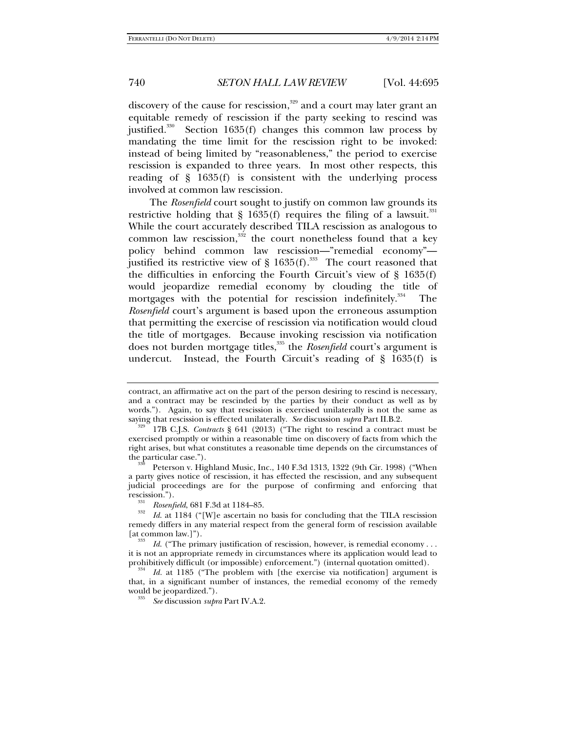discovery of the cause for rescission,[329] and a court may later grant an equitable remedy of rescission if the party seeking to rescind was justified.[330] Section 1635(f) changes this common law process by mandating the time limit for the rescission right to be invoked: instead of being limited by "reasonableness," the period to exercise rescission is expanded to three years. In most other respects, this reading of § 1635(f) is consistent with the underlying process involved at common law rescission.

The *Rosenfield* court sought to justify on common law grounds its restrictive holding that § 1635(f) requires the filing of a lawsuit.[331] While the court accurately described TILA rescission as analogous to common law rescission,[332] the court nonetheless found that a key policy behind common law rescission—"remedial economy"—justified its restrictive view of § 1635(f).[333] The court reasoned that the difficulties in enforcing the Fourth Circuit's view of § 1635(f) would jeopardize remedial economy by clouding the title of mortgages with the potential for rescission indefinitely.[334] The *Rosenfield* court's argument is based upon the erroneous assumption that permitting the exercise of rescission via notification would cloud the title of mortgages. Because invoking rescission via notification does not burden mortgage titles,[335] the *Rosenfield* court's argument is undercut. Instead, the Fourth Circuit's reading of § 1635(f) is

---

contract, an affirmative act on the part of the person desiring to rescind is necessary, and a contract may be rescinded by the parties by their conduct as well as by words."). Again, to say that rescission is exercised unilaterally is not the same as saying that rescission is effected unilaterally. *See* discussion *supra* Part II.B.2.

[329] 17B C.J.S. *Contracts* § 641 (2013) ("The right to rescind a contract must be exercised promptly or within a reasonable time on discovery of facts from which the right arises, but what constitutes a reasonable time depends on the circumstances of the particular case.").

[330] Peterson v. Highland Music, Inc., 140 F.3d 1313, 1322 (9th Cir. 1998) ("When a party gives notice of rescission, it has effected the rescission, and any subsequent judicial proceedings are for the purpose of confirming and enforcing that rescission.").

[331] *Rosenfield*, 681 F.3d at 1184–85.

[332] *Id.* at 1184 ("[W]e ascertain no basis for concluding that the TILA rescission remedy differs in any material respect from the general form of rescission available [at common law.]").

[333] *Id.* ("The primary justification of rescission, however, is remedial economy . . . it is not an appropriate remedy in circumstances where its application would lead to prohibitively difficult (or impossible) enforcement.") (internal quotation omitted).

[334] *Id.* at 1185 ("The problem with [the exercise via notification] argument is that, in a significant number of instances, the remedial economy of the remedy would be jeopardized.").

[335] *See* discussion *supra* Part IV.A.2.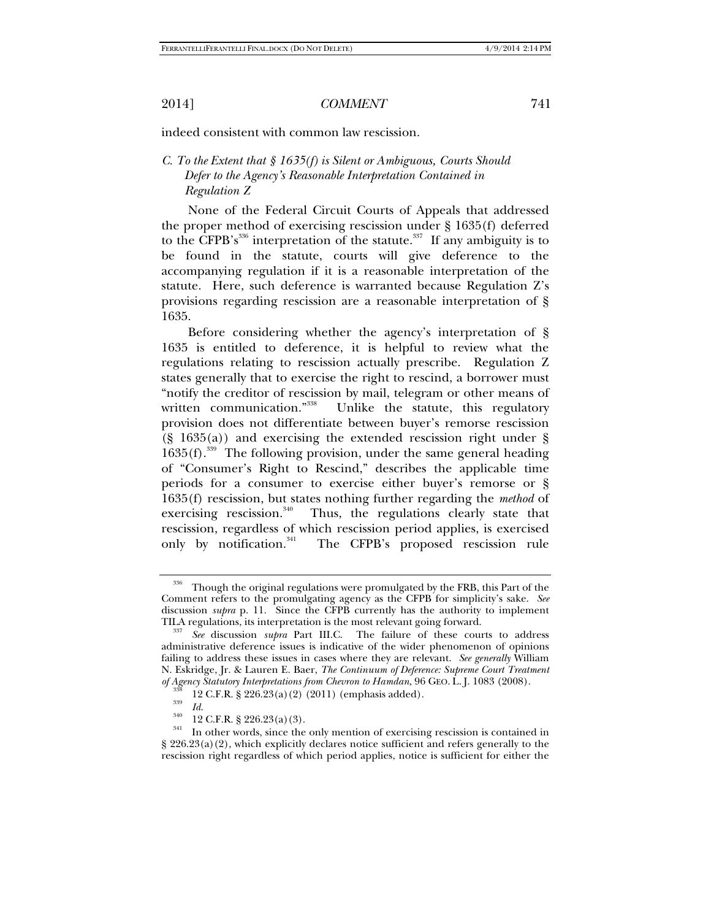indeed consistent with common law rescission.

### *C. To the Extent that § 1635(f) is Silent or Ambiguous, Courts Should Defer to the Agency's Reasonable Interpretation Contained in Regulation Z*

None of the Federal Circuit Courts of Appeals that addressed the proper method of exercising rescission under § 1635(f) deferred to the CFPB's[336] interpretation of the statute.[337] If any ambiguity is to be found in the statute, courts will give deference to the accompanying regulation if it is a reasonable interpretation of the statute. Here, such deference is warranted because Regulation Z's provisions regarding rescission are a reasonable interpretation of § 1635.

Before considering whether the agency's interpretation of § 1635 is entitled to deference, it is helpful to review what the regulations relating to rescission actually prescribe. Regulation Z states generally that to exercise the right to rescind, a borrower must "notify the creditor of rescission by mail, telegram or other means of written communication."[338] Unlike the statute, this regulatory provision does not differentiate between buyer's remorse rescission (§ 1635(a)) and exercising the extended rescission right under § 1635(f).[339] The following provision, under the same general heading of "Consumer's Right to Rescind," describes the applicable time periods for a consumer to exercise either buyer's remorse or § 1635(f) rescission, but states nothing further regarding the *method* of exercising rescission.[340] Thus, the regulations clearly state that rescission, regardless of which rescission period applies, is exercised only by notification.[341] The CFPB's proposed rescission rule

---

[336] Though the original regulations were promulgated by the FRB, this Part of the Comment refers to the promulgating agency as the CFPB for simplicity's sake. *See* discussion *supra* p. 11. Since the CFPB currently has the authority to implement TILA regulations, its interpretation is the most relevant going forward.

[337] *See* discussion *supra* Part III.C. The failure of these courts to address administrative deference issues is indicative of the wider phenomenon of opinions failing to address these issues in cases where they are relevant. *See generally* William N. Eskridge, Jr. & Lauren E. Baer, *The Continuum of Deference: Supreme Court Treatment of Agency Statutory Interpretations from Chevron to Hamdan*, 96 GEO. L. J. 1083 (2008).

[338] 12 C.F.R. § 226.23(a)(2) (2011) (emphasis added).

[339] *Id.*

[340] 12 C.F.R. § 226.23(a)(3).

[341] In other words, since the only mention of exercising rescission is contained in § 226.23(a)(2), which explicitly declares notice sufficient and refers generally to the rescission right regardless of which period applies, notice is sufficient for either the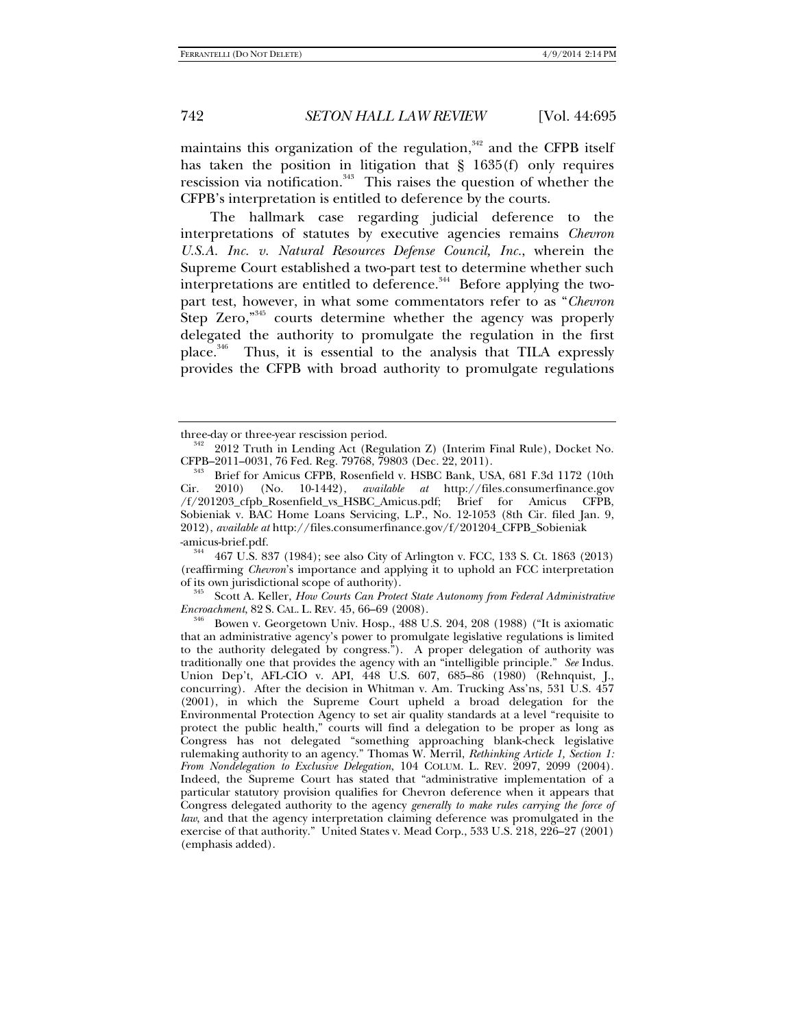maintains this organization of the regulation,[342] and the CFPB itself has taken the position in litigation that § 1635(f) only requires rescission via notification.[343] This raises the question of whether the CFPB's interpretation is entitled to deference by the courts.

The hallmark case regarding judicial deference to the interpretations of statutes by executive agencies remains *Chevron U.S.A. Inc. v. Natural Resources Defense Council, Inc.*, wherein the Supreme Court established a two-part test to determine whether such interpretations are entitled to deference.[344] Before applying the two-part test, however, in what some commentators refer to as "*Chevron* Step Zero,"[345] courts determine whether the agency was properly delegated the authority to promulgate the regulation in the first place.[346] Thus, it is essential to the analysis that TILA expressly provides the CFPB with broad authority to promulgate regulations

---

three-day or three-year rescission period.

[342] 2012 Truth in Lending Act (Regulation Z) (Interim Final Rule), Docket No. CFPB–2011–0031, 76 Fed. Reg. 79768, 79803 (Dec. 22, 2011).

[343] Brief for Amicus CFPB, Rosenfield v. HSBC Bank, USA, 681 F.3d 1172 (10th Cir. 2010) (No. 10-1442), *available at* http://files.consumerfinance.gov/f/201203_cfpb_Rosenfield_vs_HSBC_Amicus.pdf; Brief for Amicus CFPB, Sobieniak v. BAC Home Loans Servicing, L.P., No. 12-1053 (8th Cir. filed Jan. 9, 2012), *available at* http://files.consumerfinance.gov/f/201204_CFPB_Sobieniak-amicus-brief.pdf.

[344] 467 U.S. 837 (1984); see also City of Arlington v. FCC, 133 S. Ct. 1863 (2013) (reaffirming *Chevron*'s importance and applying it to uphold an FCC interpretation of its own jurisdictional scope of authority).

[345] Scott A. Keller, *How Courts Can Protect State Autonomy from Federal Administrative Encroachment*, 82 S. CAL. L. REV. 45, 66–69 (2008).

[346] Bowen v. Georgetown Univ. Hosp., 488 U.S. 204, 208 (1988) ("It is axiomatic that an administrative agency's power to promulgate legislative regulations is limited to the authority delegated by congress."). A proper delegation of authority was traditionally one that provides the agency with an "intelligible principle." *See* Indus. Union Dep't, AFL-CIO v. API, 448 U.S. 607, 685–86 (1980) (Rehnquist, J., concurring). After the decision in Whitman v. Am. Trucking Ass'ns, 531 U.S. 457 (2001), in which the Supreme Court upheld a broad delegation for the Environmental Protection Agency to set air quality standards at a level "requisite to protect the public health," courts will find a delegation to be proper as long as Congress has not delegated "something approaching blank-check legislative rulemaking authority to an agency." Thomas W. Merril, *Rethinking Article 1, Section 1: From Nondelegation to Exclusive Delegation*, 104 COLUM. L. REV. 2097, 2099 (2004). Indeed, the Supreme Court has stated that "administrative implementation of a particular statutory provision qualifies for Chevron deference when it appears that Congress delegated authority to the agency *generally to make rules carrying the force of law*, and that the agency interpretation claiming deference was promulgated in the exercise of that authority." United States v. Mead Corp., 533 U.S. 218, 226–27 (2001) (emphasis added).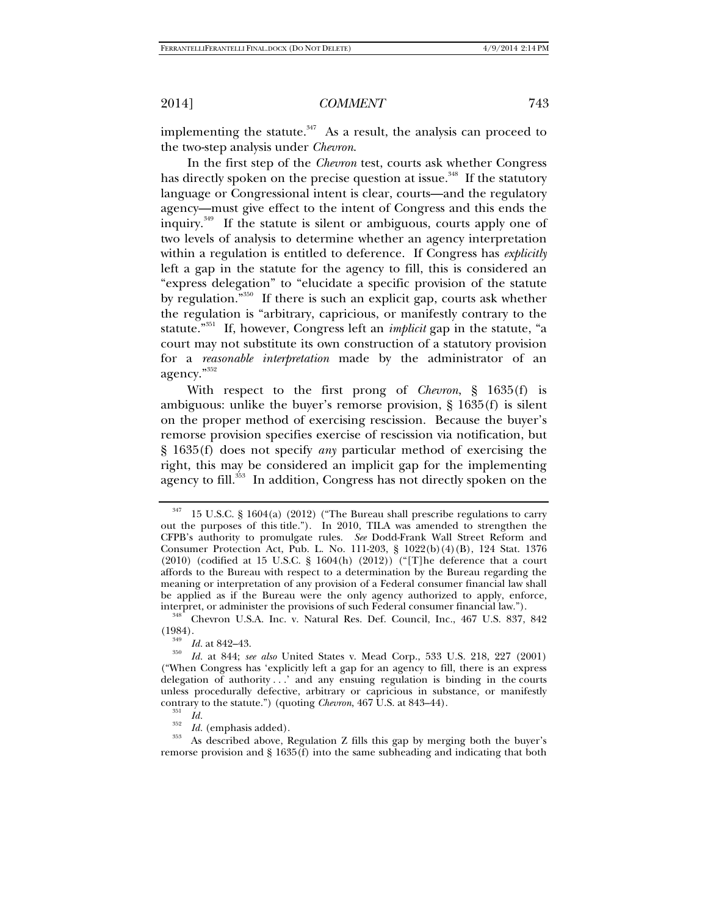implementing the statute.[347] As a result, the analysis can proceed to the two-step analysis under *Chevron*.

In the first step of the *Chevron* test, courts ask whether Congress has directly spoken on the precise question at issue.[348] If the statutory language or Congressional intent is clear, courts—and the regulatory agency—must give effect to the intent of Congress and this ends the inquiry.[349] If the statute is silent or ambiguous, courts apply one of two levels of analysis to determine whether an agency interpretation within a regulation is entitled to deference. If Congress has *explicitly* left a gap in the statute for the agency to fill, this is considered an "express delegation" to "elucidate a specific provision of the statute by regulation."[350] If there is such an explicit gap, courts ask whether the regulation is "arbitrary, capricious, or manifestly contrary to the statute."[351] If, however, Congress left an *implicit* gap in the statute, "a court may not substitute its own construction of a statutory provision for a *reasonable interpretation* made by the administrator of an agency."[352]

With respect to the first prong of *Chevron*, § 1635(f) is ambiguous: unlike the buyer's remorse provision, § 1635(f) is silent on the proper method of exercising rescission. Because the buyer's remorse provision specifies exercise of rescission via notification, but § 1635(f) does not specify *any* particular method of exercising the right, this may be considered an implicit gap for the implementing agency to fill.[353] In addition, Congress has not directly spoken on the

---

[347] 15 U.S.C. § 1604(a) (2012) ("The Bureau shall prescribe regulations to carry out the purposes of this title."). In 2010, TILA was amended to strengthen the CFPB's authority to promulgate rules. *See* Dodd-Frank Wall Street Reform and Consumer Protection Act, Pub. L. No. 111-203, § 1022(b)(4)(B), 124 Stat. 1376 (2010) (codified at 15 U.S.C. § 1604(h) (2012)) ("[T]he deference that a court affords to the Bureau with respect to a determination by the Bureau regarding the meaning or interpretation of any provision of a Federal consumer financial law shall be applied as if the Bureau were the only agency authorized to apply, enforce, interpret, or administer the provisions of such Federal consumer financial law.").

[348] Chevron U.S.A. Inc. v. Natural Res. Def. Council, Inc., 467 U.S. 837, 842 (1984).

[349] *Id.* at 842–43.

[350] *Id.* at 844; *see also* United States v. Mead Corp., 533 U.S. 218, 227 (2001) ("When Congress has 'explicitly left a gap for an agency to fill, there is an express delegation of authority . . .' and any ensuing regulation is binding in the courts unless procedurally defective, arbitrary or capricious in substance, or manifestly contrary to the statute.") (quoting *Chevron*, 467 U.S. at 843–44).

[351] *Id.*

[352] *Id.* (emphasis added).

[353] As described above, Regulation Z fills this gap by merging both the buyer's remorse provision and § 1635(f) into the same subheading and indicating that both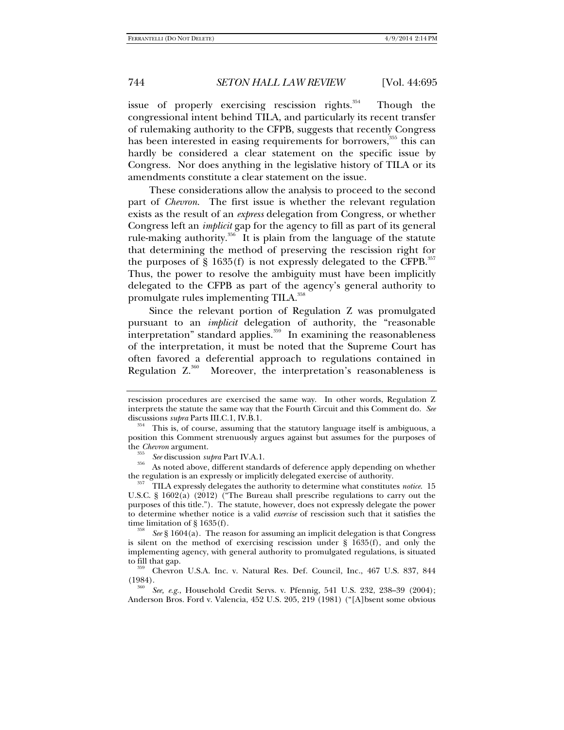issue of properly exercising rescission rights.[354] Though the congressional intent behind TILA, and particularly its recent transfer of rulemaking authority to the CFPB, suggests that recently Congress has been interested in easing requirements for borrowers,[355] this can hardly be considered a clear statement on the specific issue by Congress. Nor does anything in the legislative history of TILA or its amendments constitute a clear statement on the issue.

These considerations allow the analysis to proceed to the second part of *Chevron*. The first issue is whether the relevant regulation exists as the result of an *express* delegation from Congress, or whether Congress left an *implicit* gap for the agency to fill as part of its general rule-making authority.[356] It is plain from the language of the statute that determining the method of preserving the rescission right for the purposes of § 1635(f) is not expressly delegated to the CFPB.[357] Thus, the power to resolve the ambiguity must have been implicitly delegated to the CFPB as part of the agency's general authority to promulgate rules implementing TILA.[358]

Since the relevant portion of Regulation Z was promulgated pursuant to an *implicit* delegation of authority, the "reasonable interpretation" standard applies.[359] In examining the reasonableness of the interpretation, it must be noted that the Supreme Court has often favored a deferential approach to regulations contained in Regulation Z.[360] Moreover, the interpretation's reasonableness is

---

rescission procedures are exercised the same way. In other words, Regulation Z interprets the statute the same way that the Fourth Circuit and this Comment do. *See* discussions *supra* Parts III.C.1, IV.B.1.

[354] This is, of course, assuming that the statutory language itself is ambiguous, a position this Comment strenuously argues against but assumes for the purposes of the *Chevron* argument.

[355] *See* discussion *supra* Part IV.A.1.

[356] As noted above, different standards of deference apply depending on whether the regulation is an expressly or implicitly delegated exercise of authority.

[357] TILA expressly delegates the authority to determine what constitutes *notice*. 15 U.S.C. § 1602(a) (2012) ("The Bureau shall prescribe regulations to carry out the purposes of this title."). The statute, however, does not expressly delegate the power to determine whether notice is a valid *exercise* of rescission such that it satisfies the time limitation of § 1635(f).

[358] *See* § 1604(a). The reason for assuming an implicit delegation is that Congress is silent on the method of exercising rescission under § 1635(f), and only the implementing agency, with general authority to promulgated regulations, is situated to fill that gap.

[359] Chevron U.S.A. Inc. v. Natural Res. Def. Council, Inc., 467 U.S. 837, 844 (1984).

[360] *See, e.g.*, Household Credit Servs. v. Pfennig, 541 U.S. 232, 238–39 (2004); Anderson Bros. Ford v. Valencia, 452 U.S. 205, 219 (1981) ("[A]bsent some obvious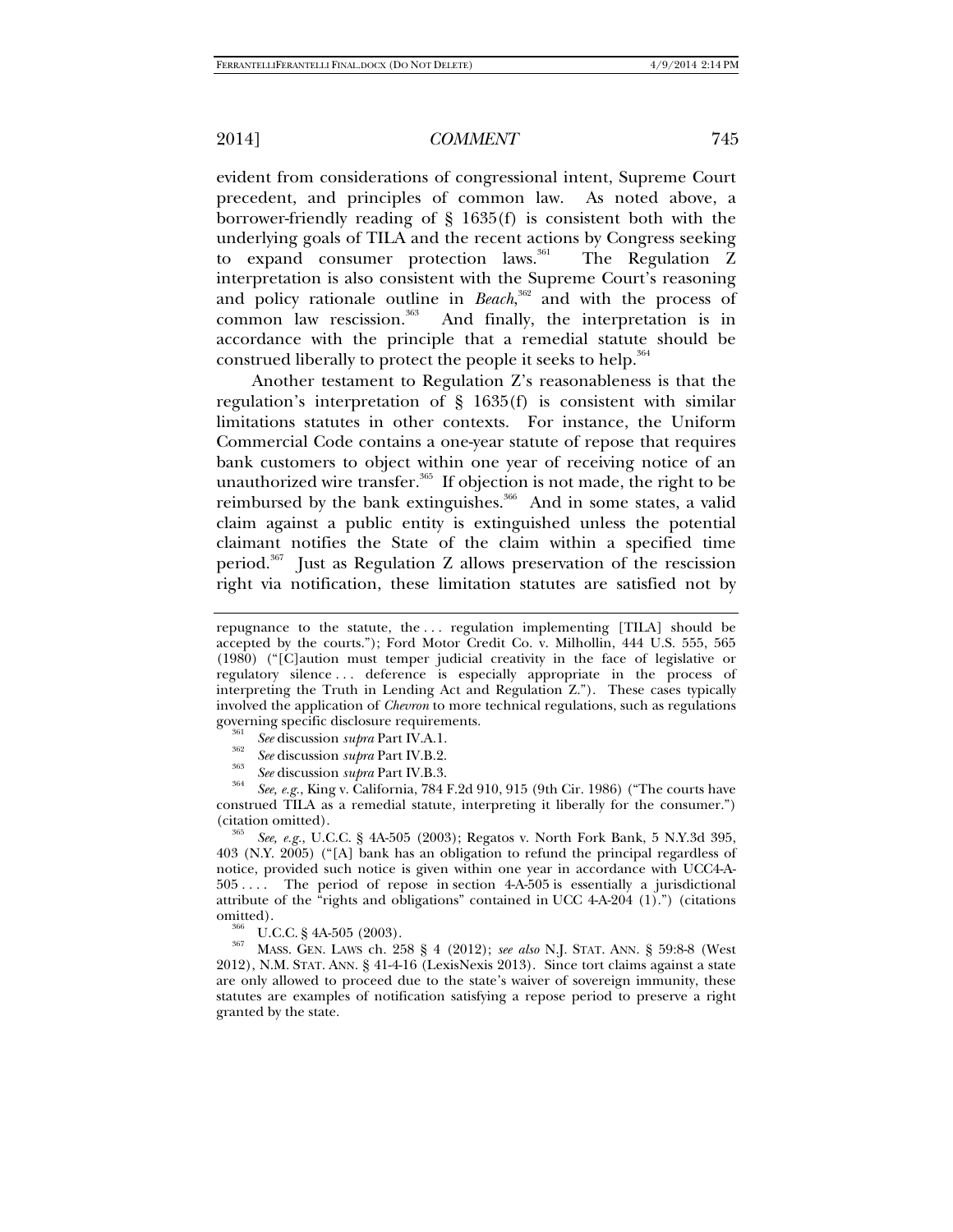evident from considerations of congressional intent, Supreme Court precedent, and principles of common law. As noted above, a borrower-friendly reading of § 1635(f) is consistent both with the underlying goals of TILA and the recent actions by Congress seeking to expand consumer protection laws.[361] The Regulation Z interpretation is also consistent with the Supreme Court's reasoning and policy rationale outline in *Beach*,[362] and with the process of common law rescission.[363] And finally, the interpretation is in accordance with the principle that a remedial statute should be construed liberally to protect the people it seeks to help.[364]

Another testament to Regulation Z's reasonableness is that the regulation's interpretation of § 1635(f) is consistent with similar limitations statutes in other contexts. For instance, the Uniform Commercial Code contains a one-year statute of repose that requires bank customers to object within one year of receiving notice of an unauthorized wire transfer.[365] If objection is not made, the right to be reimbursed by the bank extinguishes.[366] And in some states, a valid claim against a public entity is extinguished unless the potential claimant notifies the State of the claim within a specified time period.[367] Just as Regulation Z allows preservation of the rescission right via notification, these limitation statutes are satisfied not by

---

repugnance to the statute, the . . . regulation implementing [TILA] should be accepted by the courts."); Ford Motor Credit Co. v. Milhollin, 444 U.S. 555, 565 (1980) ("[C]aution must temper judicial creativity in the face of legislative or regulatory silence . . . deference is especially appropriate in the process of interpreting the Truth in Lending Act and Regulation Z."). These cases typically involved the application of *Chevron* to more technical regulations, such as regulations governing specific disclosure requirements.

[361] *See* discussion *supra* Part IV.A.1.

[362] *See* discussion *supra* Part IV.B.2.

[363] *See* discussion *supra* Part IV.B.3.

[364] *See, e.g.*, King v. California, 784 F.2d 910, 915 (9th Cir. 1986) ("The courts have construed TILA as a remedial statute, interpreting it liberally for the consumer.") (citation omitted).

[365] *See, e.g.*, U.C.C. § 4A-505 (2003); Regatos v. North Fork Bank, 5 N.Y.3d 395, 403 (N.Y. 2005) ("[A] bank has an obligation to refund the principal regardless of notice, provided such notice is given within one year in accordance with UCC4-A-505 . . . . The period of repose in section 4-A-505 is essentially a jurisdictional attribute of the "rights and obligations" contained in UCC 4-A-204 (1).") (citations omitted).

[366] U.C.C. § 4A-505 (2003).

[367] MASS. GEN. LAWS ch. 258 § 4 (2012); *see also* N.J. STAT. ANN. § 59:8-8 (West 2012), N.M. STAT. ANN. § 41-4-16 (LexisNexis 2013). Since tort claims against a state are only allowed to proceed due to the state's waiver of sovereign immunity, these statutes are examples of notification satisfying a repose period to preserve a right granted by the state.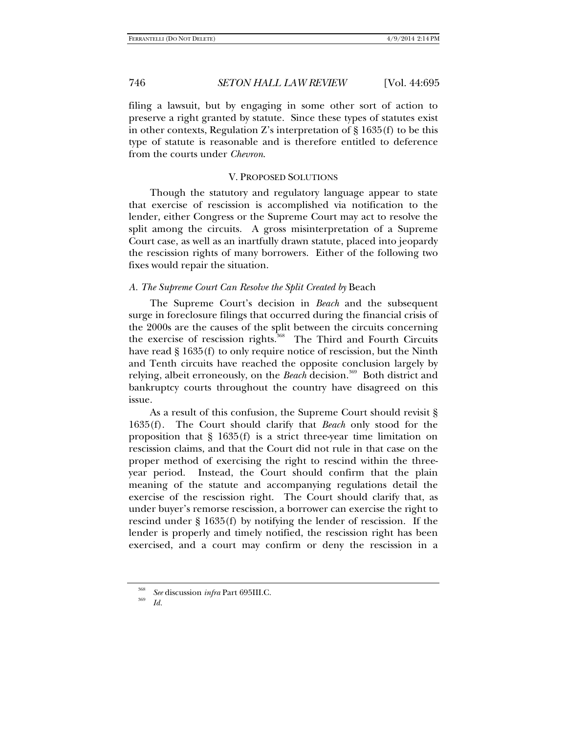filing a lawsuit, but by engaging in some other sort of action to preserve a right granted by statute. Since these types of statutes exist in other contexts, Regulation Z's interpretation of § 1635(f) to be this type of statute is reasonable and is therefore entitled to deference from the courts under *Chevron*.

## V. PROPOSED SOLUTIONS

Though the statutory and regulatory language appear to state that exercise of rescission is accomplished via notification to the lender, either Congress or the Supreme Court may act to resolve the split among the circuits. A gross misinterpretation of a Supreme Court case, as well as an inartfully drawn statute, placed into jeopardy the rescission rights of many borrowers. Either of the following two fixes would repair the situation.

### *A. The Supreme Court Can Resolve the Split Created by* Beach

The Supreme Court's decision in *Beach* and the subsequent surge in foreclosure filings that occurred during the financial crisis of the 2000s are the causes of the split between the circuits concerning the exercise of rescission rights.[368] The Third and Fourth Circuits have read § 1635(f) to only require notice of rescission, but the Ninth and Tenth circuits have reached the opposite conclusion largely by relying, albeit erroneously, on the *Beach* decision.[369] Both district and bankruptcy courts throughout the country have disagreed on this issue.

As a result of this confusion, the Supreme Court should revisit § 1635(f). The Court should clarify that *Beach* only stood for the proposition that § 1635(f) is a strict three-year time limitation on rescission claims, and that the Court did not rule in that case on the proper method of exercising the right to rescind within the three-year period. Instead, the Court should confirm that the plain meaning of the statute and accompanying regulations detail the exercise of the rescission right. The Court should clarify that, as under buyer's remorse rescission, a borrower can exercise the right to rescind under § 1635(f) by notifying the lender of rescission. If the lender is properly and timely notified, the rescission right has been exercised, and a court may confirm or deny the rescission in a

---

[368] *See* discussion *infra* Part 695III.C.

[369] *Id.*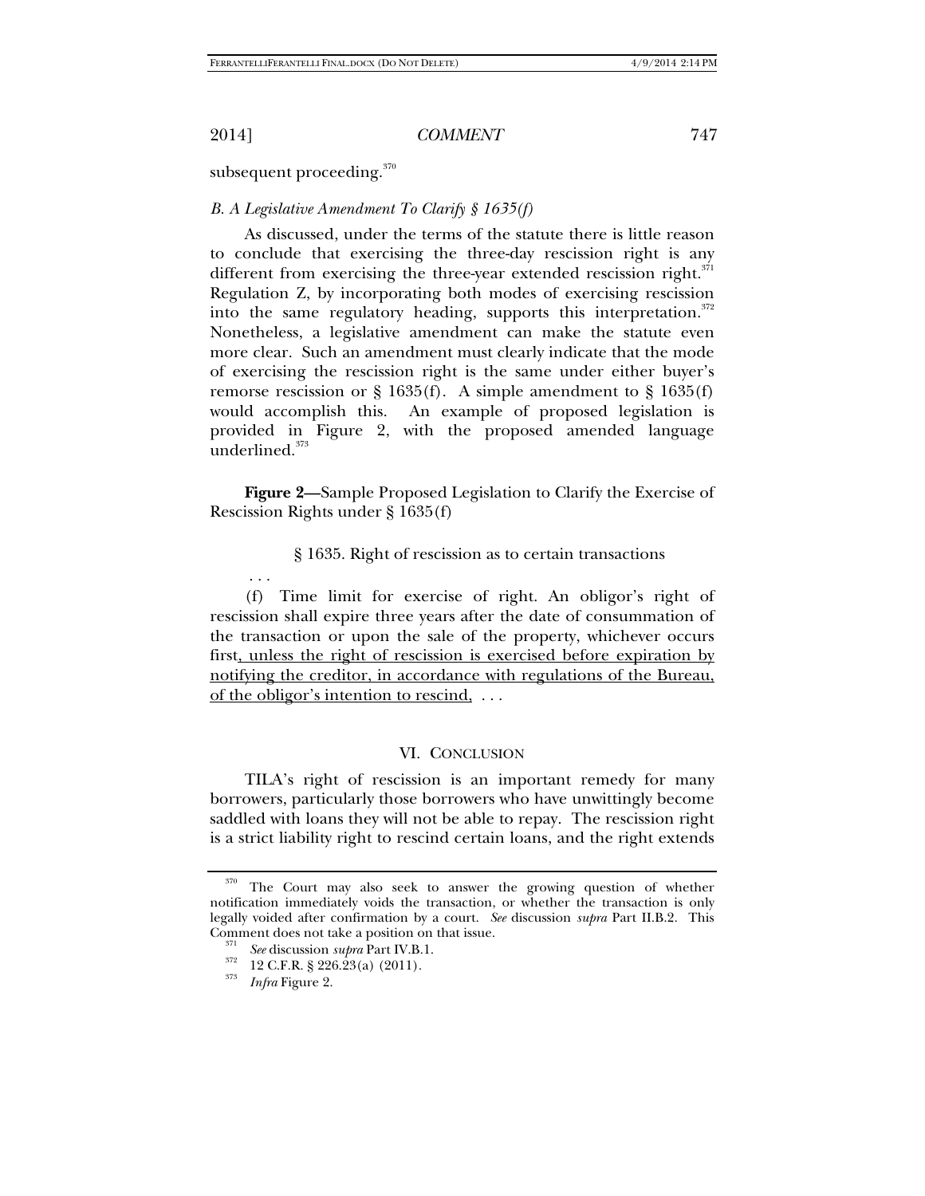subsequent proceeding.[370]

### *B. A Legislative Amendment To Clarify § 1635(f)*

As discussed, under the terms of the statute there is little reason to conclude that exercising the three-day rescission right is any different from exercising the three-year extended rescission right.[371] Regulation Z, by incorporating both modes of exercising rescission into the same regulatory heading, supports this interpretation.[372] Nonetheless, a legislative amendment can make the statute even more clear. Such an amendment must clearly indicate that the mode of exercising the rescission right is the same under either buyer's remorse rescission or § 1635(f). A simple amendment to § 1635(f) would accomplish this. An example of proposed legislation is provided in Figure 2, with the proposed amended language underlined.[373]

**Figure 2—**Sample Proposed Legislation to Clarify the Exercise of Rescission Rights under § 1635(f)

§ 1635. Right of rescission as to certain transactions

. . .

(f) Time limit for exercise of right. An obligor's right of rescission shall expire three years after the date of consummation of the transaction or upon the sale of the property, whichever occurs first<u>, unless the right of rescission is exercised before expiration by notifying the creditor, in accordance with regulations of the Bureau, of the obligor's intention to rescind,</u> . . .

## VI. CONCLUSION

TILA's right of rescission is an important remedy for many borrowers, particularly those borrowers who have unwittingly become saddled with loans they will not be able to repay. The rescission right is a strict liability right to rescind certain loans, and the right extends

---

[370] The Court may also seek to answer the growing question of whether notification immediately voids the transaction, or whether the transaction is only legally voided after confirmation by a court. *See* discussion *supra* Part II.B.2. This Comment does not take a position on that issue.

[371] *See* discussion *supra* Part IV.B.1.

[372] 12 C.F.R. § 226.23(a) (2011).

[373] *Infra* Figure 2.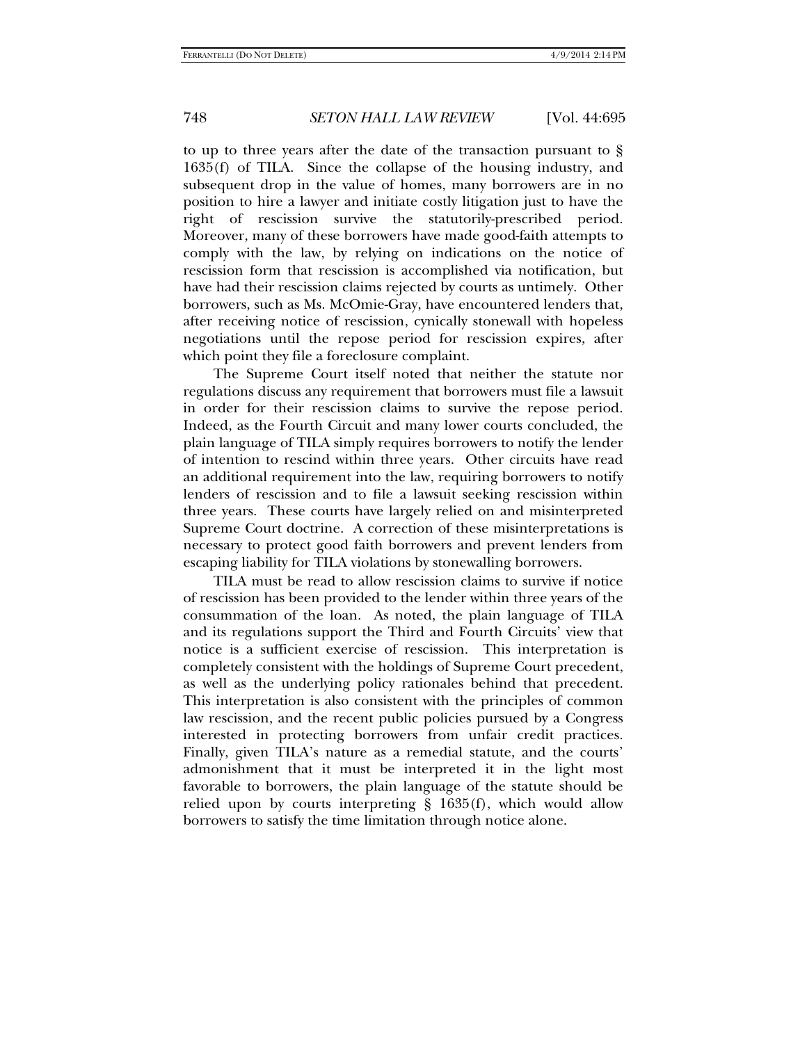to up to three years after the date of the transaction pursuant to § 1635(f) of TILA. Since the collapse of the housing industry, and subsequent drop in the value of homes, many borrowers are in no position to hire a lawyer and initiate costly litigation just to have the right of rescission survive the statutorily-prescribed period. Moreover, many of these borrowers have made good-faith attempts to comply with the law, by relying on indications on the notice of rescission form that rescission is accomplished via notification, but have had their rescission claims rejected by courts as untimely. Other borrowers, such as Ms. McOmie-Gray, have encountered lenders that, after receiving notice of rescission, cynically stonewall with hopeless negotiations until the repose period for rescission expires, after which point they file a foreclosure complaint.

The Supreme Court itself noted that neither the statute nor regulations discuss any requirement that borrowers must file a lawsuit in order for their rescission claims to survive the repose period. Indeed, as the Fourth Circuit and many lower courts concluded, the plain language of TILA simply requires borrowers to notify the lender of intention to rescind within three years. Other circuits have read an additional requirement into the law, requiring borrowers to notify lenders of rescission and to file a lawsuit seeking rescission within three years. These courts have largely relied on and misinterpreted Supreme Court doctrine. A correction of these misinterpretations is necessary to protect good faith borrowers and prevent lenders from escaping liability for TILA violations by stonewalling borrowers.

TILA must be read to allow rescission claims to survive if notice of rescission has been provided to the lender within three years of the consummation of the loan. As noted, the plain language of TILA and its regulations support the Third and Fourth Circuits' view that notice is a sufficient exercise of rescission. This interpretation is completely consistent with the holdings of Supreme Court precedent, as well as the underlying policy rationales behind that precedent. This interpretation is also consistent with the principles of common law rescission, and the recent public policies pursued by a Congress interested in protecting borrowers from unfair credit practices. Finally, given TILA's nature as a remedial statute, and the courts' admonishment that it must be interpreted it in the light most favorable to borrowers, the plain language of the statute should be relied upon by courts interpreting § 1635(f), which would allow borrowers to satisfy the time limitation through notice alone.